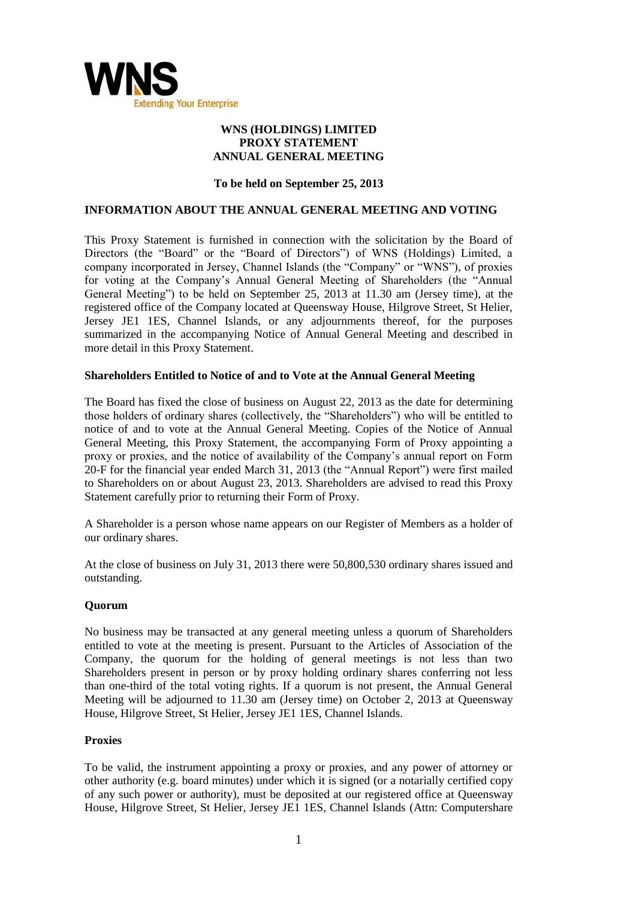WNS

Extending Your Enterprise

# WNS (HOLDINGS) LIMITED
# PROXY STATEMENT
# ANNUAL GENERAL MEETING

**To be held on September 25, 2013**

## INFORMATION ABOUT THE ANNUAL GENERAL MEETING AND VOTING

This Proxy Statement is furnished in connection with the solicitation by the Board of Directors (the "Board" or the "Board of Directors") of WNS (Holdings) Limited, a company incorporated in Jersey, Channel Islands (the "Company" or "WNS"), of proxies for voting at the Company's Annual General Meeting of Shareholders (the "Annual General Meeting") to be held on September 25, 2013 at 11.30 am (Jersey time), at the registered office of the Company located at Queensway House, Hilgrove Street, St Helier, Jersey JE1 1ES, Channel Islands, or any adjournments thereof, for the purposes summarized in the accompanying Notice of Annual General Meeting and described in more detail in this Proxy Statement.

### Shareholders Entitled to Notice of and to Vote at the Annual General Meeting

The Board has fixed the close of business on August 22, 2013 as the date for determining those holders of ordinary shares (collectively, the "Shareholders") who will be entitled to notice of and to vote at the Annual General Meeting. Copies of the Notice of Annual General Meeting, this Proxy Statement, the accompanying Form of Proxy appointing a proxy or proxies, and the notice of availability of the Company's annual report on Form 20-F for the financial year ended March 31, 2013 (the "Annual Report") were first mailed to Shareholders on or about August 23, 2013. Shareholders are advised to read this Proxy Statement carefully prior to returning their Form of Proxy.

A Shareholder is a person whose name appears on our Register of Members as a holder of our ordinary shares.

At the close of business on July 31, 2013 there were 50,800,530 ordinary shares issued and outstanding.

### Quorum

No business may be transacted at any general meeting unless a quorum of Shareholders entitled to vote at the meeting is present. Pursuant to the Articles of Association of the Company, the quorum for the holding of general meetings is not less than two Shareholders present in person or by proxy holding ordinary shares conferring not less than one-third of the total voting rights. If a quorum is not present, the Annual General Meeting will be adjourned to 11.30 am (Jersey time) on October 2, 2013 at Queensway House, Hilgrove Street, St Helier, Jersey JE1 1ES, Channel Islands.

### Proxies

To be valid, the instrument appointing a proxy or proxies, and any power of attorney or other authority (e.g. board minutes) under which it is signed (or a notarially certified copy of any such power or authority), must be deposited at our registered office at Queensway House, Hilgrove Street, St Helier, Jersey JE1 1ES, Channel Islands (Attn: Computershare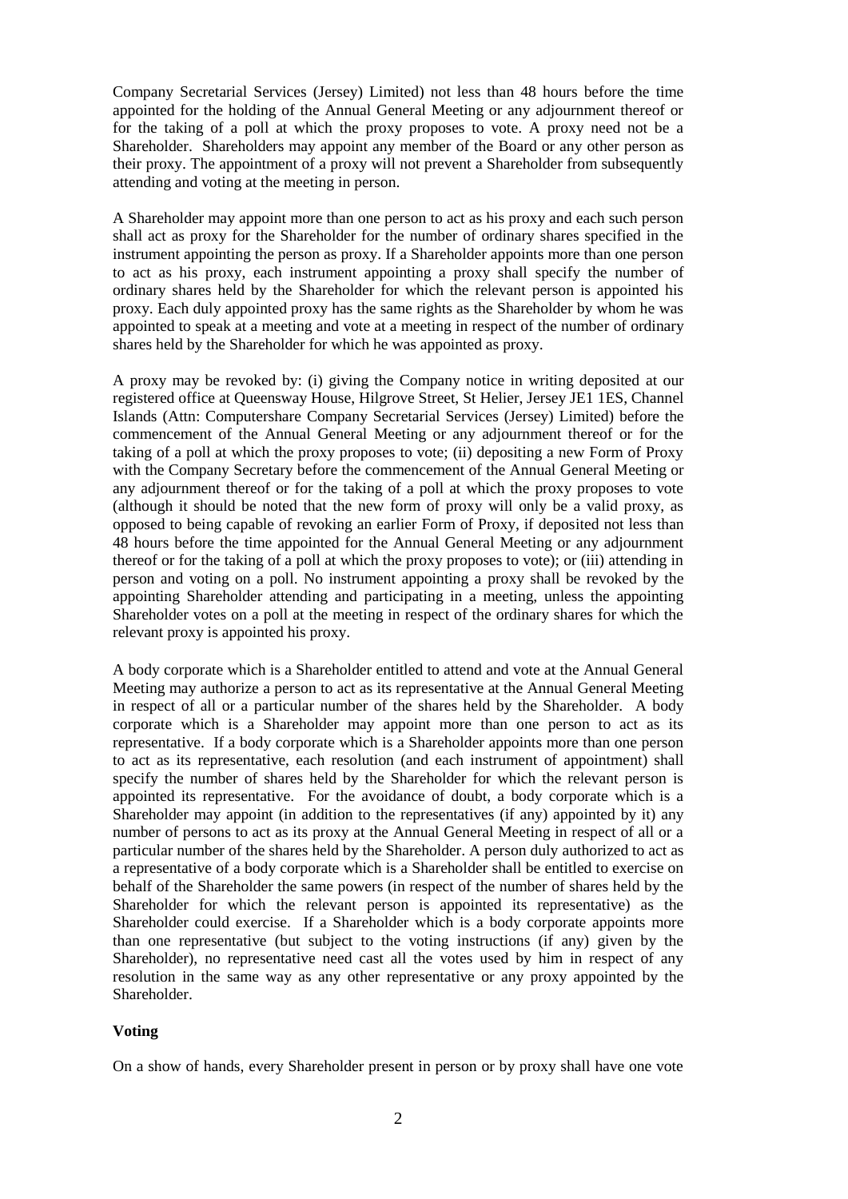Company Secretarial Services (Jersey) Limited) not less than 48 hours before the time appointed for the holding of the Annual General Meeting or any adjournment thereof or for the taking of a poll at which the proxy proposes to vote. A proxy need not be a Shareholder. Shareholders may appoint any member of the Board or any other person as their proxy. The appointment of a proxy will not prevent a Shareholder from subsequently attending and voting at the meeting in person.

A Shareholder may appoint more than one person to act as his proxy and each such person shall act as proxy for the Shareholder for the number of ordinary shares specified in the instrument appointing the person as proxy. If a Shareholder appoints more than one person to act as his proxy, each instrument appointing a proxy shall specify the number of ordinary shares held by the Shareholder for which the relevant person is appointed his proxy. Each duly appointed proxy has the same rights as the Shareholder by whom he was appointed to speak at a meeting and vote at a meeting in respect of the number of ordinary shares held by the Shareholder for which he was appointed as proxy.

A proxy may be revoked by: (i) giving the Company notice in writing deposited at our registered office at Queensway House, Hilgrove Street, St Helier, Jersey JE1 1ES, Channel Islands (Attn: Computershare Company Secretarial Services (Jersey) Limited) before the commencement of the Annual General Meeting or any adjournment thereof or for the taking of a poll at which the proxy proposes to vote; (ii) depositing a new Form of Proxy with the Company Secretary before the commencement of the Annual General Meeting or any adjournment thereof or for the taking of a poll at which the proxy proposes to vote (although it should be noted that the new form of proxy will only be a valid proxy, as opposed to being capable of revoking an earlier Form of Proxy, if deposited not less than 48 hours before the time appointed for the Annual General Meeting or any adjournment thereof or for the taking of a poll at which the proxy proposes to vote); or (iii) attending in person and voting on a poll. No instrument appointing a proxy shall be revoked by the appointing Shareholder attending and participating in a meeting, unless the appointing Shareholder votes on a poll at the meeting in respect of the ordinary shares for which the relevant proxy is appointed his proxy.

A body corporate which is a Shareholder entitled to attend and vote at the Annual General Meeting may authorize a person to act as its representative at the Annual General Meeting in respect of all or a particular number of the shares held by the Shareholder. A body corporate which is a Shareholder may appoint more than one person to act as its representative. If a body corporate which is a Shareholder appoints more than one person to act as its representative, each resolution (and each instrument of appointment) shall specify the number of shares held by the Shareholder for which the relevant person is appointed its representative. For the avoidance of doubt, a body corporate which is a Shareholder may appoint (in addition to the representatives (if any) appointed by it) any number of persons to act as its proxy at the Annual General Meeting in respect of all or a particular number of the shares held by the Shareholder. A person duly authorized to act as a representative of a body corporate which is a Shareholder shall be entitled to exercise on behalf of the Shareholder the same powers (in respect of the number of shares held by the Shareholder for which the relevant person is appointed its representative) as the Shareholder could exercise. If a Shareholder which is a body corporate appoints more than one representative (but subject to the voting instructions (if any) given by the Shareholder), no representative need cast all the votes used by him in respect of any resolution in the same way as any other representative or any proxy appointed by the Shareholder.

**Voting**

On a show of hands, every Shareholder present in person or by proxy shall have one vote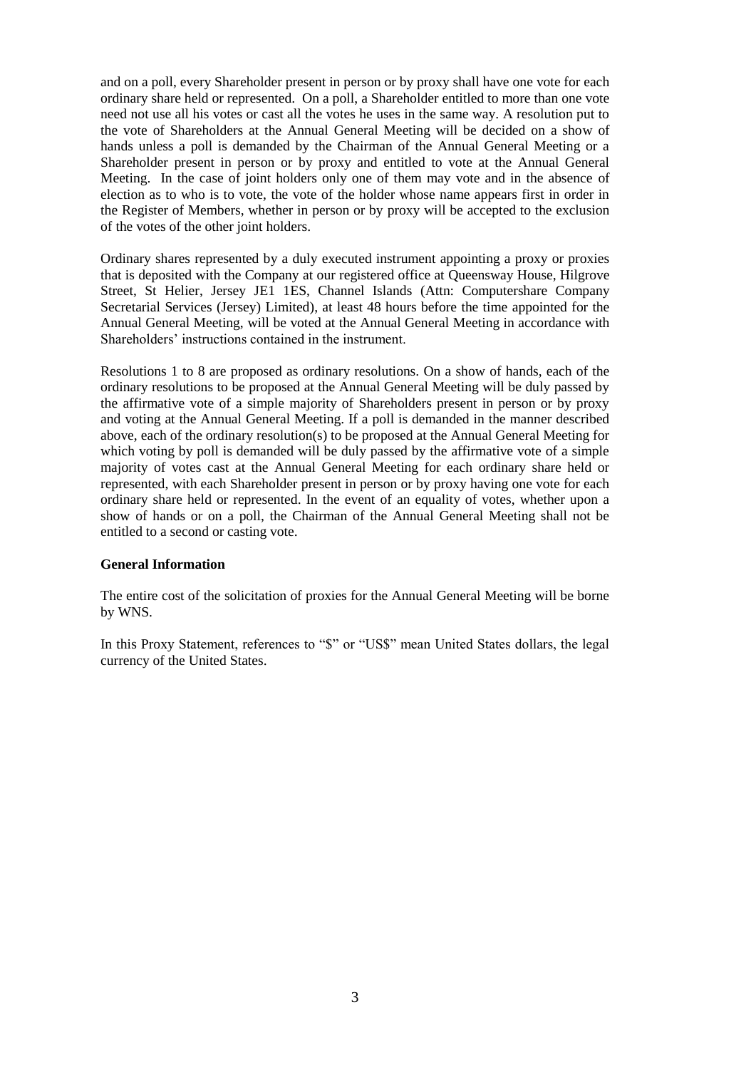and on a poll, every Shareholder present in person or by proxy shall have one vote for each ordinary share held or represented. On a poll, a Shareholder entitled to more than one vote need not use all his votes or cast all the votes he uses in the same way. A resolution put to the vote of Shareholders at the Annual General Meeting will be decided on a show of hands unless a poll is demanded by the Chairman of the Annual General Meeting or a Shareholder present in person or by proxy and entitled to vote at the Annual General Meeting. In the case of joint holders only one of them may vote and in the absence of election as to who is to vote, the vote of the holder whose name appears first in order in the Register of Members, whether in person or by proxy will be accepted to the exclusion of the votes of the other joint holders.

Ordinary shares represented by a duly executed instrument appointing a proxy or proxies that is deposited with the Company at our registered office at Queensway House, Hilgrove Street, St Helier, Jersey JE1 1ES, Channel Islands (Attn: Computershare Company Secretarial Services (Jersey) Limited), at least 48 hours before the time appointed for the Annual General Meeting, will be voted at the Annual General Meeting in accordance with Shareholders' instructions contained in the instrument.

Resolutions 1 to 8 are proposed as ordinary resolutions. On a show of hands, each of the ordinary resolutions to be proposed at the Annual General Meeting will be duly passed by the affirmative vote of a simple majority of Shareholders present in person or by proxy and voting at the Annual General Meeting. If a poll is demanded in the manner described above, each of the ordinary resolution(s) to be proposed at the Annual General Meeting for which voting by poll is demanded will be duly passed by the affirmative vote of a simple majority of votes cast at the Annual General Meeting for each ordinary share held or represented, with each Shareholder present in person or by proxy having one vote for each ordinary share held or represented. In the event of an equality of votes, whether upon a show of hands or on a poll, the Chairman of the Annual General Meeting shall not be entitled to a second or casting vote.

**General Information**

The entire cost of the solicitation of proxies for the Annual General Meeting will be borne by WNS.

In this Proxy Statement, references to "$" or "US$" mean United States dollars, the legal currency of the United States.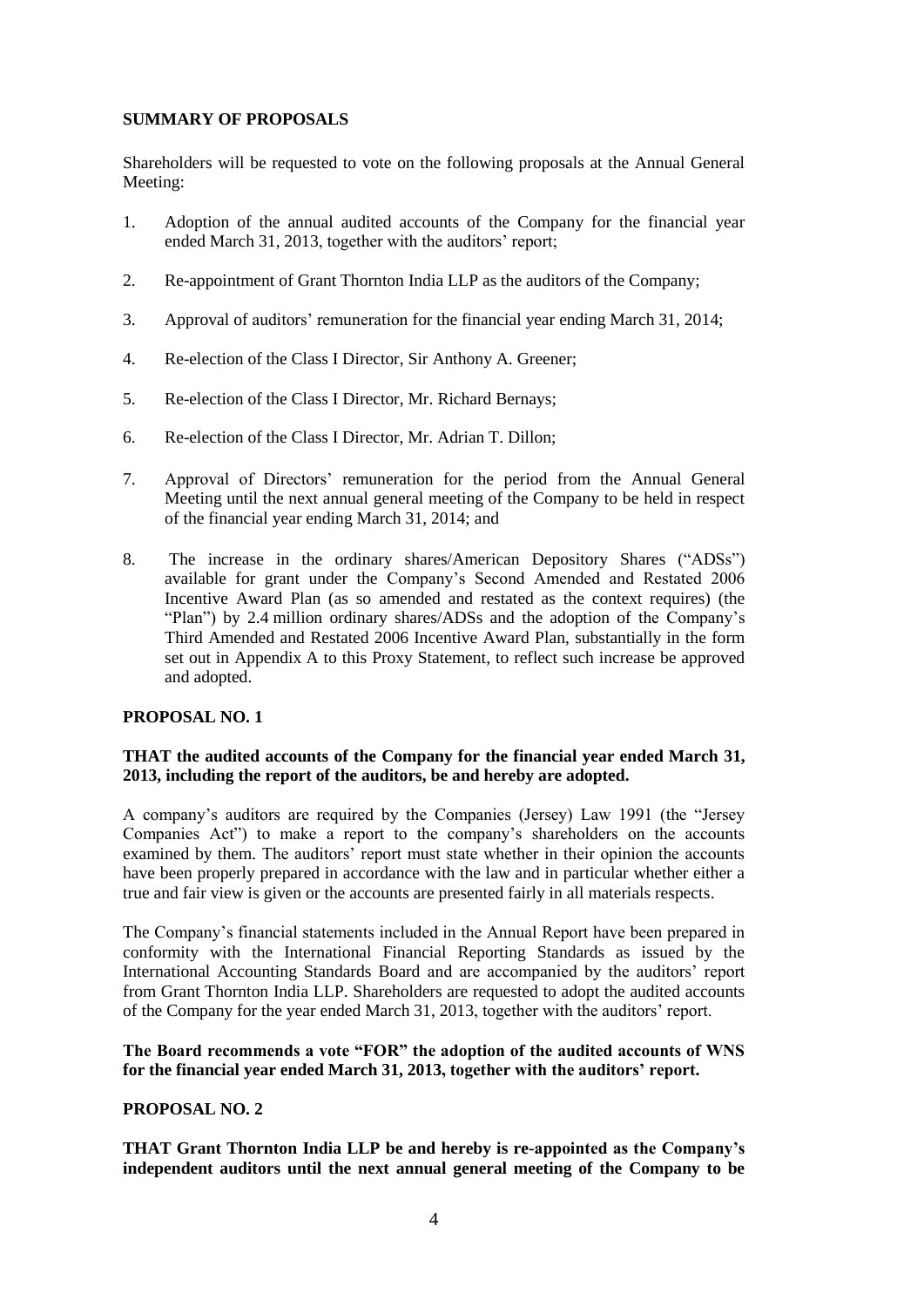**SUMMARY OF PROPOSALS**

Shareholders will be requested to vote on the following proposals at the Annual General Meeting:

1. Adoption of the annual audited accounts of the Company for the financial year ended March 31, 2013, together with the auditors' report;

2. Re-appointment of Grant Thornton India LLP as the auditors of the Company;

3. Approval of auditors' remuneration for the financial year ending March 31, 2014;

4. Re-election of the Class I Director, Sir Anthony A. Greener;

5. Re-election of the Class I Director, Mr. Richard Bernays;

6. Re-election of the Class I Director, Mr. Adrian T. Dillon;

7. Approval of Directors' remuneration for the period from the Annual General Meeting until the next annual general meeting of the Company to be held in respect of the financial year ending March 31, 2014; and

8. The increase in the ordinary shares/American Depository Shares ("ADSs") available for grant under the Company's Second Amended and Restated 2006 Incentive Award Plan (as so amended and restated as the context requires) (the "Plan") by 2.4 million ordinary shares/ADSs and the adoption of the Company's Third Amended and Restated 2006 Incentive Award Plan, substantially in the form set out in Appendix A to this Proxy Statement, to reflect such increase be approved and adopted.

**PROPOSAL NO. 1**

**THAT the audited accounts of the Company for the financial year ended March 31, 2013, including the report of the auditors, be and hereby are adopted.**

A company's auditors are required by the Companies (Jersey) Law 1991 (the "Jersey Companies Act") to make a report to the company's shareholders on the accounts examined by them. The auditors' report must state whether in their opinion the accounts have been properly prepared in accordance with the law and in particular whether either a true and fair view is given or the accounts are presented fairly in all materials respects.

The Company's financial statements included in the Annual Report have been prepared in conformity with the International Financial Reporting Standards as issued by the International Accounting Standards Board and are accompanied by the auditors' report from Grant Thornton India LLP. Shareholders are requested to adopt the audited accounts of the Company for the year ended March 31, 2013, together with the auditors' report.

**The Board recommends a vote "FOR" the adoption of the audited accounts of WNS for the financial year ended March 31, 2013, together with the auditors' report.**

**PROPOSAL NO. 2**

**THAT Grant Thornton India LLP be and hereby is re-appointed as the Company's independent auditors until the next annual general meeting of the Company to be**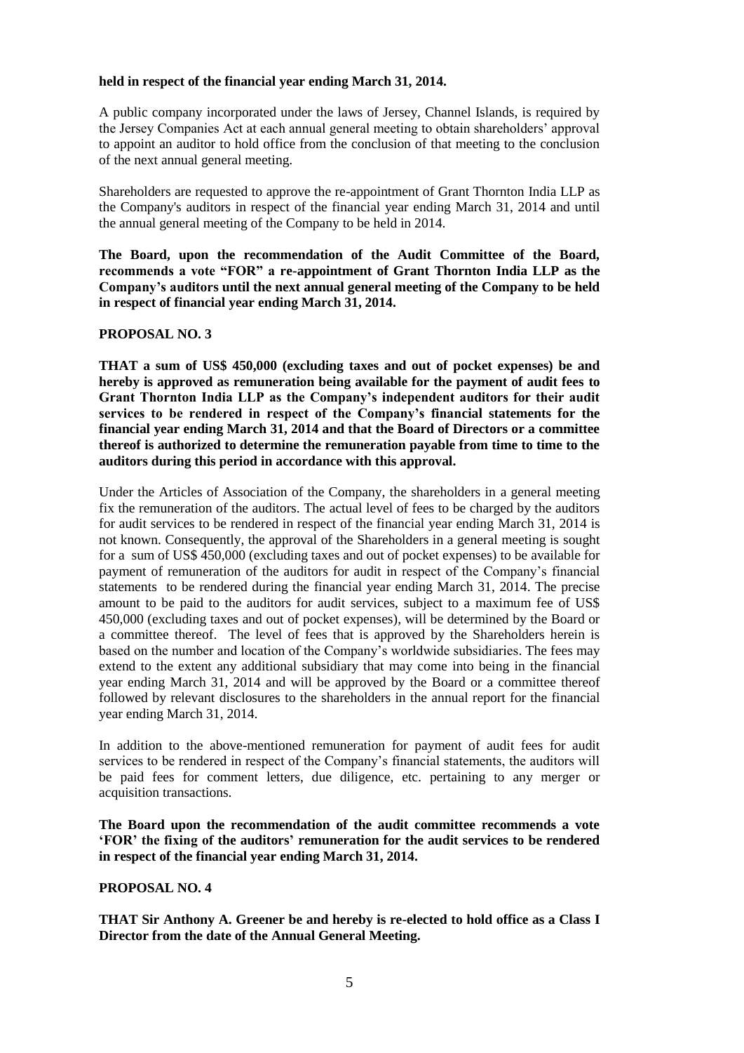**held in respect of the financial year ending March 31, 2014.**

A public company incorporated under the laws of Jersey, Channel Islands, is required by the Jersey Companies Act at each annual general meeting to obtain shareholders' approval to appoint an auditor to hold office from the conclusion of that meeting to the conclusion of the next annual general meeting.

Shareholders are requested to approve the re-appointment of Grant Thornton India LLP as the Company's auditors in respect of the financial year ending March 31, 2014 and until the annual general meeting of the Company to be held in 2014.

**The Board, upon the recommendation of the Audit Committee of the Board, recommends a vote "FOR" a re-appointment of Grant Thornton India LLP as the Company's auditors until the next annual general meeting of the Company to be held in respect of financial year ending March 31, 2014.**

**PROPOSAL NO. 3**

**THAT a sum of US$ 450,000 (excluding taxes and out of pocket expenses) be and hereby is approved as remuneration being available for the payment of audit fees to Grant Thornton India LLP as the Company's independent auditors for their audit services to be rendered in respect of the Company's financial statements for the financial year ending March 31, 2014 and that the Board of Directors or a committee thereof is authorized to determine the remuneration payable from time to time to the auditors during this period in accordance with this approval.**

Under the Articles of Association of the Company, the shareholders in a general meeting fix the remuneration of the auditors. The actual level of fees to be charged by the auditors for audit services to be rendered in respect of the financial year ending March 31, 2014 is not known. Consequently, the approval of the Shareholders in a general meeting is sought for a sum of US$ 450,000 (excluding taxes and out of pocket expenses) to be available for payment of remuneration of the auditors for audit in respect of the Company's financial statements to be rendered during the financial year ending March 31, 2014. The precise amount to be paid to the auditors for audit services, subject to a maximum fee of US$ 450,000 (excluding taxes and out of pocket expenses), will be determined by the Board or a committee thereof. The level of fees that is approved by the Shareholders herein is based on the number and location of the Company's worldwide subsidiaries. The fees may extend to the extent any additional subsidiary that may come into being in the financial year ending March 31, 2014 and will be approved by the Board or a committee thereof followed by relevant disclosures to the shareholders in the annual report for the financial year ending March 31, 2014.

In addition to the above-mentioned remuneration for payment of audit fees for audit services to be rendered in respect of the Company's financial statements, the auditors will be paid fees for comment letters, due diligence, etc. pertaining to any merger or acquisition transactions.

**The Board upon the recommendation of the audit committee recommends a vote 'FOR' the fixing of the auditors' remuneration for the audit services to be rendered in respect of the financial year ending March 31, 2014.**

**PROPOSAL NO. 4**

**THAT Sir Anthony A. Greener be and hereby is re-elected to hold office as a Class I Director from the date of the Annual General Meeting.**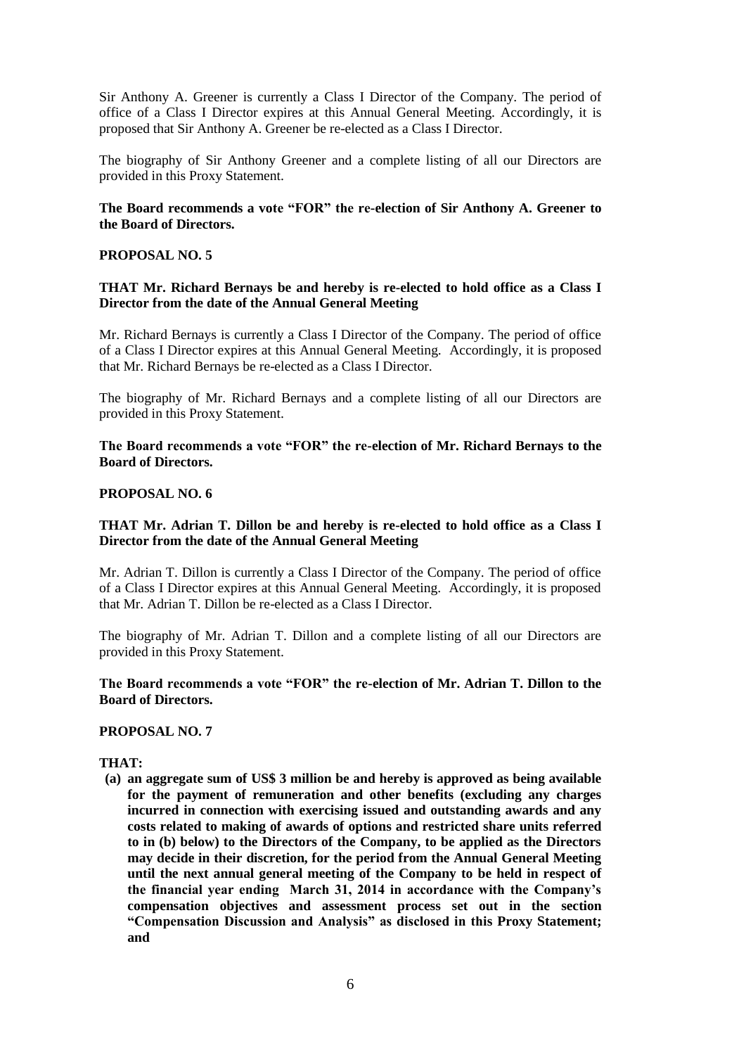Sir Anthony A. Greener is currently a Class I Director of the Company. The period of office of a Class I Director expires at this Annual General Meeting. Accordingly, it is proposed that Sir Anthony A. Greener be re-elected as a Class I Director.

The biography of Sir Anthony Greener and a complete listing of all our Directors are provided in this Proxy Statement.

**The Board recommends a vote "FOR" the re-election of Sir Anthony A. Greener to the Board of Directors.**

**PROPOSAL NO. 5**

**THAT Mr. Richard Bernays be and hereby is re-elected to hold office as a Class I Director from the date of the Annual General Meeting**

Mr. Richard Bernays is currently a Class I Director of the Company. The period of office of a Class I Director expires at this Annual General Meeting. Accordingly, it is proposed that Mr. Richard Bernays be re-elected as a Class I Director.

The biography of Mr. Richard Bernays and a complete listing of all our Directors are provided in this Proxy Statement.

**The Board recommends a vote "FOR" the re-election of Mr. Richard Bernays to the Board of Directors.**

**PROPOSAL NO. 6**

**THAT Mr. Adrian T. Dillon be and hereby is re-elected to hold office as a Class I Director from the date of the Annual General Meeting**

Mr. Adrian T. Dillon is currently a Class I Director of the Company. The period of office of a Class I Director expires at this Annual General Meeting. Accordingly, it is proposed that Mr. Adrian T. Dillon be re-elected as a Class I Director.

The biography of Mr. Adrian T. Dillon and a complete listing of all our Directors are provided in this Proxy Statement.

**The Board recommends a vote "FOR" the re-election of Mr. Adrian T. Dillon to the Board of Directors.**

**PROPOSAL NO. 7**

**THAT:**

**(a) an aggregate sum of US$ 3 million be and hereby is approved as being available for the payment of remuneration and other benefits (excluding any charges incurred in connection with exercising issued and outstanding awards and any costs related to making of awards of options and restricted share units referred to in (b) below) to the Directors of the Company, to be applied as the Directors may decide in their discretion, for the period from the Annual General Meeting until the next annual general meeting of the Company to be held in respect of the financial year ending March 31, 2014 in accordance with the Company's compensation objectives and assessment process set out in the section "Compensation Discussion and Analysis" as disclosed in this Proxy Statement; and**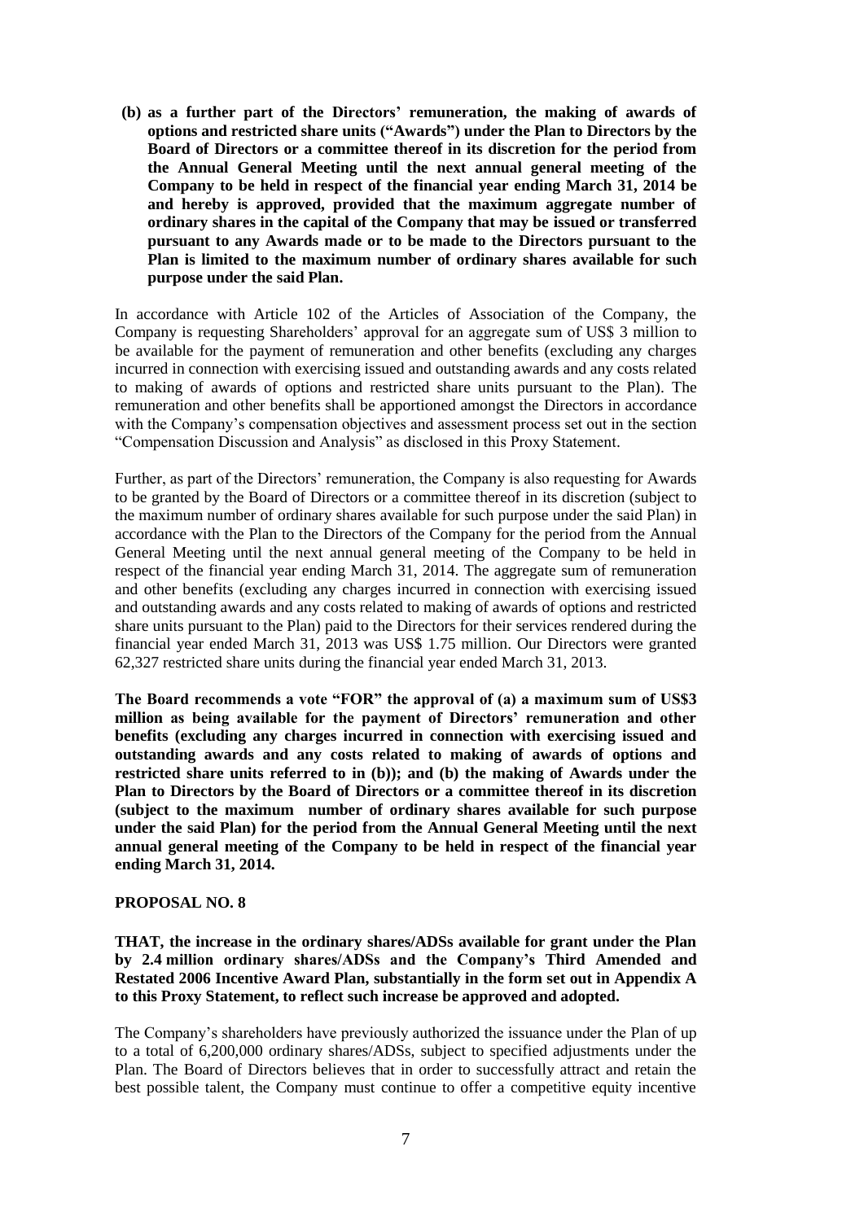**(b) as a further part of the Directors' remuneration, the making of awards of options and restricted share units ("Awards") under the Plan to Directors by the Board of Directors or a committee thereof in its discretion for the period from the Annual General Meeting until the next annual general meeting of the Company to be held in respect of the financial year ending March 31, 2014 be and hereby is approved, provided that the maximum aggregate number of ordinary shares in the capital of the Company that may be issued or transferred pursuant to any Awards made or to be made to the Directors pursuant to the Plan is limited to the maximum number of ordinary shares available for such purpose under the said Plan.**

In accordance with Article 102 of the Articles of Association of the Company, the Company is requesting Shareholders' approval for an aggregate sum of US$ 3 million to be available for the payment of remuneration and other benefits (excluding any charges incurred in connection with exercising issued and outstanding awards and any costs related to making of awards of options and restricted share units pursuant to the Plan). The remuneration and other benefits shall be apportioned amongst the Directors in accordance with the Company's compensation objectives and assessment process set out in the section "Compensation Discussion and Analysis" as disclosed in this Proxy Statement.

Further, as part of the Directors' remuneration, the Company is also requesting for Awards to be granted by the Board of Directors or a committee thereof in its discretion (subject to the maximum number of ordinary shares available for such purpose under the said Plan) in accordance with the Plan to the Directors of the Company for the period from the Annual General Meeting until the next annual general meeting of the Company to be held in respect of the financial year ending March 31, 2014. The aggregate sum of remuneration and other benefits (excluding any charges incurred in connection with exercising issued and outstanding awards and any costs related to making of awards of options and restricted share units pursuant to the Plan) paid to the Directors for their services rendered during the financial year ended March 31, 2013 was US$ 1.75 million. Our Directors were granted 62,327 restricted share units during the financial year ended March 31, 2013.

**The Board recommends a vote "FOR" the approval of (a) a maximum sum of US$3 million as being available for the payment of Directors' remuneration and other benefits (excluding any charges incurred in connection with exercising issued and outstanding awards and any costs related to making of awards of options and restricted share units referred to in (b)); and (b) the making of Awards under the Plan to Directors by the Board of Directors or a committee thereof in its discretion (subject to the maximum number of ordinary shares available for such purpose under the said Plan) for the period from the Annual General Meeting until the next annual general meeting of the Company to be held in respect of the financial year ending March 31, 2014.**

**PROPOSAL NO. 8**

**THAT, the increase in the ordinary shares/ADSs available for grant under the Plan by 2.4 million ordinary shares/ADSs and the Company's Third Amended and Restated 2006 Incentive Award Plan, substantially in the form set out in Appendix A to this Proxy Statement, to reflect such increase be approved and adopted.**

The Company's shareholders have previously authorized the issuance under the Plan of up to a total of 6,200,000 ordinary shares/ADSs, subject to specified adjustments under the Plan. The Board of Directors believes that in order to successfully attract and retain the best possible talent, the Company must continue to offer a competitive equity incentive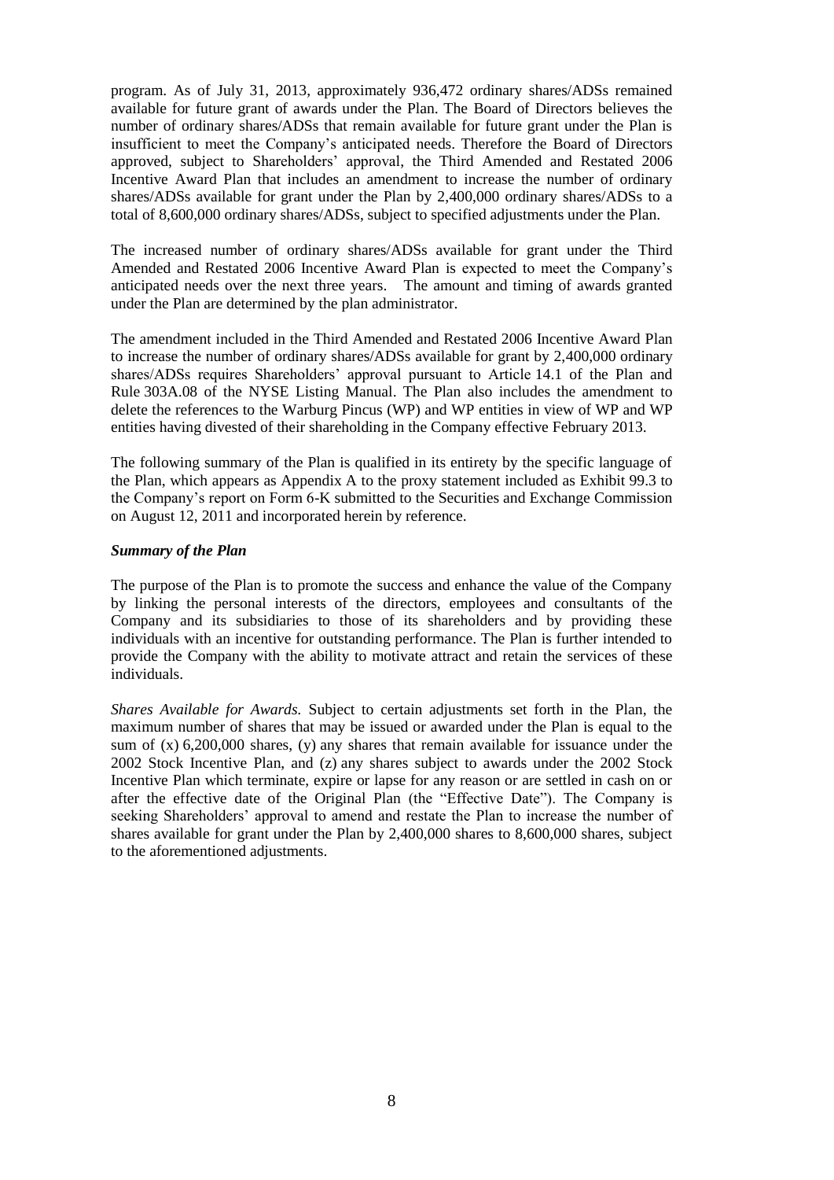program. As of July 31, 2013, approximately 936,472 ordinary shares/ADSs remained available for future grant of awards under the Plan. The Board of Directors believes the number of ordinary shares/ADSs that remain available for future grant under the Plan is insufficient to meet the Company's anticipated needs. Therefore the Board of Directors approved, subject to Shareholders' approval, the Third Amended and Restated 2006 Incentive Award Plan that includes an amendment to increase the number of ordinary shares/ADSs available for grant under the Plan by 2,400,000 ordinary shares/ADSs to a total of 8,600,000 ordinary shares/ADSs, subject to specified adjustments under the Plan.

The increased number of ordinary shares/ADSs available for grant under the Third Amended and Restated 2006 Incentive Award Plan is expected to meet the Company's anticipated needs over the next three years. The amount and timing of awards granted under the Plan are determined by the plan administrator.

The amendment included in the Third Amended and Restated 2006 Incentive Award Plan to increase the number of ordinary shares/ADSs available for grant by 2,400,000 ordinary shares/ADSs requires Shareholders' approval pursuant to Article 14.1 of the Plan and Rule 303A.08 of the NYSE Listing Manual. The Plan also includes the amendment to delete the references to the Warburg Pincus (WP) and WP entities in view of WP and WP entities having divested of their shareholding in the Company effective February 2013.

The following summary of the Plan is qualified in its entirety by the specific language of the Plan, which appears as Appendix A to the proxy statement included as Exhibit 99.3 to the Company's report on Form 6-K submitted to the Securities and Exchange Commission on August 12, 2011 and incorporated herein by reference.

***Summary of the Plan***

The purpose of the Plan is to promote the success and enhance the value of the Company by linking the personal interests of the directors, employees and consultants of the Company and its subsidiaries to those of its shareholders and by providing these individuals with an incentive for outstanding performance. The Plan is further intended to provide the Company with the ability to motivate attract and retain the services of these individuals.

*Shares Available for Awards.* Subject to certain adjustments set forth in the Plan, the maximum number of shares that may be issued or awarded under the Plan is equal to the sum of (x) 6,200,000 shares, (y) any shares that remain available for issuance under the 2002 Stock Incentive Plan, and (z) any shares subject to awards under the 2002 Stock Incentive Plan which terminate, expire or lapse for any reason or are settled in cash on or after the effective date of the Original Plan (the "Effective Date"). The Company is seeking Shareholders' approval to amend and restate the Plan to increase the number of shares available for grant under the Plan by 2,400,000 shares to 8,600,000 shares, subject to the aforementioned adjustments.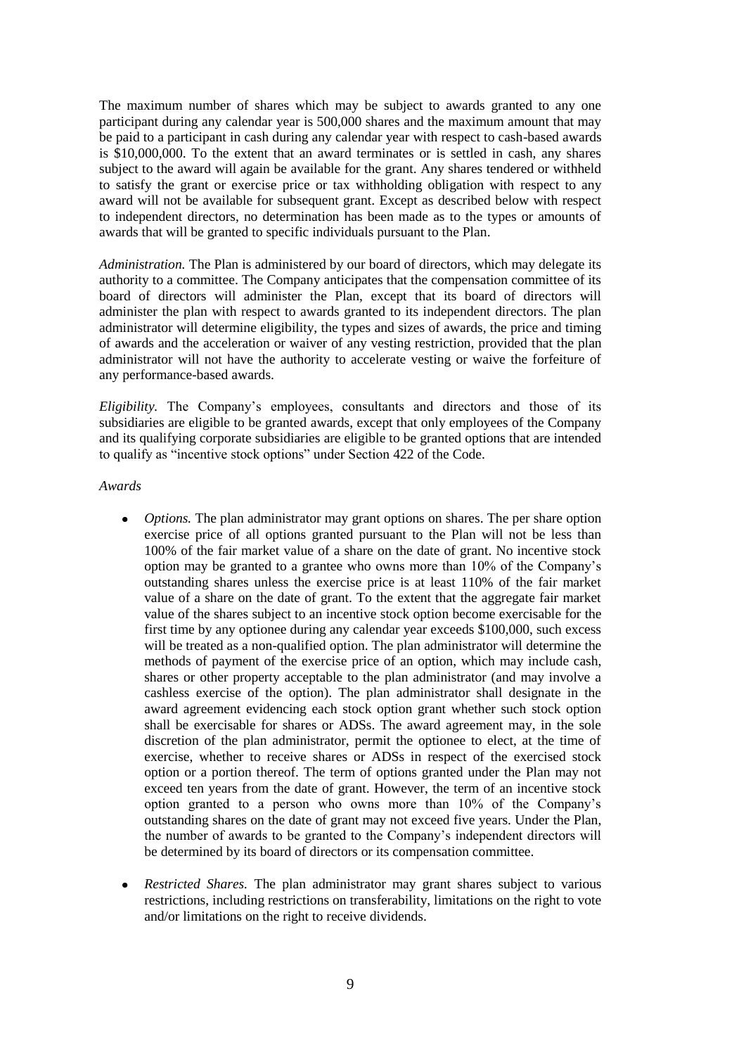The maximum number of shares which may be subject to awards granted to any one participant during any calendar year is 500,000 shares and the maximum amount that may be paid to a participant in cash during any calendar year with respect to cash-based awards is $10,000,000. To the extent that an award terminates or is settled in cash, any shares subject to the award will again be available for the grant. Any shares tendered or withheld to satisfy the grant or exercise price or tax withholding obligation with respect to any award will not be available for subsequent grant. Except as described below with respect to independent directors, no determination has been made as to the types or amounts of awards that will be granted to specific individuals pursuant to the Plan.

*Administration.* The Plan is administered by our board of directors, which may delegate its authority to a committee. The Company anticipates that the compensation committee of its board of directors will administer the Plan, except that its board of directors will administer the plan with respect to awards granted to its independent directors. The plan administrator will determine eligibility, the types and sizes of awards, the price and timing of awards and the acceleration or waiver of any vesting restriction, provided that the plan administrator will not have the authority to accelerate vesting or waive the forfeiture of any performance-based awards.

*Eligibility.* The Company's employees, consultants and directors and those of its subsidiaries are eligible to be granted awards, except that only employees of the Company and its qualifying corporate subsidiaries are eligible to be granted options that are intended to qualify as "incentive stock options" under Section 422 of the Code.

*Awards*

- *Options.* The plan administrator may grant options on shares. The per share option exercise price of all options granted pursuant to the Plan will not be less than 100% of the fair market value of a share on the date of grant. No incentive stock option may be granted to a grantee who owns more than 10% of the Company's outstanding shares unless the exercise price is at least 110% of the fair market value of a share on the date of grant. To the extent that the aggregate fair market value of the shares subject to an incentive stock option become exercisable for the first time by any optionee during any calendar year exceeds $100,000, such excess will be treated as a non-qualified option. The plan administrator will determine the methods of payment of the exercise price of an option, which may include cash, shares or other property acceptable to the plan administrator (and may involve a cashless exercise of the option). The plan administrator shall designate in the award agreement evidencing each stock option grant whether such stock option shall be exercisable for shares or ADSs. The award agreement may, in the sole discretion of the plan administrator, permit the optionee to elect, at the time of exercise, whether to receive shares or ADSs in respect of the exercised stock option or a portion thereof. The term of options granted under the Plan may not exceed ten years from the date of grant. However, the term of an incentive stock option granted to a person who owns more than 10% of the Company's outstanding shares on the date of grant may not exceed five years. Under the Plan, the number of awards to be granted to the Company's independent directors will be determined by its board of directors or its compensation committee.

- *Restricted Shares.* The plan administrator may grant shares subject to various restrictions, including restrictions on transferability, limitations on the right to vote and/or limitations on the right to receive dividends.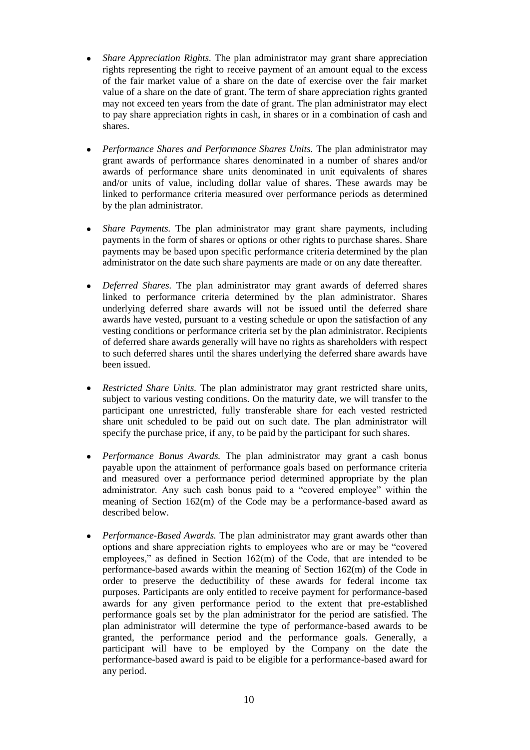- *Share Appreciation Rights.* The plan administrator may grant share appreciation rights representing the right to receive payment of an amount equal to the excess of the fair market value of a share on the date of exercise over the fair market value of a share on the date of grant. The term of share appreciation rights granted may not exceed ten years from the date of grant. The plan administrator may elect to pay share appreciation rights in cash, in shares or in a combination of cash and shares.

- *Performance Shares and Performance Shares Units.* The plan administrator may grant awards of performance shares denominated in a number of shares and/or awards of performance share units denominated in unit equivalents of shares and/or units of value, including dollar value of shares. These awards may be linked to performance criteria measured over performance periods as determined by the plan administrator.

- *Share Payments.* The plan administrator may grant share payments, including payments in the form of shares or options or other rights to purchase shares. Share payments may be based upon specific performance criteria determined by the plan administrator on the date such share payments are made or on any date thereafter.

- *Deferred Shares.* The plan administrator may grant awards of deferred shares linked to performance criteria determined by the plan administrator. Shares underlying deferred share awards will not be issued until the deferred share awards have vested, pursuant to a vesting schedule or upon the satisfaction of any vesting conditions or performance criteria set by the plan administrator. Recipients of deferred share awards generally will have no rights as shareholders with respect to such deferred shares until the shares underlying the deferred share awards have been issued.

- *Restricted Share Units.* The plan administrator may grant restricted share units, subject to various vesting conditions. On the maturity date, we will transfer to the participant one unrestricted, fully transferable share for each vested restricted share unit scheduled to be paid out on such date. The plan administrator will specify the purchase price, if any, to be paid by the participant for such shares.

- *Performance Bonus Awards.* The plan administrator may grant a cash bonus payable upon the attainment of performance goals based on performance criteria and measured over a performance period determined appropriate by the plan administrator. Any such cash bonus paid to a "covered employee" within the meaning of Section 162(m) of the Code may be a performance-based award as described below.

- *Performance-Based Awards.* The plan administrator may grant awards other than options and share appreciation rights to employees who are or may be "covered employees," as defined in Section 162(m) of the Code, that are intended to be performance-based awards within the meaning of Section 162(m) of the Code in order to preserve the deductibility of these awards for federal income tax purposes. Participants are only entitled to receive payment for performance-based awards for any given performance period to the extent that pre-established performance goals set by the plan administrator for the period are satisfied. The plan administrator will determine the type of performance-based awards to be granted, the performance period and the performance goals. Generally, a participant will have to be employed by the Company on the date the performance-based award is paid to be eligible for a performance-based award for any period.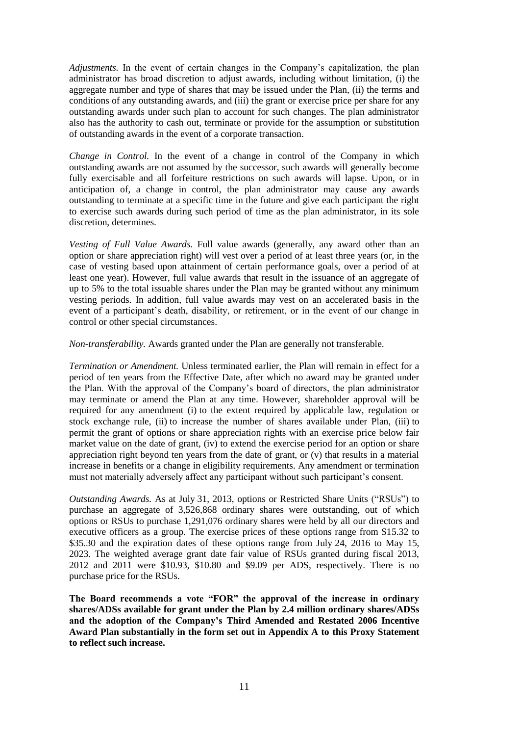*Adjustments.* In the event of certain changes in the Company's capitalization, the plan administrator has broad discretion to adjust awards, including without limitation, (i) the aggregate number and type of shares that may be issued under the Plan, (ii) the terms and conditions of any outstanding awards, and (iii) the grant or exercise price per share for any outstanding awards under such plan to account for such changes. The plan administrator also has the authority to cash out, terminate or provide for the assumption or substitution of outstanding awards in the event of a corporate transaction.

*Change in Control.* In the event of a change in control of the Company in which outstanding awards are not assumed by the successor, such awards will generally become fully exercisable and all forfeiture restrictions on such awards will lapse. Upon, or in anticipation of, a change in control, the plan administrator may cause any awards outstanding to terminate at a specific time in the future and give each participant the right to exercise such awards during such period of time as the plan administrator, in its sole discretion, determines.

*Vesting of Full Value Awards.* Full value awards (generally, any award other than an option or share appreciation right) will vest over a period of at least three years (or, in the case of vesting based upon attainment of certain performance goals, over a period of at least one year). However, full value awards that result in the issuance of an aggregate of up to 5% to the total issuable shares under the Plan may be granted without any minimum vesting periods. In addition, full value awards may vest on an accelerated basis in the event of a participant's death, disability, or retirement, or in the event of our change in control or other special circumstances.

*Non-transferability.* Awards granted under the Plan are generally not transferable.

*Termination or Amendment.* Unless terminated earlier, the Plan will remain in effect for a period of ten years from the Effective Date, after which no award may be granted under the Plan. With the approval of the Company's board of directors, the plan administrator may terminate or amend the Plan at any time. However, shareholder approval will be required for any amendment (i) to the extent required by applicable law, regulation or stock exchange rule, (ii) to increase the number of shares available under Plan, (iii) to permit the grant of options or share appreciation rights with an exercise price below fair market value on the date of grant, (iv) to extend the exercise period for an option or share appreciation right beyond ten years from the date of grant, or (v) that results in a material increase in benefits or a change in eligibility requirements. Any amendment or termination must not materially adversely affect any participant without such participant's consent.

*Outstanding Awards.* As at July 31, 2013, options or Restricted Share Units ("RSUs") to purchase an aggregate of 3,526,868 ordinary shares were outstanding, out of which options or RSUs to purchase 1,291,076 ordinary shares were held by all our directors and executive officers as a group. The exercise prices of these options range from $15.32 to $35.30 and the expiration dates of these options range from July 24, 2016 to May 15, 2023. The weighted average grant date fair value of RSUs granted during fiscal 2013, 2012 and 2011 were $10.93, $10.80 and $9.09 per ADS, respectively. There is no purchase price for the RSUs.

**The Board recommends a vote "FOR" the approval of the increase in ordinary shares/ADSs available for grant under the Plan by 2.4 million ordinary shares/ADSs and the adoption of the Company's Third Amended and Restated 2006 Incentive Award Plan substantially in the form set out in Appendix A to this Proxy Statement to reflect such increase.**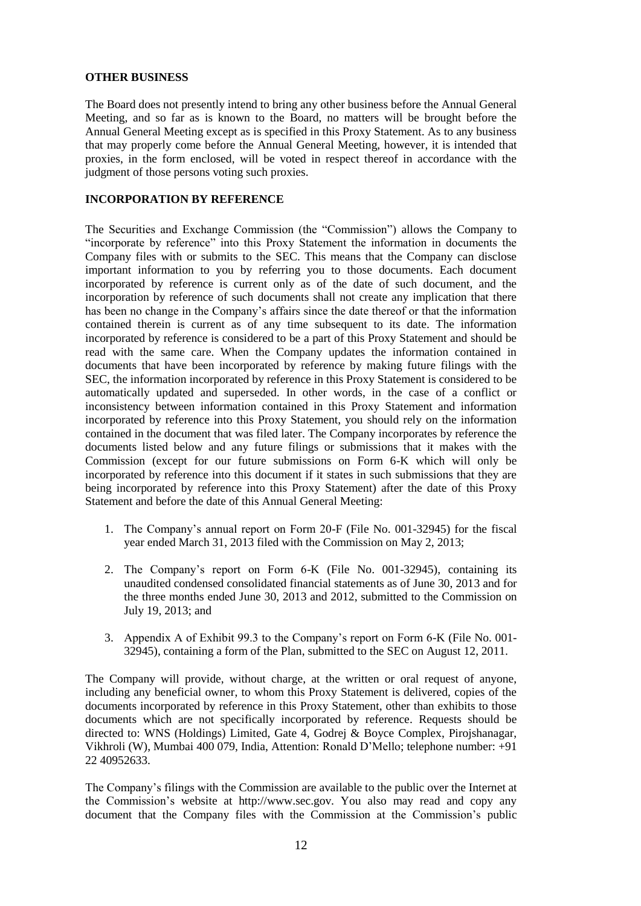## OTHER BUSINESS

The Board does not presently intend to bring any other business before the Annual General Meeting, and so far as is known to the Board, no matters will be brought before the Annual General Meeting except as is specified in this Proxy Statement. As to any business that may properly come before the Annual General Meeting, however, it is intended that proxies, in the form enclosed, will be voted in respect thereof in accordance with the judgment of those persons voting such proxies.

## INCORPORATION BY REFERENCE

The Securities and Exchange Commission (the "Commission") allows the Company to "incorporate by reference" into this Proxy Statement the information in documents the Company files with or submits to the SEC. This means that the Company can disclose important information to you by referring you to those documents. Each document incorporated by reference is current only as of the date of such document, and the incorporation by reference of such documents shall not create any implication that there has been no change in the Company's affairs since the date thereof or that the information contained therein is current as of any time subsequent to its date. The information incorporated by reference is considered to be a part of this Proxy Statement and should be read with the same care. When the Company updates the information contained in documents that have been incorporated by reference by making future filings with the SEC, the information incorporated by reference in this Proxy Statement is considered to be automatically updated and superseded. In other words, in the case of a conflict or inconsistency between information contained in this Proxy Statement and information incorporated by reference into this Proxy Statement, you should rely on the information contained in the document that was filed later. The Company incorporates by reference the documents listed below and any future filings or submissions that it makes with the Commission (except for our future submissions on Form 6-K which will only be incorporated by reference into this document if it states in such submissions that they are being incorporated by reference into this Proxy Statement) after the date of this Proxy Statement and before the date of this Annual General Meeting:

1. The Company's annual report on Form 20-F (File No. 001-32945) for the fiscal year ended March 31, 2013 filed with the Commission on May 2, 2013;

2. The Company's report on Form 6-K (File No. 001-32945), containing its unaudited condensed consolidated financial statements as of June 30, 2013 and for the three months ended June 30, 2013 and 2012, submitted to the Commission on July 19, 2013; and

3. Appendix A of Exhibit 99.3 to the Company's report on Form 6-K (File No. 001-32945), containing a form of the Plan, submitted to the SEC on August 12, 2011.

The Company will provide, without charge, at the written or oral request of anyone, including any beneficial owner, to whom this Proxy Statement is delivered, copies of the documents incorporated by reference in this Proxy Statement, other than exhibits to those documents which are not specifically incorporated by reference. Requests should be directed to: WNS (Holdings) Limited, Gate 4, Godrej & Boyce Complex, Pirojshanagar, Vikhroli (W), Mumbai 400 079, India, Attention: Ronald D'Mello; telephone number: +91 22 40952633.

The Company's filings with the Commission are available to the public over the Internet at the Commission's website at http://www.sec.gov. You also may read and copy any document that the Company files with the Commission at the Commission's public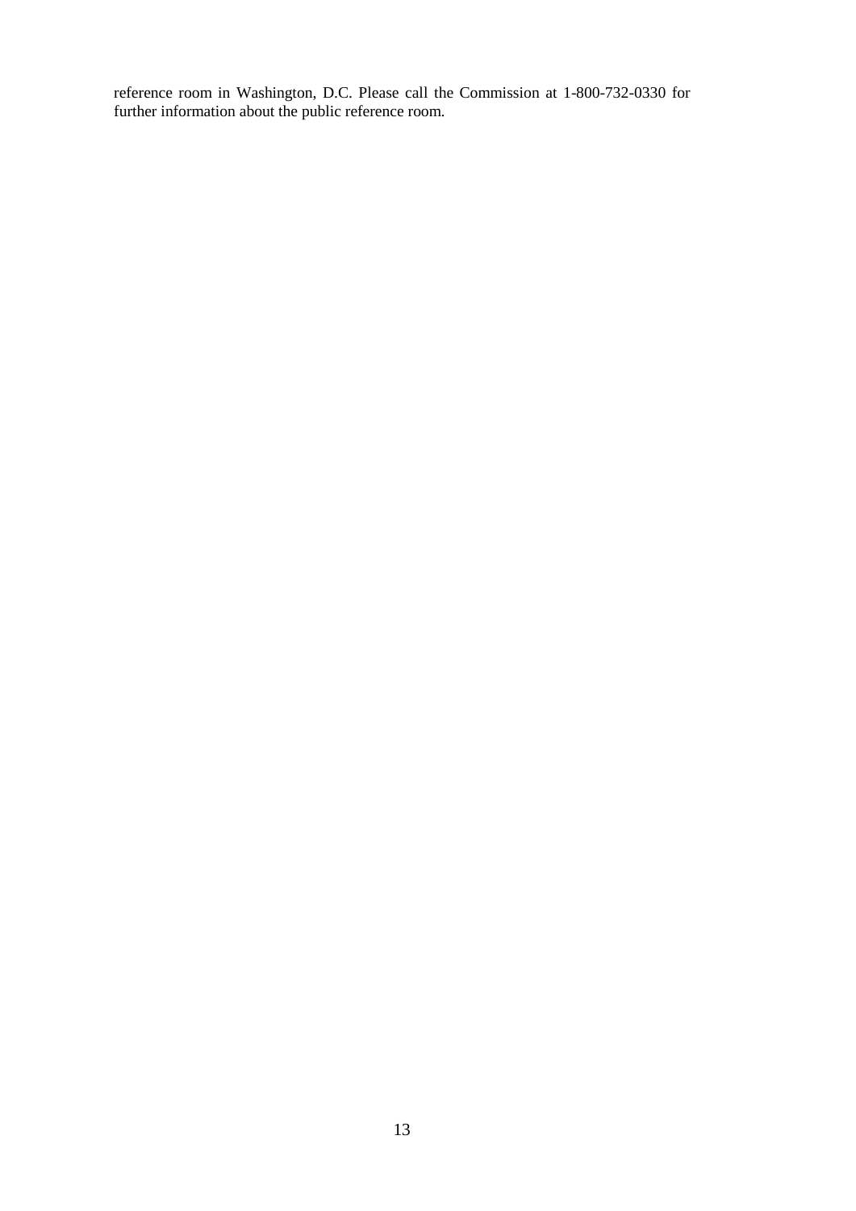reference room in Washington, D.C. Please call the Commission at 1-800-732-0330 for further information about the public reference room.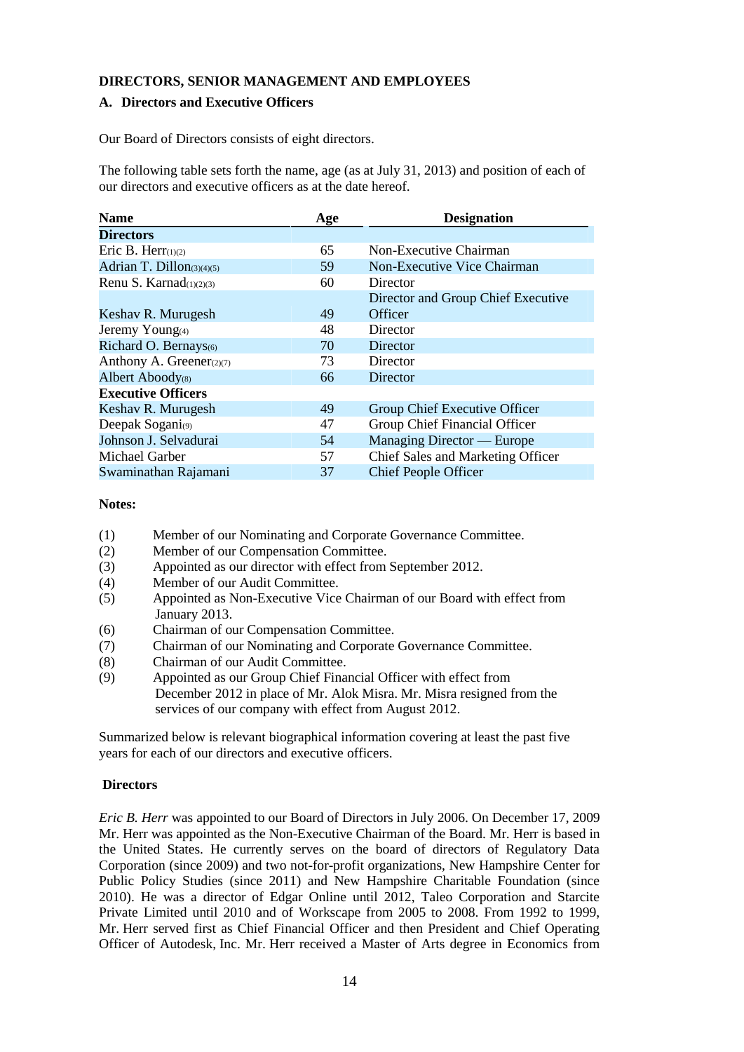## DIRECTORS, SENIOR MANAGEMENT AND EMPLOYEES

### A. Directors and Executive Officers

Our Board of Directors consists of eight directors.

The following table sets forth the name, age (as at July 31, 2013) and position of each of our directors and executive officers as at the date hereof.

| Name | Age | Designation |
|---|---|---|
| **Directors** | | |
| Eric B. Herr(1)(2) | 65 | Non-Executive Chairman |
| Adrian T. Dillon(3)(4)(5) | 59 | Non-Executive Vice Chairman |
| Renu S. Karnad(1)(2)(3) | 60 | Director |
| Keshav R. Murugesh | 49 | Director and Group Chief Executive Officer |
| Jeremy Young(4) | 48 | Director |
| Richard O. Bernays(6) | 70 | Director |
| Anthony A. Greener(2)(7) | 73 | Director |
| Albert Aboody(8) | 66 | Director |
| **Executive Officers** | | |
| Keshav R. Murugesh | 49 | Group Chief Executive Officer |
| Deepak Sogani(9) | 47 | Group Chief Financial Officer |
| Johnson J. Selvadurai | 54 | Managing Director — Europe |
| Michael Garber | 57 | Chief Sales and Marketing Officer |
| Swaminathan Rajamani | 37 | Chief People Officer |

**Notes:**

(1) Member of our Nominating and Corporate Governance Committee.
(2) Member of our Compensation Committee.
(3) Appointed as our director with effect from September 2012.
(4) Member of our Audit Committee.
(5) Appointed as Non-Executive Vice Chairman of our Board with effect from January 2013.
(6) Chairman of our Compensation Committee.
(7) Chairman of our Nominating and Corporate Governance Committee.
(8) Chairman of our Audit Committee.
(9) Appointed as our Group Chief Financial Officer with effect from December 2012 in place of Mr. Alok Misra. Mr. Misra resigned from the services of our company with effect from August 2012.

Summarized below is relevant biographical information covering at least the past five years for each of our directors and executive officers.

**Directors**

*Eric B. Herr* was appointed to our Board of Directors in July 2006. On December 17, 2009 Mr. Herr was appointed as the Non-Executive Chairman of the Board. Mr. Herr is based in the United States. He currently serves on the board of directors of Regulatory Data Corporation (since 2009) and two not-for-profit organizations, New Hampshire Center for Public Policy Studies (since 2011) and New Hampshire Charitable Foundation (since 2010). He was a director of Edgar Online until 2012, Taleo Corporation and Starcite Private Limited until 2010 and of Workscape from 2005 to 2008. From 1992 to 1999, Mr. Herr served first as Chief Financial Officer and then President and Chief Operating Officer of Autodesk, Inc. Mr. Herr received a Master of Arts degree in Economics from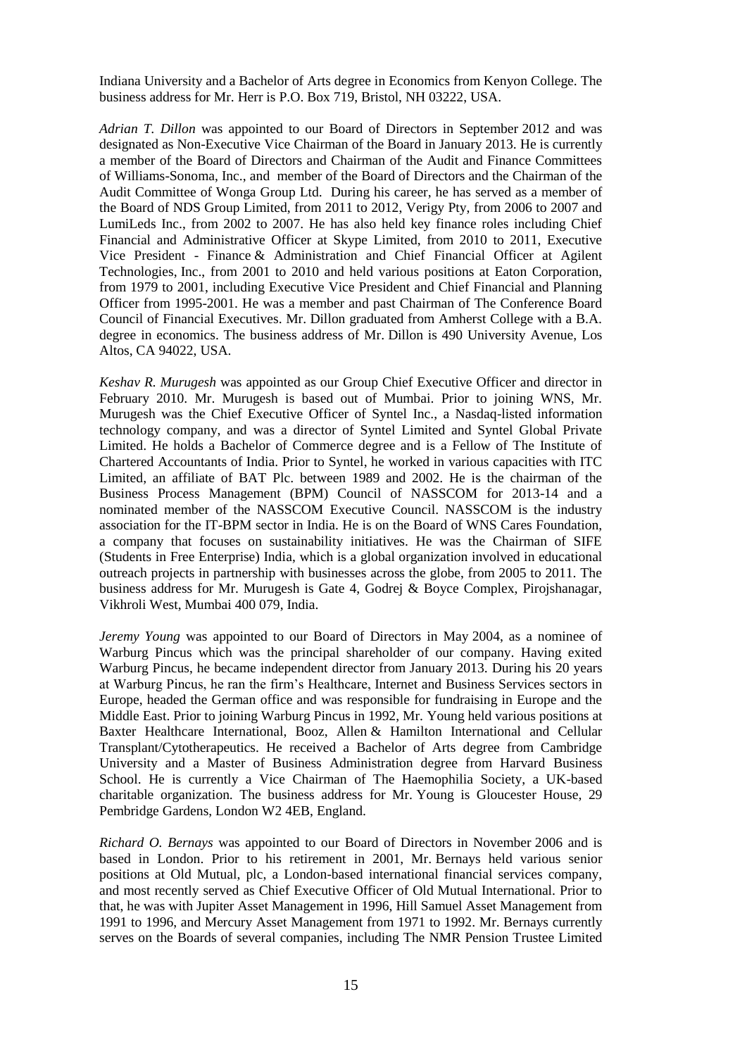Indiana University and a Bachelor of Arts degree in Economics from Kenyon College. The business address for Mr. Herr is P.O. Box 719, Bristol, NH 03222, USA.

*Adrian T. Dillon* was appointed to our Board of Directors in September 2012 and was designated as Non-Executive Vice Chairman of the Board in January 2013. He is currently a member of the Board of Directors and Chairman of the Audit and Finance Committees of Williams-Sonoma, Inc., and member of the Board of Directors and the Chairman of the Audit Committee of Wonga Group Ltd. During his career, he has served as a member of the Board of NDS Group Limited, from 2011 to 2012, Verigy Pty, from 2006 to 2007 and LumiLeds Inc., from 2002 to 2007. He has also held key finance roles including Chief Financial and Administrative Officer at Skype Limited, from 2010 to 2011, Executive Vice President - Finance & Administration and Chief Financial Officer at Agilent Technologies, Inc., from 2001 to 2010 and held various positions at Eaton Corporation, from 1979 to 2001, including Executive Vice President and Chief Financial and Planning Officer from 1995-2001. He was a member and past Chairman of The Conference Board Council of Financial Executives. Mr. Dillon graduated from Amherst College with a B.A. degree in economics. The business address of Mr. Dillon is 490 University Avenue, Los Altos, CA 94022, USA.

*Keshav R. Murugesh* was appointed as our Group Chief Executive Officer and director in February 2010. Mr. Murugesh is based out of Mumbai. Prior to joining WNS, Mr. Murugesh was the Chief Executive Officer of Syntel Inc., a Nasdaq-listed information technology company, and was a director of Syntel Limited and Syntel Global Private Limited. He holds a Bachelor of Commerce degree and is a Fellow of The Institute of Chartered Accountants of India. Prior to Syntel, he worked in various capacities with ITC Limited, an affiliate of BAT Plc. between 1989 and 2002. He is the chairman of the Business Process Management (BPM) Council of NASSCOM for 2013-14 and a nominated member of the NASSCOM Executive Council. NASSCOM is the industry association for the IT-BPM sector in India. He is on the Board of WNS Cares Foundation, a company that focuses on sustainability initiatives. He was the Chairman of SIFE (Students in Free Enterprise) India, which is a global organization involved in educational outreach projects in partnership with businesses across the globe, from 2005 to 2011. The business address for Mr. Murugesh is Gate 4, Godrej & Boyce Complex, Pirojshanagar, Vikhroli West, Mumbai 400 079, India.

*Jeremy Young* was appointed to our Board of Directors in May 2004, as a nominee of Warburg Pincus which was the principal shareholder of our company. Having exited Warburg Pincus, he became independent director from January 2013. During his 20 years at Warburg Pincus, he ran the firm's Healthcare, Internet and Business Services sectors in Europe, headed the German office and was responsible for fundraising in Europe and the Middle East. Prior to joining Warburg Pincus in 1992, Mr. Young held various positions at Baxter Healthcare International, Booz, Allen & Hamilton International and Cellular Transplant/Cytotherapeutics. He received a Bachelor of Arts degree from Cambridge University and a Master of Business Administration degree from Harvard Business School. He is currently a Vice Chairman of The Haemophilia Society, a UK-based charitable organization. The business address for Mr. Young is Gloucester House, 29 Pembridge Gardens, London W2 4EB, England.

*Richard O. Bernays* was appointed to our Board of Directors in November 2006 and is based in London. Prior to his retirement in 2001, Mr. Bernays held various senior positions at Old Mutual, plc, a London-based international financial services company, and most recently served as Chief Executive Officer of Old Mutual International. Prior to that, he was with Jupiter Asset Management in 1996, Hill Samuel Asset Management from 1991 to 1996, and Mercury Asset Management from 1971 to 1992. Mr. Bernays currently serves on the Boards of several companies, including The NMR Pension Trustee Limited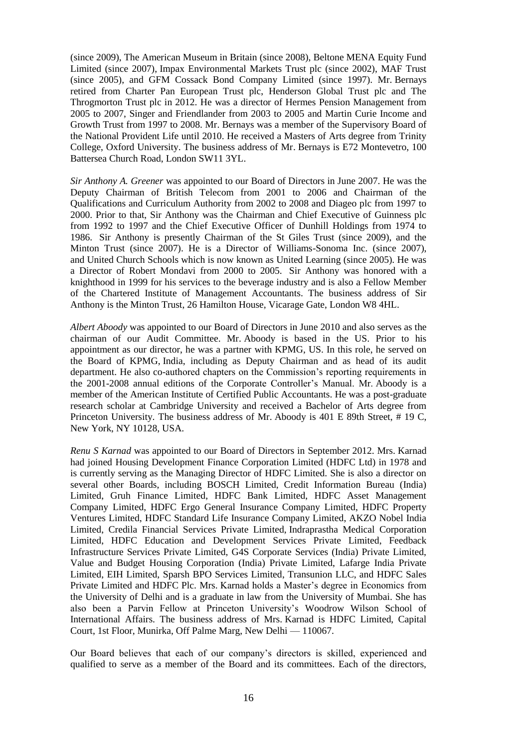(since 2009), The American Museum in Britain (since 2008), Beltone MENA Equity Fund Limited (since 2007), Impax Environmental Markets Trust plc (since 2002), MAF Trust (since 2005), and GFM Cossack Bond Company Limited (since 1997). Mr. Bernays retired from Charter Pan European Trust plc, Henderson Global Trust plc and The Throgmorton Trust plc in 2012. He was a director of Hermes Pension Management from 2005 to 2007, Singer and Friendlander from 2003 to 2005 and Martin Curie Income and Growth Trust from 1997 to 2008. Mr. Bernays was a member of the Supervisory Board of the National Provident Life until 2010. He received a Masters of Arts degree from Trinity College, Oxford University. The business address of Mr. Bernays is E72 Montevetro, 100 Battersea Church Road, London SW11 3YL.

*Sir Anthony A. Greener* was appointed to our Board of Directors in June 2007. He was the Deputy Chairman of British Telecom from 2001 to 2006 and Chairman of the Qualifications and Curriculum Authority from 2002 to 2008 and Diageo plc from 1997 to 2000. Prior to that, Sir Anthony was the Chairman and Chief Executive of Guinness plc from 1992 to 1997 and the Chief Executive Officer of Dunhill Holdings from 1974 to 1986. Sir Anthony is presently Chairman of the St Giles Trust (since 2009), and the Minton Trust (since 2007). He is a Director of Williams-Sonoma Inc. (since 2007), and United Church Schools which is now known as United Learning (since 2005). He was a Director of Robert Mondavi from 2000 to 2005. Sir Anthony was honored with a knighthood in 1999 for his services to the beverage industry and is also a Fellow Member of the Chartered Institute of Management Accountants. The business address of Sir Anthony is the Minton Trust, 26 Hamilton House, Vicarage Gate, London W8 4HL.

*Albert Aboody* was appointed to our Board of Directors in June 2010 and also serves as the chairman of our Audit Committee. Mr. Aboody is based in the US. Prior to his appointment as our director, he was a partner with KPMG, US. In this role, he served on the Board of KPMG, India, including as Deputy Chairman and as head of its audit department. He also co-authored chapters on the Commission's reporting requirements in the 2001-2008 annual editions of the Corporate Controller's Manual. Mr. Aboody is a member of the American Institute of Certified Public Accountants. He was a post-graduate research scholar at Cambridge University and received a Bachelor of Arts degree from Princeton University. The business address of Mr. Aboody is 401 E 89th Street, # 19 C, New York, NY 10128, USA.

*Renu S Karnad* was appointed to our Board of Directors in September 2012. Mrs. Karnad had joined Housing Development Finance Corporation Limited (HDFC Ltd) in 1978 and is currently serving as the Managing Director of HDFC Limited. She is also a director on several other Boards, including BOSCH Limited, Credit Information Bureau (India) Limited, Gruh Finance Limited, HDFC Bank Limited, HDFC Asset Management Company Limited, HDFC Ergo General Insurance Company Limited, HDFC Property Ventures Limited, HDFC Standard Life Insurance Company Limited, AKZO Nobel India Limited, Credila Financial Services Private Limited, Indraprastha Medical Corporation Limited, HDFC Education and Development Services Private Limited, Feedback Infrastructure Services Private Limited, G4S Corporate Services (India) Private Limited, Value and Budget Housing Corporation (India) Private Limited, Lafarge India Private Limited, EIH Limited, Sparsh BPO Services Limited, Transunion LLC, and HDFC Sales Private Limited and HDFC Plc. Mrs. Karnad holds a Master's degree in Economics from the University of Delhi and is a graduate in law from the University of Mumbai. She has also been a Parvin Fellow at Princeton University's Woodrow Wilson School of International Affairs. The business address of Mrs. Karnad is HDFC Limited, Capital Court, 1st Floor, Munirka, Off Palme Marg, New Delhi — 110067.

Our Board believes that each of our company's directors is skilled, experienced and qualified to serve as a member of the Board and its committees. Each of the directors,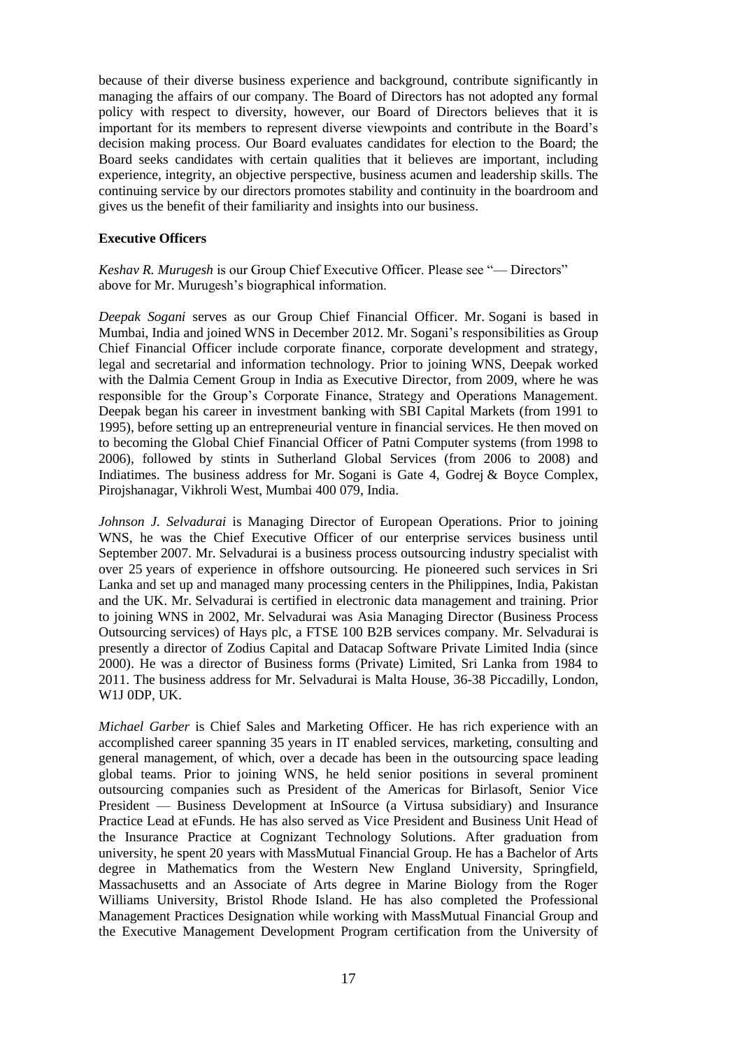because of their diverse business experience and background, contribute significantly in managing the affairs of our company. The Board of Directors has not adopted any formal policy with respect to diversity, however, our Board of Directors believes that it is important for its members to represent diverse viewpoints and contribute in the Board's decision making process. Our Board evaluates candidates for election to the Board; the Board seeks candidates with certain qualities that it believes are important, including experience, integrity, an objective perspective, business acumen and leadership skills. The continuing service by our directors promotes stability and continuity in the boardroom and gives us the benefit of their familiarity and insights into our business.

**Executive Officers**

*Keshav R. Murugesh* is our Group Chief Executive Officer. Please see "— Directors" above for Mr. Murugesh's biographical information.

*Deepak Sogani* serves as our Group Chief Financial Officer. Mr. Sogani is based in Mumbai, India and joined WNS in December 2012. Mr. Sogani's responsibilities as Group Chief Financial Officer include corporate finance, corporate development and strategy, legal and secretarial and information technology. Prior to joining WNS, Deepak worked with the Dalmia Cement Group in India as Executive Director, from 2009, where he was responsible for the Group's Corporate Finance, Strategy and Operations Management. Deepak began his career in investment banking with SBI Capital Markets (from 1991 to 1995), before setting up an entrepreneurial venture in financial services. He then moved on to becoming the Global Chief Financial Officer of Patni Computer systems (from 1998 to 2006), followed by stints in Sutherland Global Services (from 2006 to 2008) and Indiatimes. The business address for Mr. Sogani is Gate 4, Godrej & Boyce Complex, Pirojshanagar, Vikhroli West, Mumbai 400 079, India.

*Johnson J. Selvadurai* is Managing Director of European Operations. Prior to joining WNS, he was the Chief Executive Officer of our enterprise services business until September 2007. Mr. Selvadurai is a business process outsourcing industry specialist with over 25 years of experience in offshore outsourcing. He pioneered such services in Sri Lanka and set up and managed many processing centers in the Philippines, India, Pakistan and the UK. Mr. Selvadurai is certified in electronic data management and training. Prior to joining WNS in 2002, Mr. Selvadurai was Asia Managing Director (Business Process Outsourcing services) of Hays plc, a FTSE 100 B2B services company. Mr. Selvadurai is presently a director of Zodius Capital and Datacap Software Private Limited India (since 2000). He was a director of Business forms (Private) Limited, Sri Lanka from 1984 to 2011. The business address for Mr. Selvadurai is Malta House, 36-38 Piccadilly, London, W1J 0DP, UK.

*Michael Garber* is Chief Sales and Marketing Officer. He has rich experience with an accomplished career spanning 35 years in IT enabled services, marketing, consulting and general management, of which, over a decade has been in the outsourcing space leading global teams. Prior to joining WNS, he held senior positions in several prominent outsourcing companies such as President of the Americas for Birlasoft, Senior Vice President — Business Development at InSource (a Virtusa subsidiary) and Insurance Practice Lead at eFunds. He has also served as Vice President and Business Unit Head of the Insurance Practice at Cognizant Technology Solutions. After graduation from university, he spent 20 years with MassMutual Financial Group. He has a Bachelor of Arts degree in Mathematics from the Western New England University, Springfield, Massachusetts and an Associate of Arts degree in Marine Biology from the Roger Williams University, Bristol Rhode Island. He has also completed the Professional Management Practices Designation while working with MassMutual Financial Group and the Executive Management Development Program certification from the University of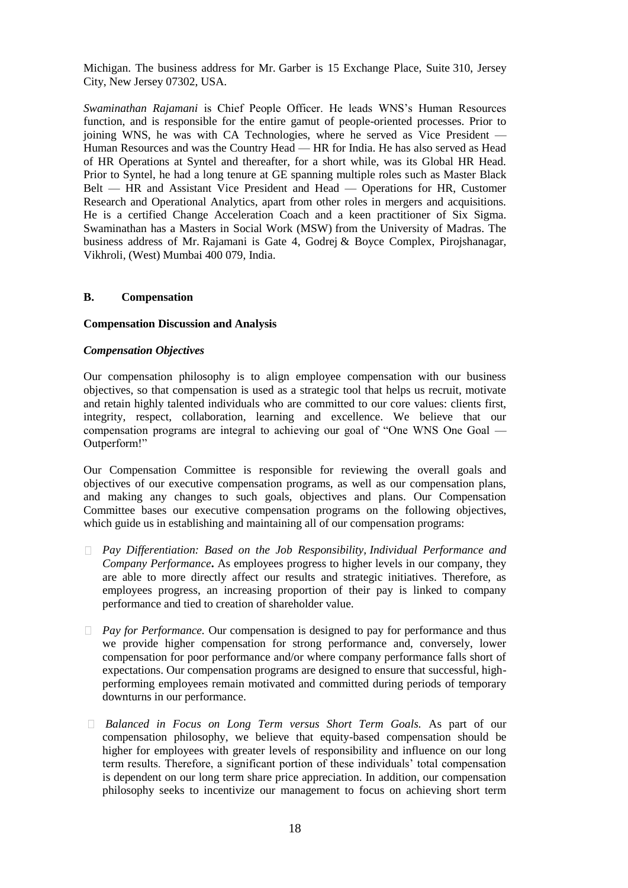Michigan. The business address for Mr. Garber is 15 Exchange Place, Suite 310, Jersey City, New Jersey 07302, USA.

*Swaminathan Rajamani* is Chief People Officer. He leads WNS's Human Resources function, and is responsible for the entire gamut of people-oriented processes. Prior to joining WNS, he was with CA Technologies, where he served as Vice President — Human Resources and was the Country Head — HR for India. He has also served as Head of HR Operations at Syntel and thereafter, for a short while, was its Global HR Head. Prior to Syntel, he had a long tenure at GE spanning multiple roles such as Master Black Belt — HR and Assistant Vice President and Head — Operations for HR, Customer Research and Operational Analytics, apart from other roles in mergers and acquisitions. He is a certified Change Acceleration Coach and a keen practitioner of Six Sigma. Swaminathan has a Masters in Social Work (MSW) from the University of Madras. The business address of Mr. Rajamani is Gate 4, Godrej & Boyce Complex, Pirojshanagar, Vikhroli, (West) Mumbai 400 079, India.

## B. Compensation

### Compensation Discussion and Analysis

#### *Compensation Objectives*

Our compensation philosophy is to align employee compensation with our business objectives, so that compensation is used as a strategic tool that helps us recruit, motivate and retain highly talented individuals who are committed to our core values: clients first, integrity, respect, collaboration, learning and excellence. We believe that our compensation programs are integral to achieving our goal of "One WNS One Goal — Outperform!"

Our Compensation Committee is responsible for reviewing the overall goals and objectives of our executive compensation programs, as well as our compensation plans, and making any changes to such goals, objectives and plans. Our Compensation Committee bases our executive compensation programs on the following objectives, which guide us in establishing and maintaining all of our compensation programs:

- *Pay Differentiation: Based on the Job Responsibility, Individual Performance and Company Performance***.** As employees progress to higher levels in our company, they are able to more directly affect our results and strategic initiatives. Therefore, as employees progress, an increasing proportion of their pay is linked to company performance and tied to creation of shareholder value.

- *Pay for Performance.* Our compensation is designed to pay for performance and thus we provide higher compensation for strong performance and, conversely, lower compensation for poor performance and/or where company performance falls short of expectations. Our compensation programs are designed to ensure that successful, high-performing employees remain motivated and committed during periods of temporary downturns in our performance.

- *Balanced in Focus on Long Term versus Short Term Goals.* As part of our compensation philosophy, we believe that equity-based compensation should be higher for employees with greater levels of responsibility and influence on our long term results. Therefore, a significant portion of these individuals' total compensation is dependent on our long term share price appreciation. In addition, our compensation philosophy seeks to incentivize our management to focus on achieving short term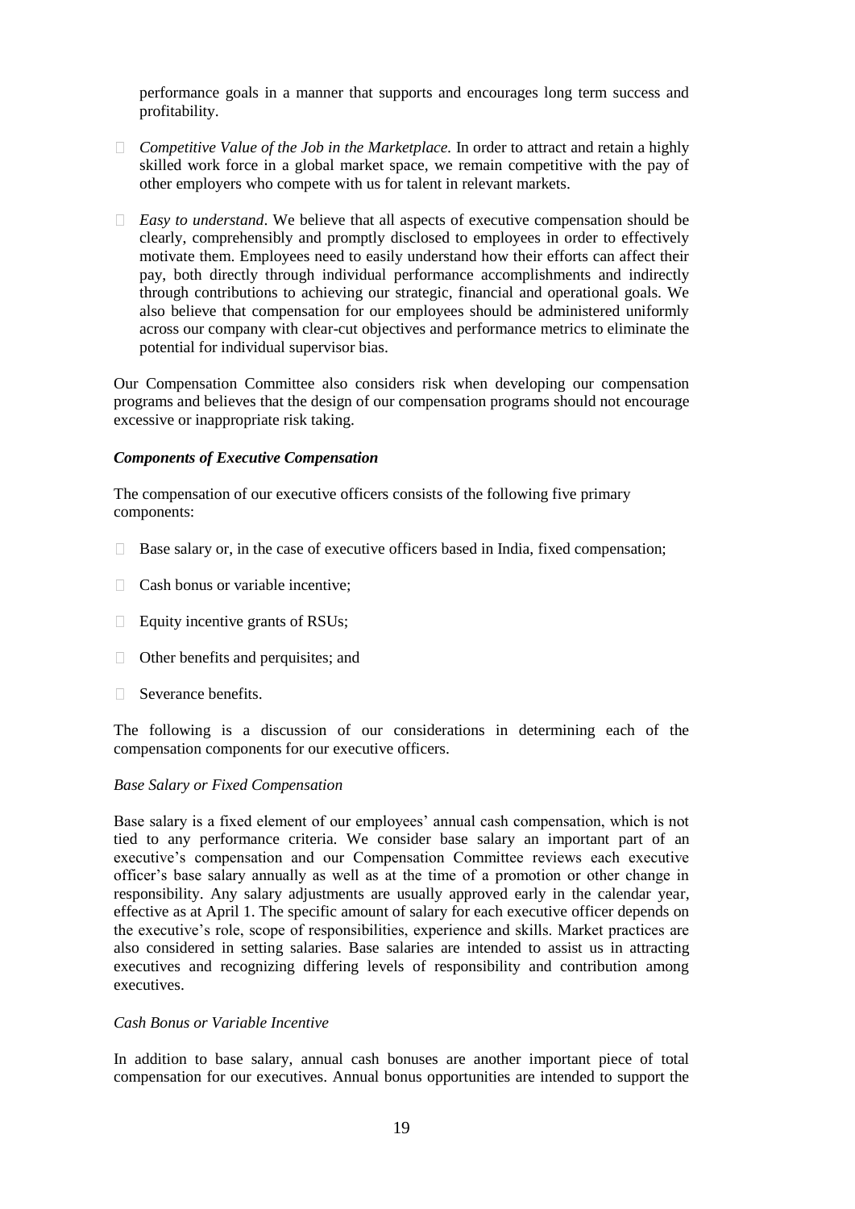performance goals in a manner that supports and encourages long term success and profitability.

- *Competitive Value of the Job in the Marketplace.* In order to attract and retain a highly skilled work force in a global market space, we remain competitive with the pay of other employers who compete with us for talent in relevant markets.

- *Easy to understand*. We believe that all aspects of executive compensation should be clearly, comprehensibly and promptly disclosed to employees in order to effectively motivate them. Employees need to easily understand how their efforts can affect their pay, both directly through individual performance accomplishments and indirectly through contributions to achieving our strategic, financial and operational goals. We also believe that compensation for our employees should be administered uniformly across our company with clear-cut objectives and performance metrics to eliminate the potential for individual supervisor bias.

Our Compensation Committee also considers risk when developing our compensation programs and believes that the design of our compensation programs should not encourage excessive or inappropriate risk taking.

***Components of Executive Compensation***

The compensation of our executive officers consists of the following five primary components:

- Base salary or, in the case of executive officers based in India, fixed compensation;
- Cash bonus or variable incentive;
- Equity incentive grants of RSUs;
- Other benefits and perquisites; and
- Severance benefits.

The following is a discussion of our considerations in determining each of the compensation components for our executive officers.

*Base Salary or Fixed Compensation*

Base salary is a fixed element of our employees' annual cash compensation, which is not tied to any performance criteria. We consider base salary an important part of an executive's compensation and our Compensation Committee reviews each executive officer's base salary annually as well as at the time of a promotion or other change in responsibility. Any salary adjustments are usually approved early in the calendar year, effective as at April 1. The specific amount of salary for each executive officer depends on the executive's role, scope of responsibilities, experience and skills. Market practices are also considered in setting salaries. Base salaries are intended to assist us in attracting executives and recognizing differing levels of responsibility and contribution among executives.

*Cash Bonus or Variable Incentive*

In addition to base salary, annual cash bonuses are another important piece of total compensation for our executives. Annual bonus opportunities are intended to support the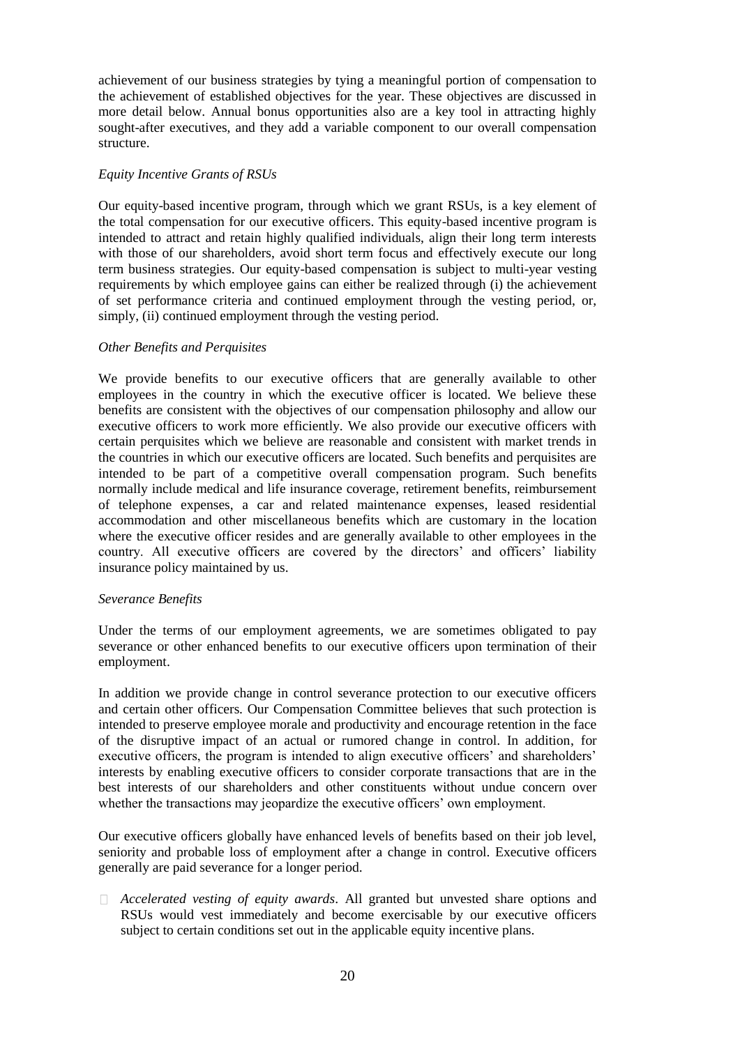achievement of our business strategies by tying a meaningful portion of compensation to the achievement of established objectives for the year. These objectives are discussed in more detail below. Annual bonus opportunities also are a key tool in attracting highly sought-after executives, and they add a variable component to our overall compensation structure.

*Equity Incentive Grants of RSUs*

Our equity-based incentive program, through which we grant RSUs, is a key element of the total compensation for our executive officers. This equity-based incentive program is intended to attract and retain highly qualified individuals, align their long term interests with those of our shareholders, avoid short term focus and effectively execute our long term business strategies. Our equity-based compensation is subject to multi-year vesting requirements by which employee gains can either be realized through (i) the achievement of set performance criteria and continued employment through the vesting period, or, simply, (ii) continued employment through the vesting period.

*Other Benefits and Perquisites*

We provide benefits to our executive officers that are generally available to other employees in the country in which the executive officer is located. We believe these benefits are consistent with the objectives of our compensation philosophy and allow our executive officers to work more efficiently. We also provide our executive officers with certain perquisites which we believe are reasonable and consistent with market trends in the countries in which our executive officers are located. Such benefits and perquisites are intended to be part of a competitive overall compensation program. Such benefits normally include medical and life insurance coverage, retirement benefits, reimbursement of telephone expenses, a car and related maintenance expenses, leased residential accommodation and other miscellaneous benefits which are customary in the location where the executive officer resides and are generally available to other employees in the country. All executive officers are covered by the directors' and officers' liability insurance policy maintained by us.

*Severance Benefits*

Under the terms of our employment agreements, we are sometimes obligated to pay severance or other enhanced benefits to our executive officers upon termination of their employment.

In addition we provide change in control severance protection to our executive officers and certain other officers. Our Compensation Committee believes that such protection is intended to preserve employee morale and productivity and encourage retention in the face of the disruptive impact of an actual or rumored change in control. In addition, for executive officers, the program is intended to align executive officers' and shareholders' interests by enabling executive officers to consider corporate transactions that are in the best interests of our shareholders and other constituents without undue concern over whether the transactions may jeopardize the executive officers' own employment.

Our executive officers globally have enhanced levels of benefits based on their job level, seniority and probable loss of employment after a change in control. Executive officers generally are paid severance for a longer period.

- *Accelerated vesting of equity awards*. All granted but unvested share options and RSUs would vest immediately and become exercisable by our executive officers subject to certain conditions set out in the applicable equity incentive plans.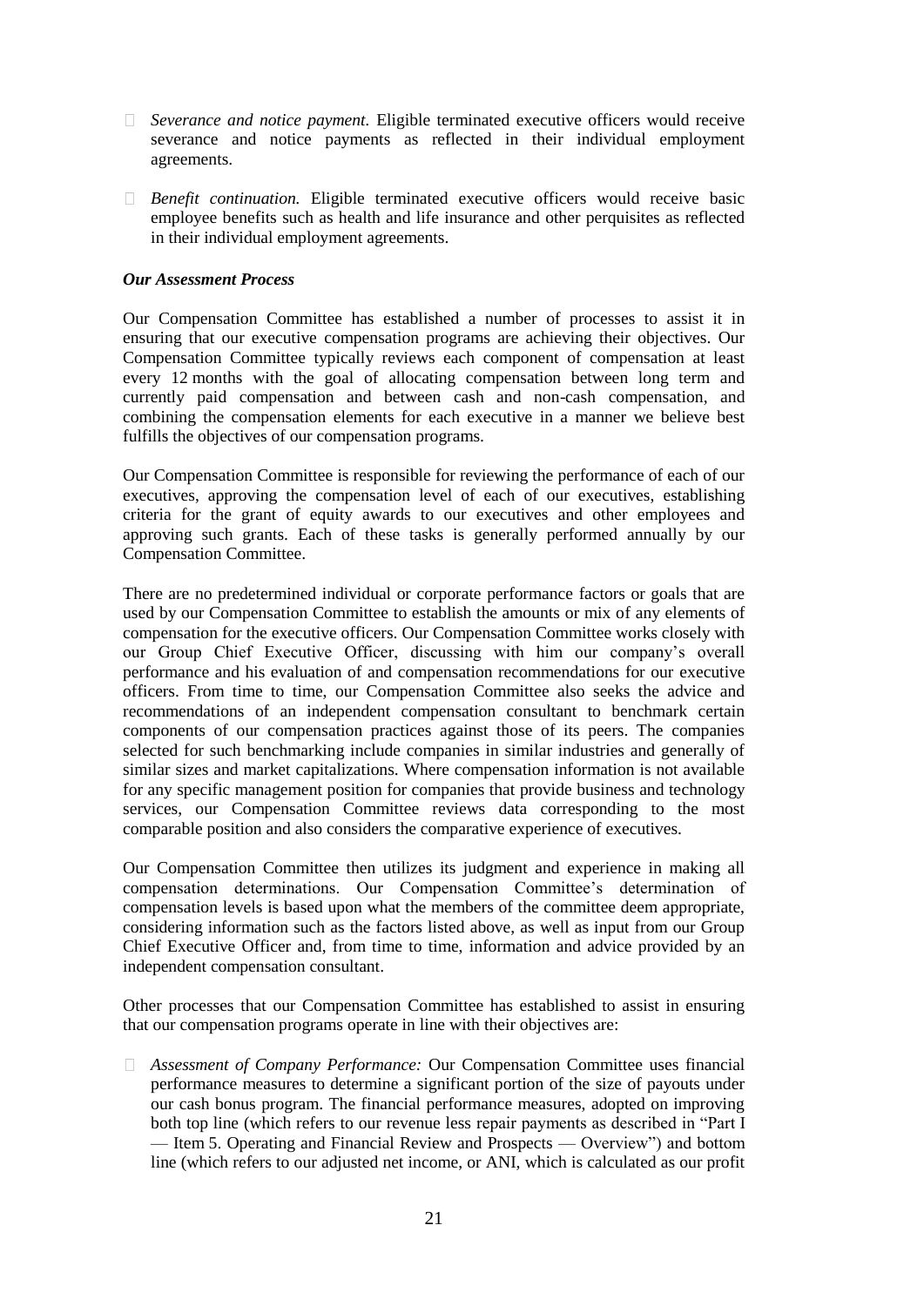- *Severance and notice payment.* Eligible terminated executive officers would receive severance and notice payments as reflected in their individual employment agreements.

- *Benefit continuation.* Eligible terminated executive officers would receive basic employee benefits such as health and life insurance and other perquisites as reflected in their individual employment agreements.

***Our Assessment Process***

Our Compensation Committee has established a number of processes to assist it in ensuring that our executive compensation programs are achieving their objectives. Our Compensation Committee typically reviews each component of compensation at least every 12 months with the goal of allocating compensation between long term and currently paid compensation and between cash and non-cash compensation, and combining the compensation elements for each executive in a manner we believe best fulfills the objectives of our compensation programs.

Our Compensation Committee is responsible for reviewing the performance of each of our executives, approving the compensation level of each of our executives, establishing criteria for the grant of equity awards to our executives and other employees and approving such grants. Each of these tasks is generally performed annually by our Compensation Committee.

There are no predetermined individual or corporate performance factors or goals that are used by our Compensation Committee to establish the amounts or mix of any elements of compensation for the executive officers. Our Compensation Committee works closely with our Group Chief Executive Officer, discussing with him our company's overall performance and his evaluation of and compensation recommendations for our executive officers. From time to time, our Compensation Committee also seeks the advice and recommendations of an independent compensation consultant to benchmark certain components of our compensation practices against those of its peers. The companies selected for such benchmarking include companies in similar industries and generally of similar sizes and market capitalizations. Where compensation information is not available for any specific management position for companies that provide business and technology services, our Compensation Committee reviews data corresponding to the most comparable position and also considers the comparative experience of executives.

Our Compensation Committee then utilizes its judgment and experience in making all compensation determinations. Our Compensation Committee's determination of compensation levels is based upon what the members of the committee deem appropriate, considering information such as the factors listed above, as well as input from our Group Chief Executive Officer and, from time to time, information and advice provided by an independent compensation consultant.

Other processes that our Compensation Committee has established to assist in ensuring that our compensation programs operate in line with their objectives are:

- *Assessment of Company Performance:* Our Compensation Committee uses financial performance measures to determine a significant portion of the size of payouts under our cash bonus program. The financial performance measures, adopted on improving both top line (which refers to our revenue less repair payments as described in "Part I — Item 5. Operating and Financial Review and Prospects — Overview") and bottom line (which refers to our adjusted net income, or ANI, which is calculated as our profit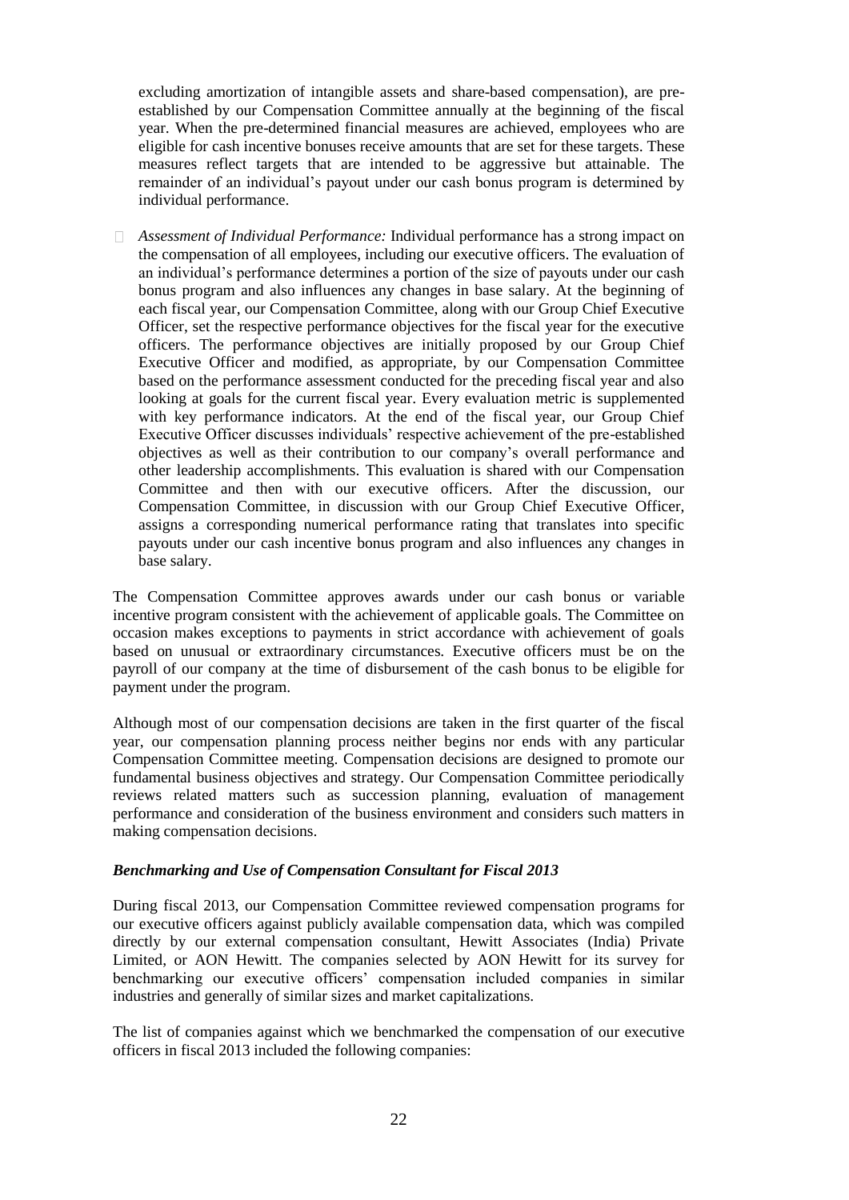excluding amortization of intangible assets and share-based compensation), are pre-established by our Compensation Committee annually at the beginning of the fiscal year. When the pre-determined financial measures are achieved, employees who are eligible for cash incentive bonuses receive amounts that are set for these targets. These measures reflect targets that are intended to be aggressive but attainable. The remainder of an individual's payout under our cash bonus program is determined by individual performance.

- *Assessment of Individual Performance:* Individual performance has a strong impact on the compensation of all employees, including our executive officers. The evaluation of an individual's performance determines a portion of the size of payouts under our cash bonus program and also influences any changes in base salary. At the beginning of each fiscal year, our Compensation Committee, along with our Group Chief Executive Officer, set the respective performance objectives for the fiscal year for the executive officers. The performance objectives are initially proposed by our Group Chief Executive Officer and modified, as appropriate, by our Compensation Committee based on the performance assessment conducted for the preceding fiscal year and also looking at goals for the current fiscal year. Every evaluation metric is supplemented with key performance indicators. At the end of the fiscal year, our Group Chief Executive Officer discusses individuals' respective achievement of the pre-established objectives as well as their contribution to our company's overall performance and other leadership accomplishments. This evaluation is shared with our Compensation Committee and then with our executive officers. After the discussion, our Compensation Committee, in discussion with our Group Chief Executive Officer, assigns a corresponding numerical performance rating that translates into specific payouts under our cash incentive bonus program and also influences any changes in base salary.

The Compensation Committee approves awards under our cash bonus or variable incentive program consistent with the achievement of applicable goals. The Committee on occasion makes exceptions to payments in strict accordance with achievement of goals based on unusual or extraordinary circumstances. Executive officers must be on the payroll of our company at the time of disbursement of the cash bonus to be eligible for payment under the program.

Although most of our compensation decisions are taken in the first quarter of the fiscal year, our compensation planning process neither begins nor ends with any particular Compensation Committee meeting. Compensation decisions are designed to promote our fundamental business objectives and strategy. Our Compensation Committee periodically reviews related matters such as succession planning, evaluation of management performance and consideration of the business environment and considers such matters in making compensation decisions.

### *Benchmarking and Use of Compensation Consultant for Fiscal 2013*

During fiscal 2013, our Compensation Committee reviewed compensation programs for our executive officers against publicly available compensation data, which was compiled directly by our external compensation consultant, Hewitt Associates (India) Private Limited, or AON Hewitt. The companies selected by AON Hewitt for its survey for benchmarking our executive officers' compensation included companies in similar industries and generally of similar sizes and market capitalizations.

The list of companies against which we benchmarked the compensation of our executive officers in fiscal 2013 included the following companies: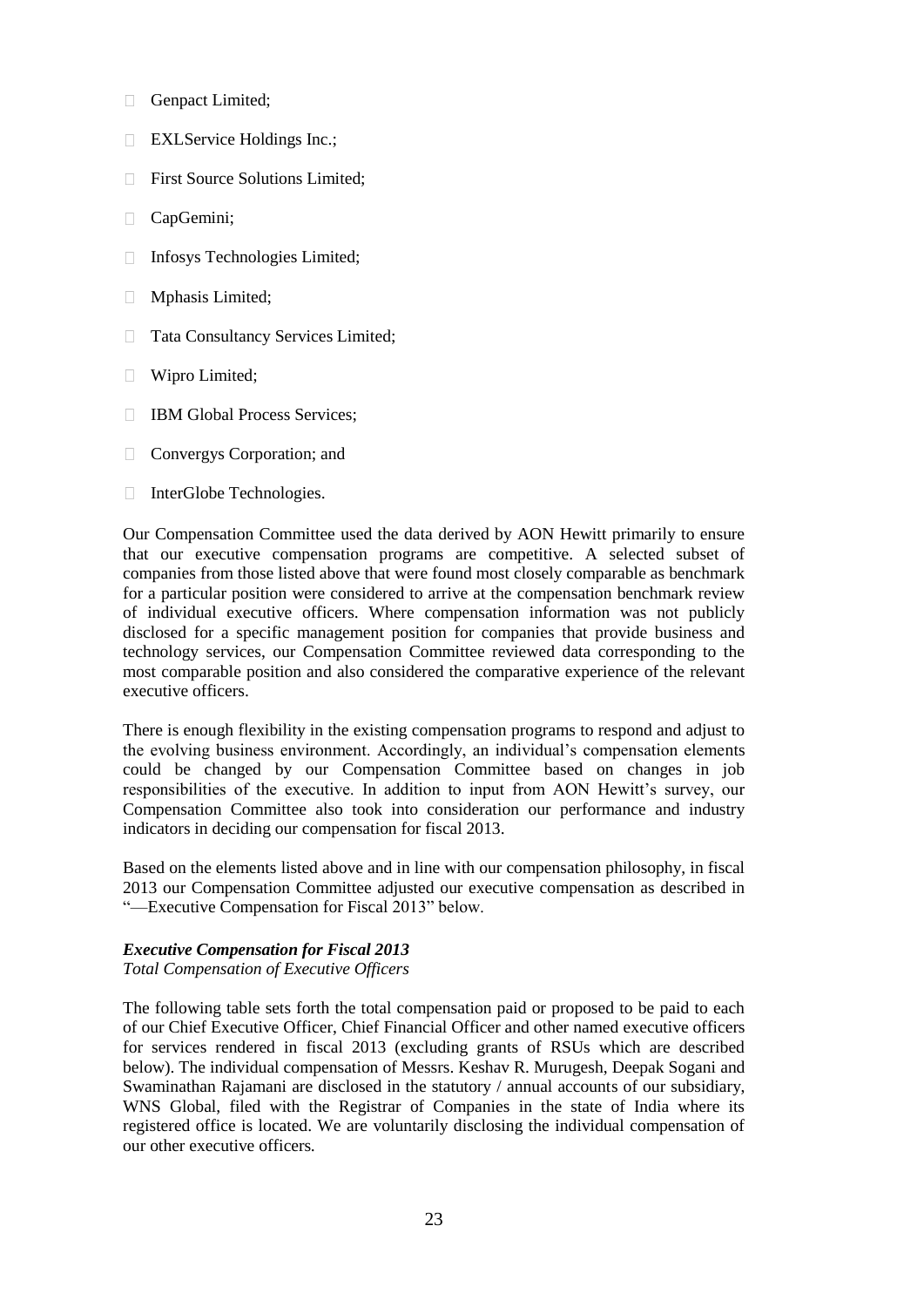- Genpact Limited;
- EXLService Holdings Inc.;
- First Source Solutions Limited;
- CapGemini;
- Infosys Technologies Limited;
- Mphasis Limited;
- Tata Consultancy Services Limited;
- Wipro Limited;
- IBM Global Process Services;
- Convergys Corporation; and
- InterGlobe Technologies.

Our Compensation Committee used the data derived by AON Hewitt primarily to ensure that our executive compensation programs are competitive. A selected subset of companies from those listed above that were found most closely comparable as benchmark for a particular position were considered to arrive at the compensation benchmark review of individual executive officers. Where compensation information was not publicly disclosed for a specific management position for companies that provide business and technology services, our Compensation Committee reviewed data corresponding to the most comparable position and also considered the comparative experience of the relevant executive officers.

There is enough flexibility in the existing compensation programs to respond and adjust to the evolving business environment. Accordingly, an individual's compensation elements could be changed by our Compensation Committee based on changes in job responsibilities of the executive. In addition to input from AON Hewitt's survey, our Compensation Committee also took into consideration our performance and industry indicators in deciding our compensation for fiscal 2013.

Based on the elements listed above and in line with our compensation philosophy, in fiscal 2013 our Compensation Committee adjusted our executive compensation as described in "—Executive Compensation for Fiscal 2013" below.

***Executive Compensation for Fiscal 2013***

*Total Compensation of Executive Officers*

The following table sets forth the total compensation paid or proposed to be paid to each of our Chief Executive Officer, Chief Financial Officer and other named executive officers for services rendered in fiscal 2013 (excluding grants of RSUs which are described below). The individual compensation of Messrs. Keshav R. Murugesh, Deepak Sogani and Swaminathan Rajamani are disclosed in the statutory / annual accounts of our subsidiary, WNS Global, filed with the Registrar of Companies in the state of India where its registered office is located. We are voluntarily disclosing the individual compensation of our other executive officers.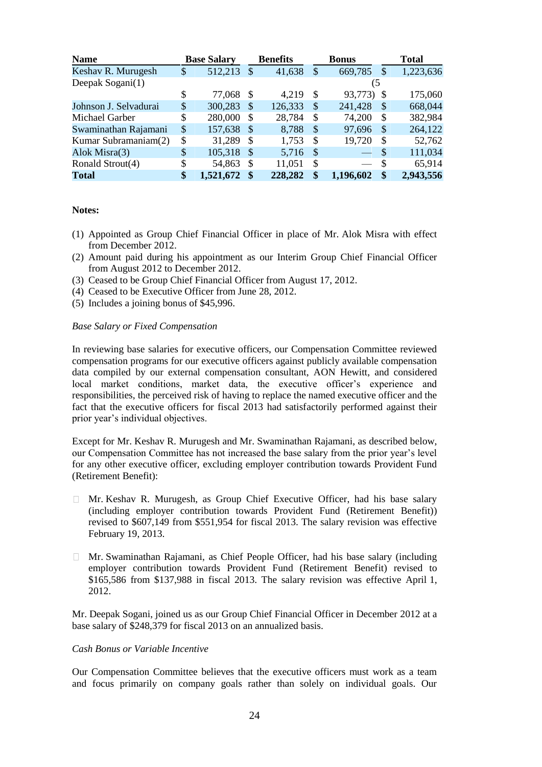| Name | Base Salary | Benefits | Bonus | Total |
|---|---|---|---|---|
| Keshav R. Murugesh | $ 512,213 | $ 41,638 | $ 669,785 | $ 1,223,636 |
| Deepak Sogani(1) | $ 77,068 | $ 4,219 | $ 93,773(5) | $ 175,060 |
| Johnson J. Selvadurai | $ 300,283 | $ 126,333 | $ 241,428 | $ 668,044 |
| Michael Garber | $ 280,000 | $ 28,784 | $ 74,200 | $ 382,984 |
| Swaminathan Rajamani | $ 157,638 | $ 8,788 | $ 97,696 | $ 264,122 |
| Kumar Subramaniam(2) | $ 31,289 | $ 1,753 | $ 19,720 | $ 52,762 |
| Alok Misra(3) | $ 105,318 | $ 5,716 | $ — | $ 111,034 |
| Ronald Strout(4) | $ 54,863 | $ 11,051 | $ — | $ 65,914 |
| **Total** | **$ 1,521,672** | **$ 228,282** | **$ 1,196,602** | **$ 2,943,556** |

**Notes:**

(1) Appointed as Group Chief Financial Officer in place of Mr. Alok Misra with effect from December 2012.

(2) Amount paid during his appointment as our Interim Group Chief Financial Officer from August 2012 to December 2012.

(3) Ceased to be Group Chief Financial Officer from August 17, 2012.

(4) Ceased to be Executive Officer from June 28, 2012.

(5) Includes a joining bonus of $45,996.

*Base Salary or Fixed Compensation*

In reviewing base salaries for executive officers, our Compensation Committee reviewed compensation programs for our executive officers against publicly available compensation data compiled by our external compensation consultant, AON Hewitt, and considered local market conditions, market data, the executive officer's experience and responsibilities, the perceived risk of having to replace the named executive officer and the fact that the executive officers for fiscal 2013 had satisfactorily performed against their prior year's individual objectives.

Except for Mr. Keshav R. Murugesh and Mr. Swaminathan Rajamani, as described below, our Compensation Committee has not increased the base salary from the prior year's level for any other executive officer, excluding employer contribution towards Provident Fund (Retirement Benefit):

- Mr. Keshav R. Murugesh, as Group Chief Executive Officer, had his base salary (including employer contribution towards Provident Fund (Retirement Benefit)) revised to $607,149 from $551,954 for fiscal 2013. The salary revision was effective February 19, 2013.

- Mr. Swaminathan Rajamani, as Chief People Officer, had his base salary (including employer contribution towards Provident Fund (Retirement Benefit) revised to $165,586 from $137,988 in fiscal 2013. The salary revision was effective April 1, 2012.

Mr. Deepak Sogani, joined us as our Group Chief Financial Officer in December 2012 at a base salary of $248,379 for fiscal 2013 on an annualized basis.

*Cash Bonus or Variable Incentive*

Our Compensation Committee believes that the executive officers must work as a team and focus primarily on company goals rather than solely on individual goals. Our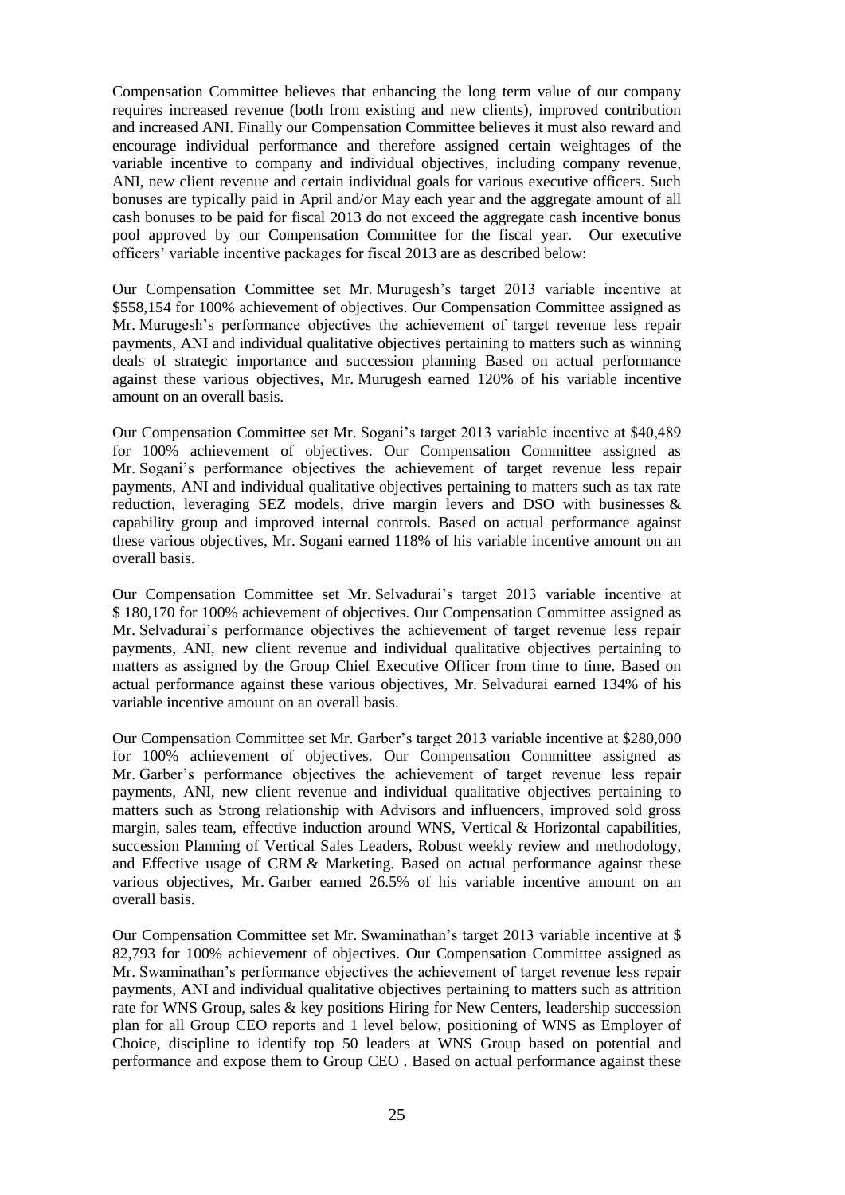Compensation Committee believes that enhancing the long term value of our company requires increased revenue (both from existing and new clients), improved contribution and increased ANI. Finally our Compensation Committee believes it must also reward and encourage individual performance and therefore assigned certain weightages of the variable incentive to company and individual objectives, including company revenue, ANI, new client revenue and certain individual goals for various executive officers. Such bonuses are typically paid in April and/or May each year and the aggregate amount of all cash bonuses to be paid for fiscal 2013 do not exceed the aggregate cash incentive bonus pool approved by our Compensation Committee for the fiscal year. Our executive officers' variable incentive packages for fiscal 2013 are as described below:

Our Compensation Committee set Mr. Murugesh's target 2013 variable incentive at $558,154 for 100% achievement of objectives. Our Compensation Committee assigned as Mr. Murugesh's performance objectives the achievement of target revenue less repair payments, ANI and individual qualitative objectives pertaining to matters such as winning deals of strategic importance and succession planning Based on actual performance against these various objectives, Mr. Murugesh earned 120% of his variable incentive amount on an overall basis.

Our Compensation Committee set Mr. Sogani's target 2013 variable incentive at $40,489 for 100% achievement of objectives. Our Compensation Committee assigned as Mr. Sogani's performance objectives the achievement of target revenue less repair payments, ANI and individual qualitative objectives pertaining to matters such as tax rate reduction, leveraging SEZ models, drive margin levers and DSO with businesses & capability group and improved internal controls. Based on actual performance against these various objectives, Mr. Sogani earned 118% of his variable incentive amount on an overall basis.

Our Compensation Committee set Mr. Selvadurai's target 2013 variable incentive at $ 180,170 for 100% achievement of objectives. Our Compensation Committee assigned as Mr. Selvadurai's performance objectives the achievement of target revenue less repair payments, ANI, new client revenue and individual qualitative objectives pertaining to matters as assigned by the Group Chief Executive Officer from time to time. Based on actual performance against these various objectives, Mr. Selvadurai earned 134% of his variable incentive amount on an overall basis.

Our Compensation Committee set Mr. Garber's target 2013 variable incentive at $280,000 for 100% achievement of objectives. Our Compensation Committee assigned as Mr. Garber's performance objectives the achievement of target revenue less repair payments, ANI, new client revenue and individual qualitative objectives pertaining to matters such as Strong relationship with Advisors and influencers, improved sold gross margin, sales team, effective induction around WNS, Vertical & Horizontal capabilities, succession Planning of Vertical Sales Leaders, Robust weekly review and methodology, and Effective usage of CRM & Marketing. Based on actual performance against these various objectives, Mr. Garber earned 26.5% of his variable incentive amount on an overall basis.

Our Compensation Committee set Mr. Swaminathan's target 2013 variable incentive at $ 82,793 for 100% achievement of objectives. Our Compensation Committee assigned as Mr. Swaminathan's performance objectives the achievement of target revenue less repair payments, ANI and individual qualitative objectives pertaining to matters such as attrition rate for WNS Group, sales & key positions Hiring for New Centers, leadership succession plan for all Group CEO reports and 1 level below, positioning of WNS as Employer of Choice, discipline to identify top 50 leaders at WNS Group based on potential and performance and expose them to Group CEO . Based on actual performance against these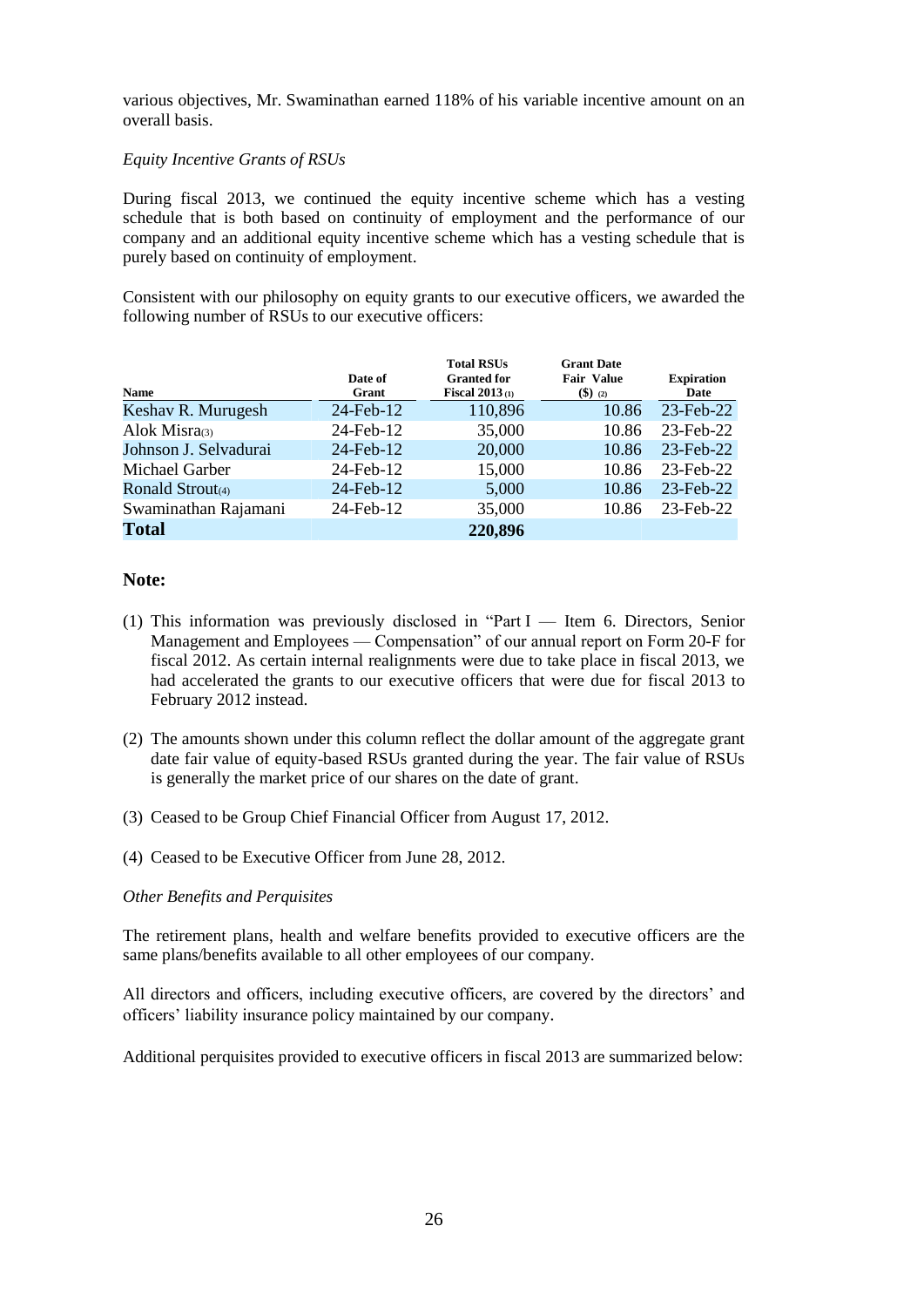various objectives, Mr. Swaminathan earned 118% of his variable incentive amount on an overall basis.

*Equity Incentive Grants of RSUs*

During fiscal 2013, we continued the equity incentive scheme which has a vesting schedule that is both based on continuity of employment and the performance of our company and an additional equity incentive scheme which has a vesting schedule that is purely based on continuity of employment.

Consistent with our philosophy on equity grants to our executive officers, we awarded the following number of RSUs to our executive officers:

| Name | Date of Grant | Total RSUs Granted for Fiscal 2013 (1) | Grant Date Fair Value ($) (2) | Expiration Date |
|---|---|---|---|---|
| Keshav R. Murugesh | 24-Feb-12 | 110,896 | 10.86 | 23-Feb-22 |
| Alok Misra(3) | 24-Feb-12 | 35,000 | 10.86 | 23-Feb-22 |
| Johnson J. Selvadurai | 24-Feb-12 | 20,000 | 10.86 | 23-Feb-22 |
| Michael Garber | 24-Feb-12 | 15,000 | 10.86 | 23-Feb-22 |
| Ronald Strout(4) | 24-Feb-12 | 5,000 | 10.86 | 23-Feb-22 |
| Swaminathan Rajamani | 24-Feb-12 | 35,000 | 10.86 | 23-Feb-22 |
| **Total** | | **220,896** | | |

**Note:**

(1) This information was previously disclosed in "Part I — Item 6. Directors, Senior Management and Employees — Compensation" of our annual report on Form 20-F for fiscal 2012. As certain internal realignments were due to take place in fiscal 2013, we had accelerated the grants to our executive officers that were due for fiscal 2013 to February 2012 instead.

(2) The amounts shown under this column reflect the dollar amount of the aggregate grant date fair value of equity-based RSUs granted during the year. The fair value of RSUs is generally the market price of our shares on the date of grant.

(3) Ceased to be Group Chief Financial Officer from August 17, 2012.

(4) Ceased to be Executive Officer from June 28, 2012.

*Other Benefits and Perquisites*

The retirement plans, health and welfare benefits provided to executive officers are the same plans/benefits available to all other employees of our company.

All directors and officers, including executive officers, are covered by the directors' and officers' liability insurance policy maintained by our company.

Additional perquisites provided to executive officers in fiscal 2013 are summarized below: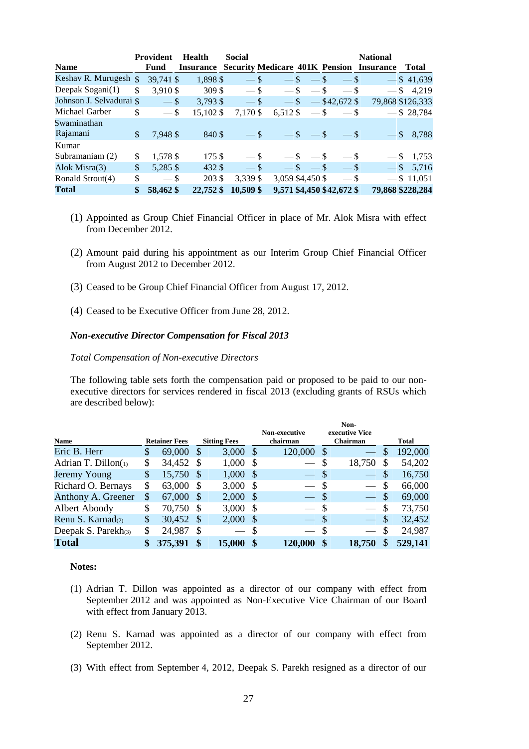| Name | Provident Fund | Health Insurance | Social Security | Medicare | 401K | Pension | National Insurance | Total |
|---|---|---|---|---|---|---|---|---|
| Keshav R. Murugesh | $ 39,741 | $ 1,898 | $ — | $ — | $ — | $ — | $ — | $ 41,639 |
| Deepak Sogani(1) | $ 3,910 | $ 309 | $ — | $ — | $ — | $ — | $ — | $ 4,219 |
| Johnson J. Selvadurai | $ — | $ 3,793 | $ — | $ — | $ — | $42,672 | $ 79,868 | $126,333 |
| Michael Garber | $ — | $ 15,102 | $ 7,170 | $ 6,512 | $ — | $ — | $ — | $ 28,784 |
| Swaminathan Rajamani | $ 7,948 | $ 840 | $ — | $ — | $ — | $ — | $ — | $ 8,788 |
| Kumar Subramaniam (2) | $ 1,578 | $ 175 | $ — | $ — | $ — | $ — | $ — | $ 1,753 |
| Alok Misra(3) | $ 5,285 | $ 432 | $ — | $ — | $ — | $ — | $ — | $ 5,716 |
| Ronald Strout(4) | $ — | $ 203 | $ 3,339 | $ 3,059 | $4,450 | $ — | $ — | $ 11,051 |
| **Total** | **$ 58,462** | **$ 22,752** | **$ 10,509** | **$ 9,571** | **$4,450** | **$42,672** | **$ 79,868** | **$228,284** |

(1) Appointed as Group Chief Financial Officer in place of Mr. Alok Misra with effect from December 2012.

(2) Amount paid during his appointment as our Interim Group Chief Financial Officer from August 2012 to December 2012.

(3) Ceased to be Group Chief Financial Officer from August 17, 2012.

(4) Ceased to be Executive Officer from June 28, 2012.

***Non-executive Director Compensation for Fiscal 2013***

*Total Compensation of Non-executive Directors*

The following table sets forth the compensation paid or proposed to be paid to our non-executive directors for services rendered in fiscal 2013 (excluding grants of RSUs which are described below):

| Name | Retainer Fees | Sitting Fees | Non-executive chairman | Non-executive Vice Chairman | Total |
|---|---|---|---|---|---|
| Eric B. Herr | $ 69,000 | $ 3,000 | $ 120,000 | $ — | $ 192,000 |
| Adrian T. Dillon(1) | $ 34,452 | $ 1,000 | $ — | $ 18,750 | $ 54,202 |
| Jeremy Young | $ 15,750 | $ 1,000 | $ — | $ — | $ 16,750 |
| Richard O. Bernays | $ 63,000 | $ 3,000 | $ — | $ — | $ 66,000 |
| Anthony A. Greener | $ 67,000 | $ 2,000 | $ — | $ — | $ 69,000 |
| Albert Aboody | $ 70,750 | $ 3,000 | $ — | $ — | $ 73,750 |
| Renu S. Karnad(2) | $ 30,452 | $ 2,000 | $ — | $ — | $ 32,452 |
| Deepak S. Parekh(3) | $ 24,987 | $ — | $ — | $ — | $ 24,987 |
| **Total** | **$ 375,391** | **$ 15,000** | **$ 120,000** | **$ 18,750** | **$ 529,141** |

**Notes:**

(1) Adrian T. Dillon was appointed as a director of our company with effect from September 2012 and was appointed as Non-Executive Vice Chairman of our Board with effect from January 2013.

(2) Renu S. Karnad was appointed as a director of our company with effect from September 2012.

(3) With effect from September 4, 2012, Deepak S. Parekh resigned as a director of our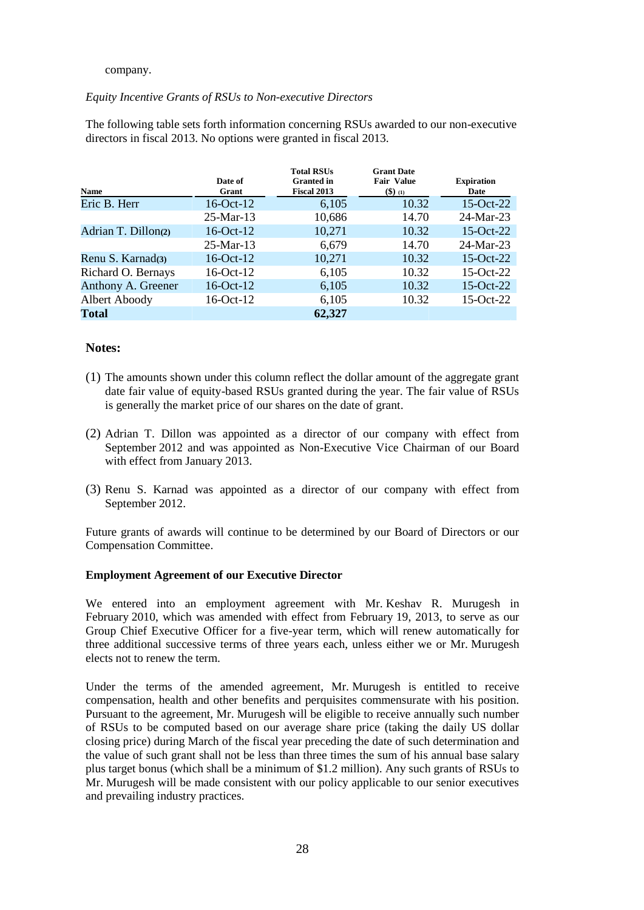company.

*Equity Incentive Grants of RSUs to Non-executive Directors*

The following table sets forth information concerning RSUs awarded to our non-executive directors in fiscal 2013. No options were granted in fiscal 2013.

| Name | Date of Grant | Total RSUs Granted in Fiscal 2013 | Grant Date Fair Value ($) (1) | Expiration Date |
|---|---|---|---|---|
| Eric B. Herr | 16-Oct-12 | 6,105 | 10.32 | 15-Oct-22 |
| | 25-Mar-13 | 10,686 | 14.70 | 24-Mar-23 |
| Adrian T. Dillon(2) | 16-Oct-12 | 10,271 | 10.32 | 15-Oct-22 |
| | 25-Mar-13 | 6,679 | 14.70 | 24-Mar-23 |
| Renu S. Karnad(3) | 16-Oct-12 | 10,271 | 10.32 | 15-Oct-22 |
| Richard O. Bernays | 16-Oct-12 | 6,105 | 10.32 | 15-Oct-22 |
| Anthony A. Greener | 16-Oct-12 | 6,105 | 10.32 | 15-Oct-22 |
| Albert Aboody | 16-Oct-12 | 6,105 | 10.32 | 15-Oct-22 |
| **Total** | | **62,327** | | |

**Notes:**

(1) The amounts shown under this column reflect the dollar amount of the aggregate grant date fair value of equity-based RSUs granted during the year. The fair value of RSUs is generally the market price of our shares on the date of grant.

(2) Adrian T. Dillon was appointed as a director of our company with effect from September 2012 and was appointed as Non-Executive Vice Chairman of our Board with effect from January 2013.

(3) Renu S. Karnad was appointed as a director of our company with effect from September 2012.

Future grants of awards will continue to be determined by our Board of Directors or our Compensation Committee.

**Employment Agreement of our Executive Director**

We entered into an employment agreement with Mr. Keshav R. Murugesh in February 2010, which was amended with effect from February 19, 2013, to serve as our Group Chief Executive Officer for a five-year term, which will renew automatically for three additional successive terms of three years each, unless either we or Mr. Murugesh elects not to renew the term.

Under the terms of the amended agreement, Mr. Murugesh is entitled to receive compensation, health and other benefits and perquisites commensurate with his position. Pursuant to the agreement, Mr. Murugesh will be eligible to receive annually such number of RSUs to be computed based on our average share price (taking the daily US dollar closing price) during March of the fiscal year preceding the date of such determination and the value of such grant shall not be less than three times the sum of his annual base salary plus target bonus (which shall be a minimum of $1.2 million). Any such grants of RSUs to Mr. Murugesh will be made consistent with our policy applicable to our senior executives and prevailing industry practices.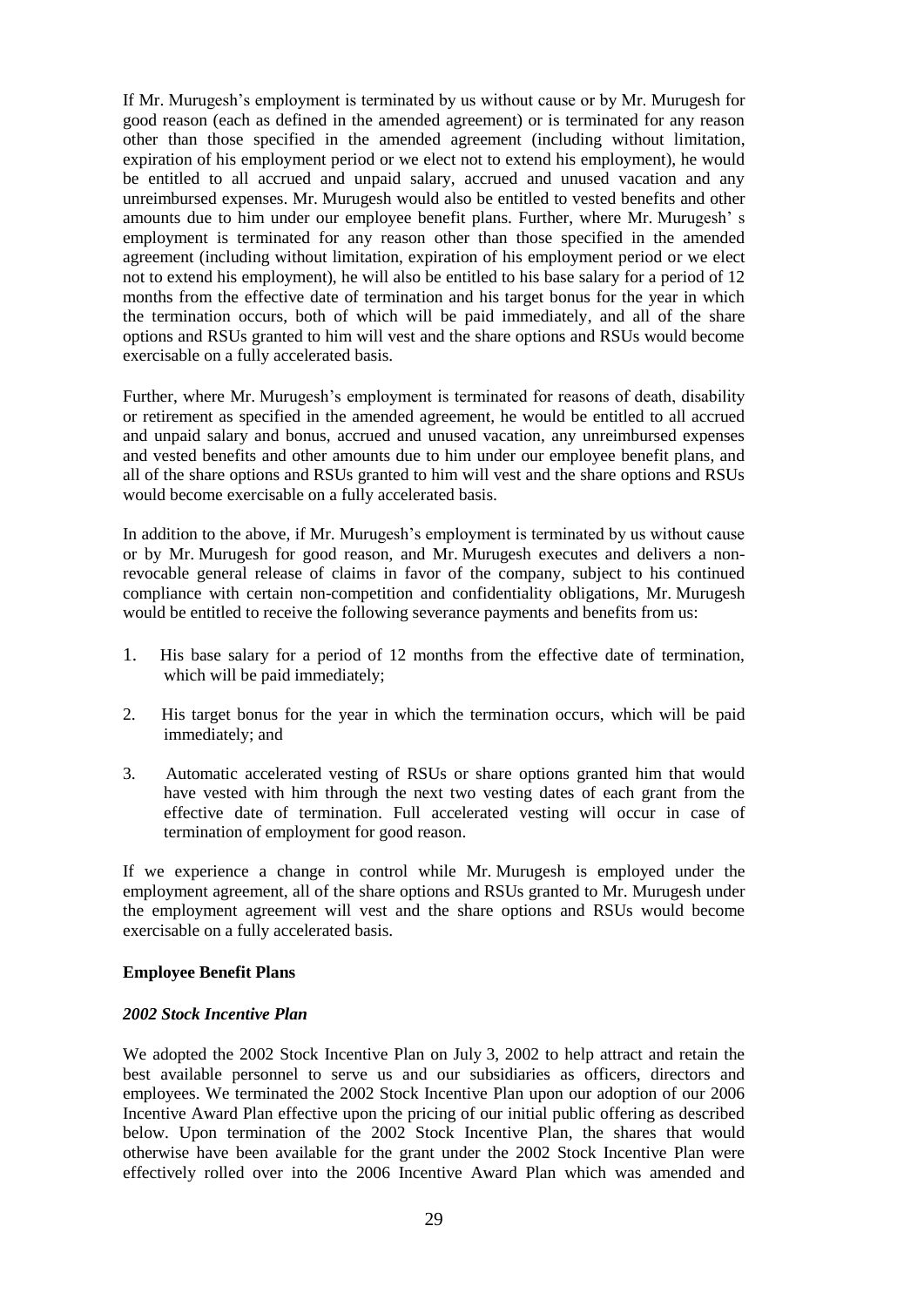If Mr. Murugesh's employment is terminated by us without cause or by Mr. Murugesh for good reason (each as defined in the amended agreement) or is terminated for any reason other than those specified in the amended agreement (including without limitation, expiration of his employment period or we elect not to extend his employment), he would be entitled to all accrued and unpaid salary, accrued and unused vacation and any unreimbursed expenses. Mr. Murugesh would also be entitled to vested benefits and other amounts due to him under our employee benefit plans. Further, where Mr. Murugesh' s employment is terminated for any reason other than those specified in the amended agreement (including without limitation, expiration of his employment period or we elect not to extend his employment), he will also be entitled to his base salary for a period of 12 months from the effective date of termination and his target bonus for the year in which the termination occurs, both of which will be paid immediately, and all of the share options and RSUs granted to him will vest and the share options and RSUs would become exercisable on a fully accelerated basis.

Further, where Mr. Murugesh's employment is terminated for reasons of death, disability or retirement as specified in the amended agreement, he would be entitled to all accrued and unpaid salary and bonus, accrued and unused vacation, any unreimbursed expenses and vested benefits and other amounts due to him under our employee benefit plans, and all of the share options and RSUs granted to him will vest and the share options and RSUs would become exercisable on a fully accelerated basis.

In addition to the above, if Mr. Murugesh's employment is terminated by us without cause or by Mr. Murugesh for good reason, and Mr. Murugesh executes and delivers a non-revocable general release of claims in favor of the company, subject to his continued compliance with certain non-competition and confidentiality obligations, Mr. Murugesh would be entitled to receive the following severance payments and benefits from us:

1. His base salary for a period of 12 months from the effective date of termination, which will be paid immediately;
2. His target bonus for the year in which the termination occurs, which will be paid immediately; and
3. Automatic accelerated vesting of RSUs or share options granted him that would have vested with him through the next two vesting dates of each grant from the effective date of termination. Full accelerated vesting will occur in case of termination of employment for good reason.

If we experience a change in control while Mr. Murugesh is employed under the employment agreement, all of the share options and RSUs granted to Mr. Murugesh under the employment agreement will vest and the share options and RSUs would become exercisable on a fully accelerated basis.

**Employee Benefit Plans**

***2002 Stock Incentive Plan***

We adopted the 2002 Stock Incentive Plan on July 3, 2002 to help attract and retain the best available personnel to serve us and our subsidiaries as officers, directors and employees. We terminated the 2002 Stock Incentive Plan upon our adoption of our 2006 Incentive Award Plan effective upon the pricing of our initial public offering as described below. Upon termination of the 2002 Stock Incentive Plan, the shares that would otherwise have been available for the grant under the 2002 Stock Incentive Plan were effectively rolled over into the 2006 Incentive Award Plan which was amended and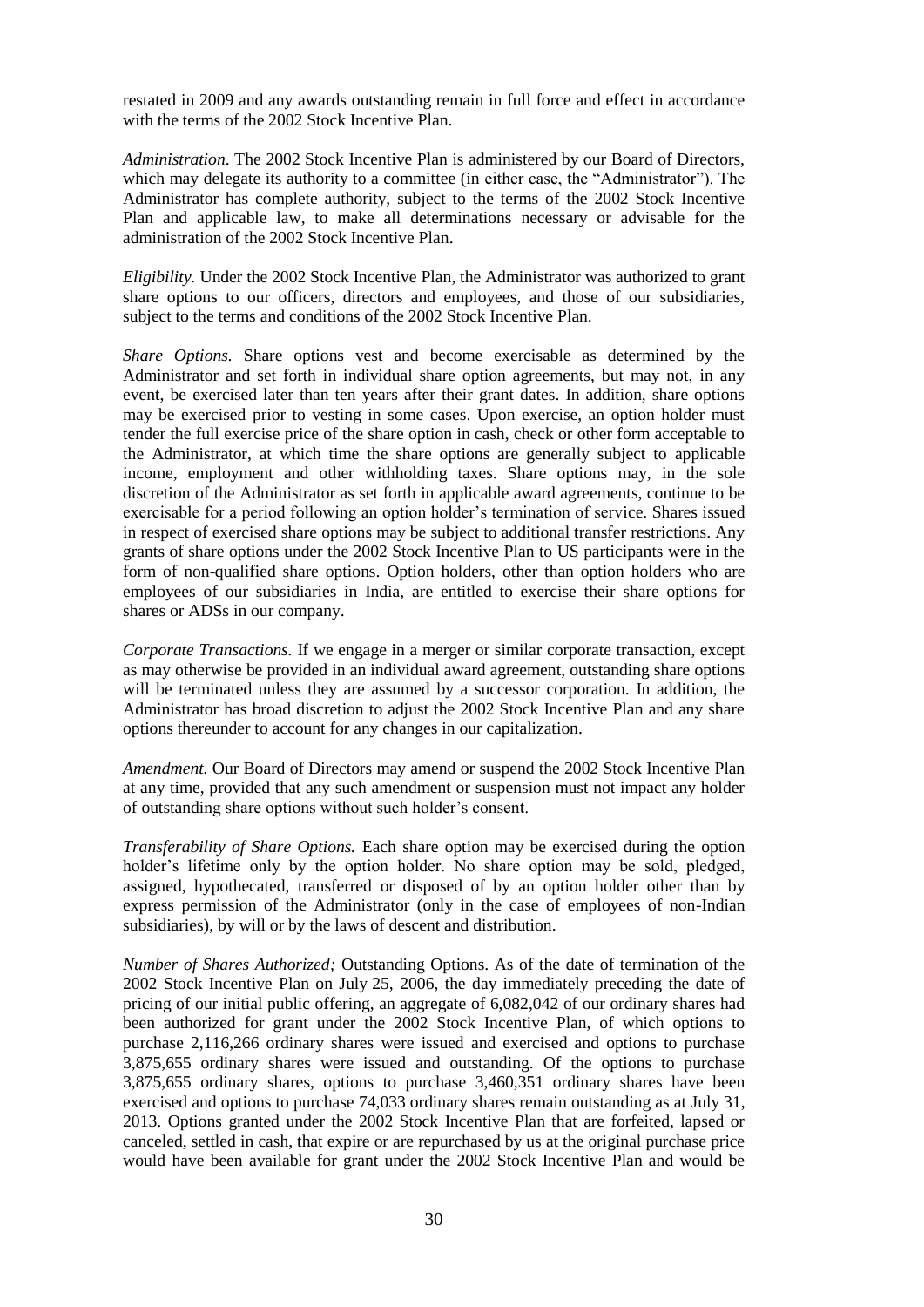restated in 2009 and any awards outstanding remain in full force and effect in accordance with the terms of the 2002 Stock Incentive Plan.

*Administration*. The 2002 Stock Incentive Plan is administered by our Board of Directors, which may delegate its authority to a committee (in either case, the "Administrator"). The Administrator has complete authority, subject to the terms of the 2002 Stock Incentive Plan and applicable law, to make all determinations necessary or advisable for the administration of the 2002 Stock Incentive Plan.

*Eligibility.* Under the 2002 Stock Incentive Plan, the Administrator was authorized to grant share options to our officers, directors and employees, and those of our subsidiaries, subject to the terms and conditions of the 2002 Stock Incentive Plan.

*Share Options.* Share options vest and become exercisable as determined by the Administrator and set forth in individual share option agreements, but may not, in any event, be exercised later than ten years after their grant dates. In addition, share options may be exercised prior to vesting in some cases. Upon exercise, an option holder must tender the full exercise price of the share option in cash, check or other form acceptable to the Administrator, at which time the share options are generally subject to applicable income, employment and other withholding taxes. Share options may, in the sole discretion of the Administrator as set forth in applicable award agreements, continue to be exercisable for a period following an option holder's termination of service. Shares issued in respect of exercised share options may be subject to additional transfer restrictions. Any grants of share options under the 2002 Stock Incentive Plan to US participants were in the form of non-qualified share options. Option holders, other than option holders who are employees of our subsidiaries in India, are entitled to exercise their share options for shares or ADSs in our company.

*Corporate Transactions.* If we engage in a merger or similar corporate transaction, except as may otherwise be provided in an individual award agreement, outstanding share options will be terminated unless they are assumed by a successor corporation. In addition, the Administrator has broad discretion to adjust the 2002 Stock Incentive Plan and any share options thereunder to account for any changes in our capitalization.

*Amendment.* Our Board of Directors may amend or suspend the 2002 Stock Incentive Plan at any time, provided that any such amendment or suspension must not impact any holder of outstanding share options without such holder's consent.

*Transferability of Share Options.* Each share option may be exercised during the option holder's lifetime only by the option holder. No share option may be sold, pledged, assigned, hypothecated, transferred or disposed of by an option holder other than by express permission of the Administrator (only in the case of employees of non-Indian subsidiaries), by will or by the laws of descent and distribution.

*Number of Shares Authorized;* Outstanding Options. As of the date of termination of the 2002 Stock Incentive Plan on July 25, 2006, the day immediately preceding the date of pricing of our initial public offering, an aggregate of 6,082,042 of our ordinary shares had been authorized for grant under the 2002 Stock Incentive Plan, of which options to purchase 2,116,266 ordinary shares were issued and exercised and options to purchase 3,875,655 ordinary shares were issued and outstanding. Of the options to purchase 3,875,655 ordinary shares, options to purchase 3,460,351 ordinary shares have been exercised and options to purchase 74,033 ordinary shares remain outstanding as at July 31, 2013. Options granted under the 2002 Stock Incentive Plan that are forfeited, lapsed or canceled, settled in cash, that expire or are repurchased by us at the original purchase price would have been available for grant under the 2002 Stock Incentive Plan and would be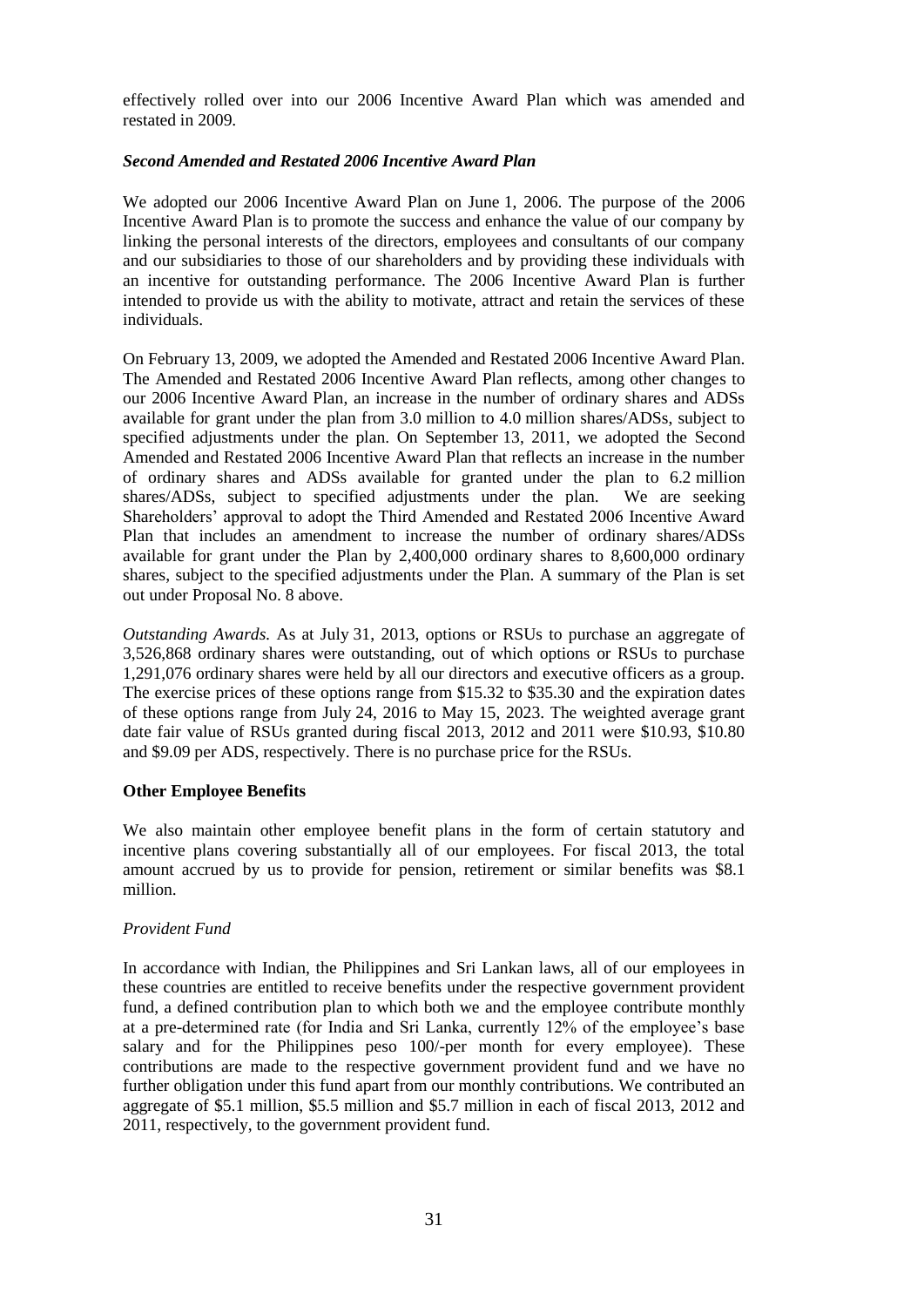effectively rolled over into our 2006 Incentive Award Plan which was amended and restated in 2009.

### *Second Amended and Restated 2006 Incentive Award Plan*

We adopted our 2006 Incentive Award Plan on June 1, 2006. The purpose of the 2006 Incentive Award Plan is to promote the success and enhance the value of our company by linking the personal interests of the directors, employees and consultants of our company and our subsidiaries to those of our shareholders and by providing these individuals with an incentive for outstanding performance. The 2006 Incentive Award Plan is further intended to provide us with the ability to motivate, attract and retain the services of these individuals.

On February 13, 2009, we adopted the Amended and Restated 2006 Incentive Award Plan. The Amended and Restated 2006 Incentive Award Plan reflects, among other changes to our 2006 Incentive Award Plan, an increase in the number of ordinary shares and ADSs available for grant under the plan from 3.0 million to 4.0 million shares/ADSs, subject to specified adjustments under the plan. On September 13, 2011, we adopted the Second Amended and Restated 2006 Incentive Award Plan that reflects an increase in the number of ordinary shares and ADSs available for granted under the plan to 6.2 million shares/ADSs, subject to specified adjustments under the plan. We are seeking Shareholders' approval to adopt the Third Amended and Restated 2006 Incentive Award Plan that includes an amendment to increase the number of ordinary shares/ADSs available for grant under the Plan by 2,400,000 ordinary shares to 8,600,000 ordinary shares, subject to the specified adjustments under the Plan. A summary of the Plan is set out under Proposal No. 8 above.

*Outstanding Awards.* As at July 31, 2013, options or RSUs to purchase an aggregate of 3,526,868 ordinary shares were outstanding, out of which options or RSUs to purchase 1,291,076 ordinary shares were held by all our directors and executive officers as a group. The exercise prices of these options range from $15.32 to $35.30 and the expiration dates of these options range from July 24, 2016 to May 15, 2023. The weighted average grant date fair value of RSUs granted during fiscal 2013, 2012 and 2011 were $10.93, $10.80 and $9.09 per ADS, respectively. There is no purchase price for the RSUs.

### **Other Employee Benefits**

We also maintain other employee benefit plans in the form of certain statutory and incentive plans covering substantially all of our employees. For fiscal 2013, the total amount accrued by us to provide for pension, retirement or similar benefits was $8.1 million.

#### *Provident Fund*

In accordance with Indian, the Philippines and Sri Lankan laws, all of our employees in these countries are entitled to receive benefits under the respective government provident fund, a defined contribution plan to which both we and the employee contribute monthly at a pre-determined rate (for India and Sri Lanka, currently 12% of the employee's base salary and for the Philippines peso 100/-per month for every employee). These contributions are made to the respective government provident fund and we have no further obligation under this fund apart from our monthly contributions. We contributed an aggregate of $5.1 million, $5.5 million and $5.7 million in each of fiscal 2013, 2012 and 2011, respectively, to the government provident fund.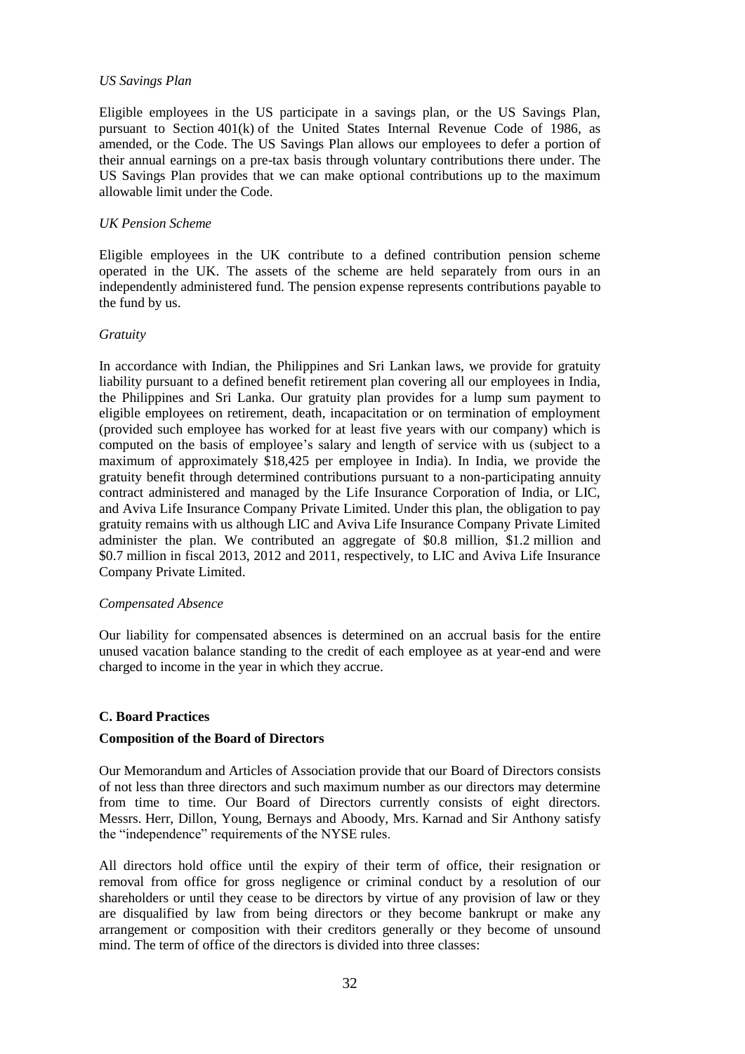*US Savings Plan*

Eligible employees in the US participate in a savings plan, or the US Savings Plan, pursuant to Section 401(k) of the United States Internal Revenue Code of 1986, as amended, or the Code. The US Savings Plan allows our employees to defer a portion of their annual earnings on a pre-tax basis through voluntary contributions there under. The US Savings Plan provides that we can make optional contributions up to the maximum allowable limit under the Code.

*UK Pension Scheme*

Eligible employees in the UK contribute to a defined contribution pension scheme operated in the UK. The assets of the scheme are held separately from ours in an independently administered fund. The pension expense represents contributions payable to the fund by us.

*Gratuity*

In accordance with Indian, the Philippines and Sri Lankan laws, we provide for gratuity liability pursuant to a defined benefit retirement plan covering all our employees in India, the Philippines and Sri Lanka. Our gratuity plan provides for a lump sum payment to eligible employees on retirement, death, incapacitation or on termination of employment (provided such employee has worked for at least five years with our company) which is computed on the basis of employee's salary and length of service with us (subject to a maximum of approximately $18,425 per employee in India). In India, we provide the gratuity benefit through determined contributions pursuant to a non-participating annuity contract administered and managed by the Life Insurance Corporation of India, or LIC, and Aviva Life Insurance Company Private Limited. Under this plan, the obligation to pay gratuity remains with us although LIC and Aviva Life Insurance Company Private Limited administer the plan. We contributed an aggregate of $0.8 million, $1.2 million and $0.7 million in fiscal 2013, 2012 and 2011, respectively, to LIC and Aviva Life Insurance Company Private Limited.

*Compensated Absence*

Our liability for compensated absences is determined on an accrual basis for the entire unused vacation balance standing to the credit of each employee as at year-end and were charged to income in the year in which they accrue.

## C. Board Practices

### Composition of the Board of Directors

Our Memorandum and Articles of Association provide that our Board of Directors consists of not less than three directors and such maximum number as our directors may determine from time to time. Our Board of Directors currently consists of eight directors. Messrs. Herr, Dillon, Young, Bernays and Aboody, Mrs. Karnad and Sir Anthony satisfy the "independence" requirements of the NYSE rules.

All directors hold office until the expiry of their term of office, their resignation or removal from office for gross negligence or criminal conduct by a resolution of our shareholders or until they cease to be directors by virtue of any provision of law or they are disqualified by law from being directors or they become bankrupt or make any arrangement or composition with their creditors generally or they become of unsound mind. The term of office of the directors is divided into three classes: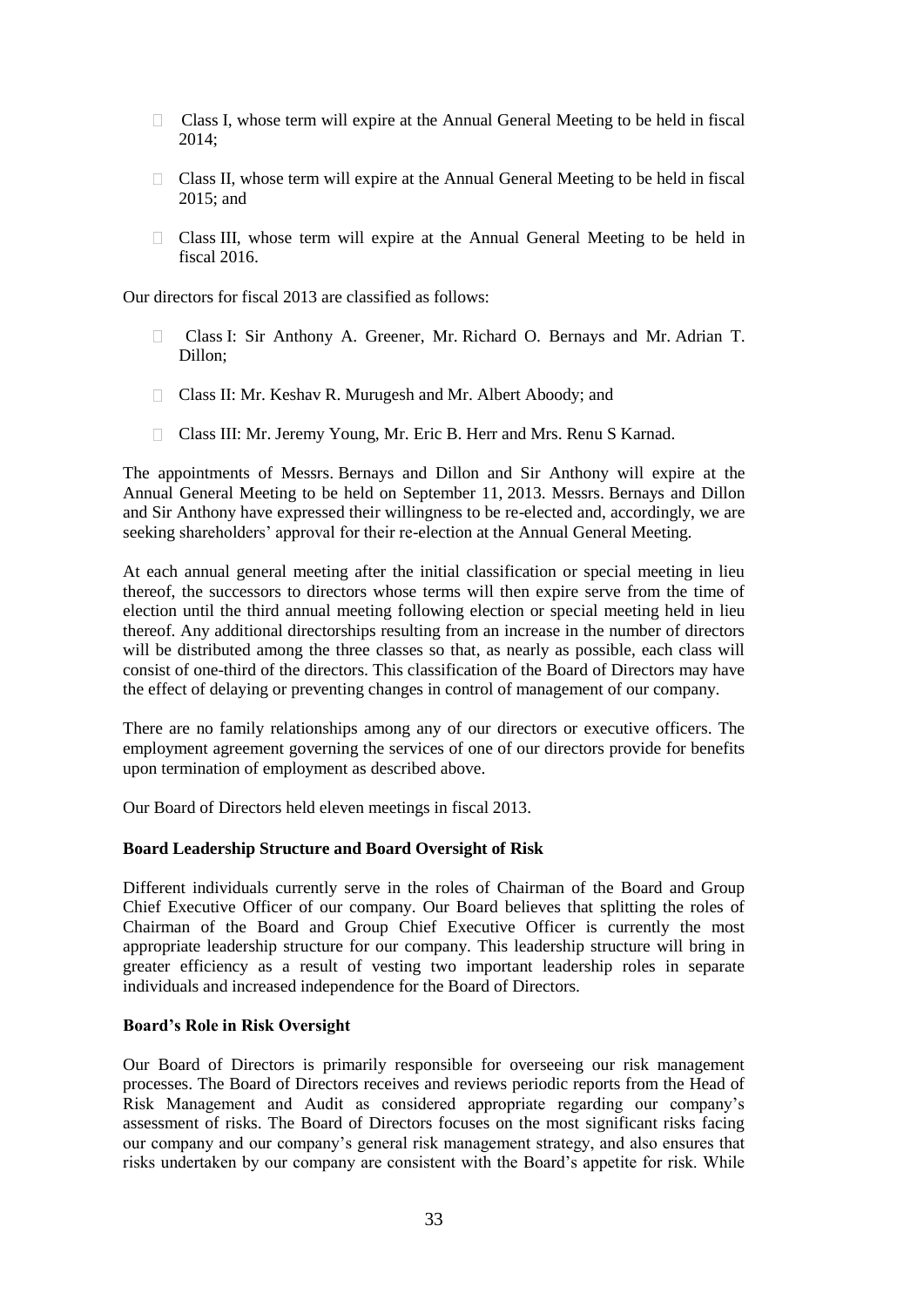- Class I, whose term will expire at the Annual General Meeting to be held in fiscal 2014;
- Class II, whose term will expire at the Annual General Meeting to be held in fiscal 2015; and
- Class III, whose term will expire at the Annual General Meeting to be held in fiscal 2016.

Our directors for fiscal 2013 are classified as follows:

- Class I: Sir Anthony A. Greener, Mr. Richard O. Bernays and Mr. Adrian T. Dillon;
- Class II: Mr. Keshav R. Murugesh and Mr. Albert Aboody; and
- Class III: Mr. Jeremy Young, Mr. Eric B. Herr and Mrs. Renu S Karnad.

The appointments of Messrs. Bernays and Dillon and Sir Anthony will expire at the Annual General Meeting to be held on September 11, 2013. Messrs. Bernays and Dillon and Sir Anthony have expressed their willingness to be re-elected and, accordingly, we are seeking shareholders' approval for their re-election at the Annual General Meeting.

At each annual general meeting after the initial classification or special meeting in lieu thereof, the successors to directors whose terms will then expire serve from the time of election until the third annual meeting following election or special meeting held in lieu thereof. Any additional directorships resulting from an increase in the number of directors will be distributed among the three classes so that, as nearly as possible, each class will consist of one-third of the directors. This classification of the Board of Directors may have the effect of delaying or preventing changes in control of management of our company.

There are no family relationships among any of our directors or executive officers. The employment agreement governing the services of one of our directors provide for benefits upon termination of employment as described above.

Our Board of Directors held eleven meetings in fiscal 2013.

**Board Leadership Structure and Board Oversight of Risk**

Different individuals currently serve in the roles of Chairman of the Board and Group Chief Executive Officer of our company. Our Board believes that splitting the roles of Chairman of the Board and Group Chief Executive Officer is currently the most appropriate leadership structure for our company. This leadership structure will bring in greater efficiency as a result of vesting two important leadership roles in separate individuals and increased independence for the Board of Directors.

**Board's Role in Risk Oversight**

Our Board of Directors is primarily responsible for overseeing our risk management processes. The Board of Directors receives and reviews periodic reports from the Head of Risk Management and Audit as considered appropriate regarding our company's assessment of risks. The Board of Directors focuses on the most significant risks facing our company and our company's general risk management strategy, and also ensures that risks undertaken by our company are consistent with the Board's appetite for risk. While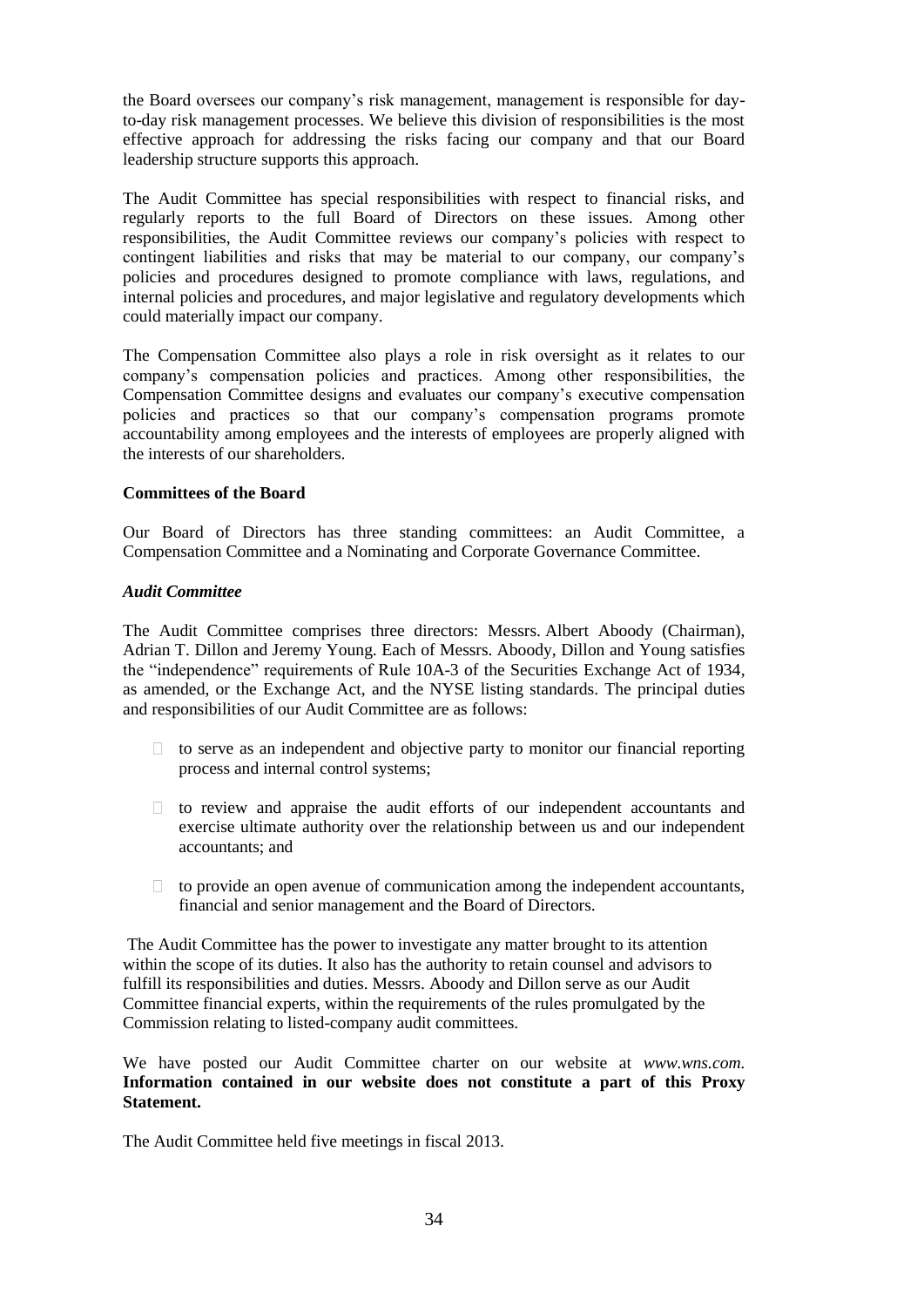the Board oversees our company's risk management, management is responsible for day-to-day risk management processes. We believe this division of responsibilities is the most effective approach for addressing the risks facing our company and that our Board leadership structure supports this approach.

The Audit Committee has special responsibilities with respect to financial risks, and regularly reports to the full Board of Directors on these issues. Among other responsibilities, the Audit Committee reviews our company's policies with respect to contingent liabilities and risks that may be material to our company, our company's policies and procedures designed to promote compliance with laws, regulations, and internal policies and procedures, and major legislative and regulatory developments which could materially impact our company.

The Compensation Committee also plays a role in risk oversight as it relates to our company's compensation policies and practices. Among other responsibilities, the Compensation Committee designs and evaluates our company's executive compensation policies and practices so that our company's compensation programs promote accountability among employees and the interests of employees are properly aligned with the interests of our shareholders.

**Committees of the Board**

Our Board of Directors has three standing committees: an Audit Committee, a Compensation Committee and a Nominating and Corporate Governance Committee.

***Audit Committee***

The Audit Committee comprises three directors: Messrs. Albert Aboody (Chairman), Adrian T. Dillon and Jeremy Young. Each of Messrs. Aboody, Dillon and Young satisfies the "independence" requirements of Rule 10A-3 of the Securities Exchange Act of 1934, as amended, or the Exchange Act, and the NYSE listing standards. The principal duties and responsibilities of our Audit Committee are as follows:

- to serve as an independent and objective party to monitor our financial reporting process and internal control systems;
- to review and appraise the audit efforts of our independent accountants and exercise ultimate authority over the relationship between us and our independent accountants; and
- to provide an open avenue of communication among the independent accountants, financial and senior management and the Board of Directors.

The Audit Committee has the power to investigate any matter brought to its attention within the scope of its duties. It also has the authority to retain counsel and advisors to fulfill its responsibilities and duties. Messrs. Aboody and Dillon serve as our Audit Committee financial experts, within the requirements of the rules promulgated by the Commission relating to listed-company audit committees.

We have posted our Audit Committee charter on our website at *www.wns.com.* **Information contained in our website does not constitute a part of this Proxy Statement.**

The Audit Committee held five meetings in fiscal 2013.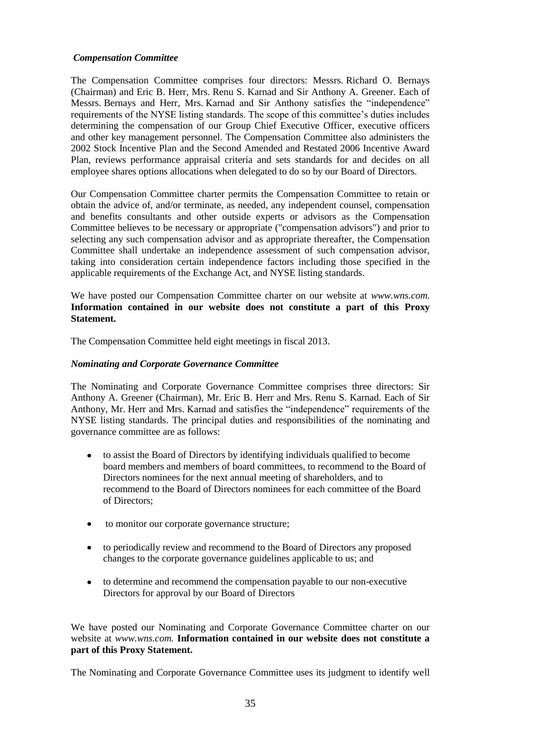### *Compensation Committee*

The Compensation Committee comprises four directors: Messrs. Richard O. Bernays (Chairman) and Eric B. Herr, Mrs. Renu S. Karnad and Sir Anthony A. Greener. Each of Messrs. Bernays and Herr, Mrs. Karnad and Sir Anthony satisfies the "independence" requirements of the NYSE listing standards. The scope of this committee's duties includes determining the compensation of our Group Chief Executive Officer, executive officers and other key management personnel. The Compensation Committee also administers the 2002 Stock Incentive Plan and the Second Amended and Restated 2006 Incentive Award Plan, reviews performance appraisal criteria and sets standards for and decides on all employee shares options allocations when delegated to do so by our Board of Directors.

Our Compensation Committee charter permits the Compensation Committee to retain or obtain the advice of, and/or terminate, as needed, any independent counsel, compensation and benefits consultants and other outside experts or advisors as the Compensation Committee believes to be necessary or appropriate ("compensation advisors") and prior to selecting any such compensation advisor and as appropriate thereafter, the Compensation Committee shall undertake an independence assessment of such compensation advisor, taking into consideration certain independence factors including those specified in the applicable requirements of the Exchange Act, and NYSE listing standards.

We have posted our Compensation Committee charter on our website at *www.wns.com.* **Information contained in our website does not constitute a part of this Proxy Statement.**

The Compensation Committee held eight meetings in fiscal 2013.

### *Nominating and Corporate Governance Committee*

The Nominating and Corporate Governance Committee comprises three directors: Sir Anthony A. Greener (Chairman), Mr. Eric B. Herr and Mrs. Renu S. Karnad. Each of Sir Anthony, Mr. Herr and Mrs. Karnad and satisfies the "independence" requirements of the NYSE listing standards. The principal duties and responsibilities of the nominating and governance committee are as follows:

- to assist the Board of Directors by identifying individuals qualified to become board members and members of board committees, to recommend to the Board of Directors nominees for the next annual meeting of shareholders, and to recommend to the Board of Directors nominees for each committee of the Board of Directors;
- to monitor our corporate governance structure;
- to periodically review and recommend to the Board of Directors any proposed changes to the corporate governance guidelines applicable to us; and
- to determine and recommend the compensation payable to our non-executive Directors for approval by our Board of Directors

We have posted our Nominating and Corporate Governance Committee charter on our website at *www.wns.com.* **Information contained in our website does not constitute a part of this Proxy Statement.**

The Nominating and Corporate Governance Committee uses its judgment to identify well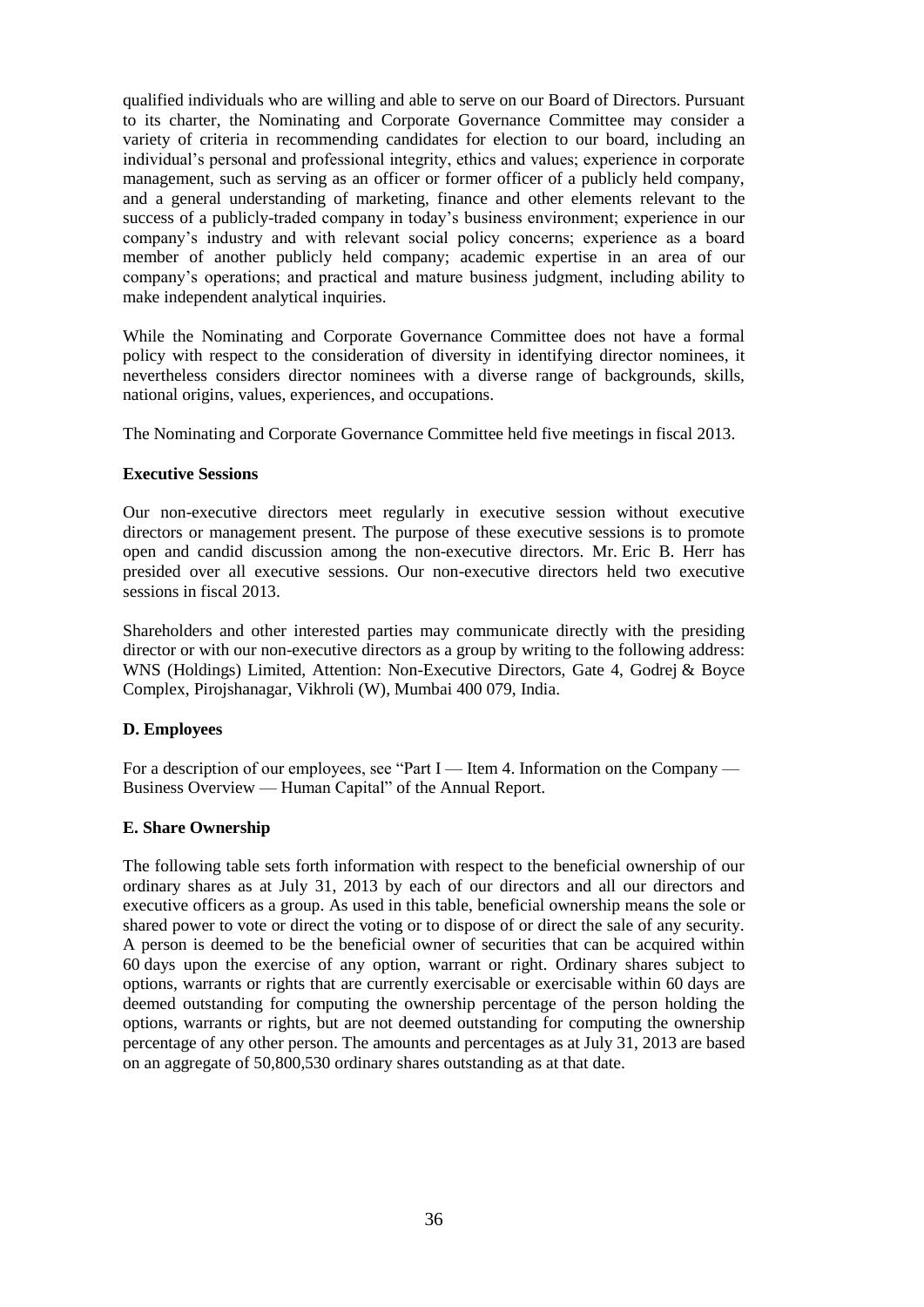qualified individuals who are willing and able to serve on our Board of Directors. Pursuant to its charter, the Nominating and Corporate Governance Committee may consider a variety of criteria in recommending candidates for election to our board, including an individual's personal and professional integrity, ethics and values; experience in corporate management, such as serving as an officer or former officer of a publicly held company, and a general understanding of marketing, finance and other elements relevant to the success of a publicly-traded company in today's business environment; experience in our company's industry and with relevant social policy concerns; experience as a board member of another publicly held company; academic expertise in an area of our company's operations; and practical and mature business judgment, including ability to make independent analytical inquiries.

While the Nominating and Corporate Governance Committee does not have a formal policy with respect to the consideration of diversity in identifying director nominees, it nevertheless considers director nominees with a diverse range of backgrounds, skills, national origins, values, experiences, and occupations.

The Nominating and Corporate Governance Committee held five meetings in fiscal 2013.

**Executive Sessions**

Our non-executive directors meet regularly in executive session without executive directors or management present. The purpose of these executive sessions is to promote open and candid discussion among the non-executive directors. Mr. Eric B. Herr has presided over all executive sessions. Our non-executive directors held two executive sessions in fiscal 2013.

Shareholders and other interested parties may communicate directly with the presiding director or with our non-executive directors as a group by writing to the following address: WNS (Holdings) Limited, Attention: Non-Executive Directors, Gate 4, Godrej & Boyce Complex, Pirojshanagar, Vikhroli (W), Mumbai 400 079, India.

**D. Employees**

For a description of our employees, see "Part I — Item 4. Information on the Company — Business Overview — Human Capital" of the Annual Report.

**E. Share Ownership**

The following table sets forth information with respect to the beneficial ownership of our ordinary shares as at July 31, 2013 by each of our directors and all our directors and executive officers as a group. As used in this table, beneficial ownership means the sole or shared power to vote or direct the voting or to dispose of or direct the sale of any security. A person is deemed to be the beneficial owner of securities that can be acquired within 60 days upon the exercise of any option, warrant or right. Ordinary shares subject to options, warrants or rights that are currently exercisable or exercisable within 60 days are deemed outstanding for computing the ownership percentage of the person holding the options, warrants or rights, but are not deemed outstanding for computing the ownership percentage of any other person. The amounts and percentages as at July 31, 2013 are based on an aggregate of 50,800,530 ordinary shares outstanding as at that date.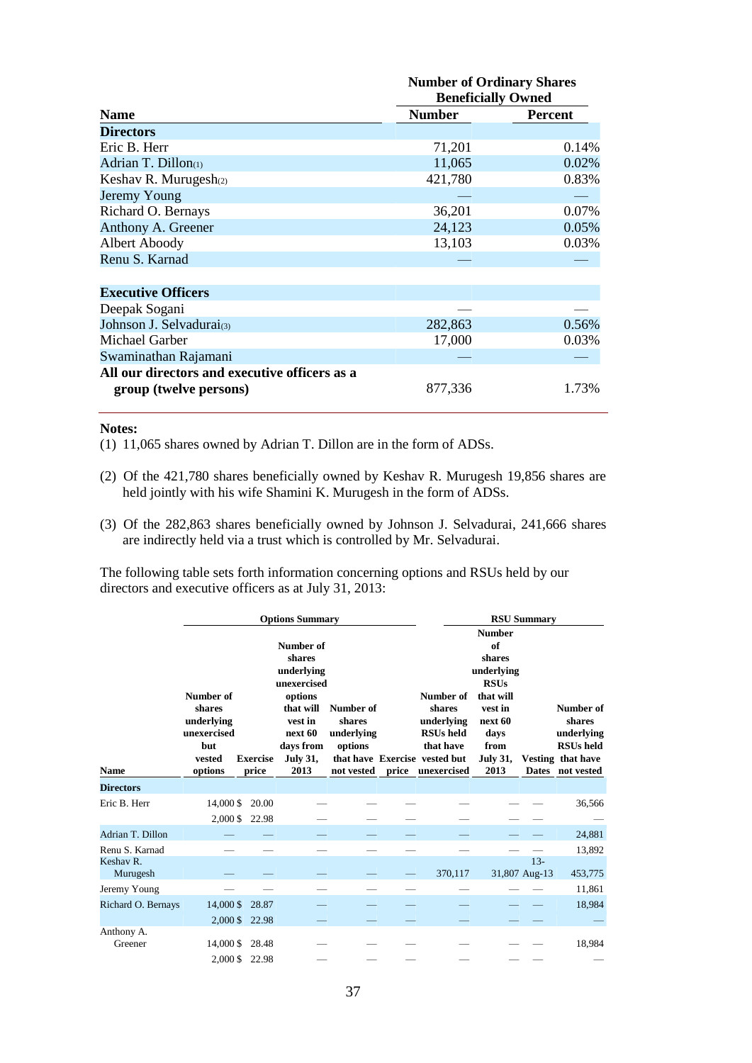| Name | Number of Ordinary Shares Beneficially Owned | |
|---|---|---|
| | **Number** | **Percent** |
| **Directors** | | |
| Eric B. Herr | 71,201 | 0.14% |
| Adrian T. Dillon(1) | 11,065 | 0.02% |
| Keshav R. Murugesh(2) | 421,780 | 0.83% |
| Jeremy Young | — | — |
| Richard O. Bernays | 36,201 | 0.07% |
| Anthony A. Greener | 24,123 | 0.05% |
| Albert Aboody | 13,103 | 0.03% |
| Renu S. Karnad | — | — |
| **Executive Officers** | | |
| Deepak Sogani | — | — |
| Johnson J. Selvadurai(3) | 282,863 | 0.56% |
| Michael Garber | 17,000 | 0.03% |
| Swaminathan Rajamani | — | — |
| **All our directors and executive officers as a group (twelve persons)** | 877,336 | 1.73% |

**Notes:**

(1) 11,065 shares owned by Adrian T. Dillon are in the form of ADSs.

(2) Of the 421,780 shares beneficially owned by Keshav R. Murugesh 19,856 shares are held jointly with his wife Shamini K. Murugesh in the form of ADSs.

(3) Of the 282,863 shares beneficially owned by Johnson J. Selvadurai, 241,666 shares are indirectly held via a trust which is controlled by Mr. Selvadurai.

The following table sets forth information concerning options and RSUs held by our directors and executive officers as at July 31, 2013:

| | Options Summary | | | | | RSU Summary | | | |
|---|---|---|---|---|---|---|---|---|---|
| **Name** | **Number of shares underlying unexercised but vested options** | **Exercise price** | **Number of shares underlying unexercised options that will vest in next 60 days from July 31, 2013** | **Number of shares underlying options that have not vested** | **Exercise price** | **Number of shares underlying RSUs held that have vested but unexercised** | **Number of shares underlying RSUs that will vest in next 60 days from July 31, 2013** | **Vesting Dates** | **Number of shares underlying RSUs held that have not vested** |
| **Directors** | | | | | | | | | |
| Eric B. Herr | 14,000 | $ 20.00 | — | — | — | — | — | — | 36,566 |
| | 2,000 | $ 22.98 | — | — | — | — | — | — | — |
| Adrian T. Dillon | — | — | — | — | — | — | — | — | 24,881 |
| Renu S. Karnad | — | — | — | — | — | — | — | — | 13,892 |
| Keshav R. Murugesh | — | — | — | — | — | 370,117 | 31,807 | 13-Aug-13 | 453,775 |
| Jeremy Young | — | — | — | — | — | — | — | — | 11,861 |
| Richard O. Bernays | 14,000 | $ 28.87 | — | — | — | — | — | — | 18,984 |
| | 2,000 | $ 22.98 | — | — | — | — | — | — | — |
| Anthony A. Greener | 14,000 | $ 28.48 | — | — | — | — | — | — | 18,984 |
| | 2,000 | $ 22.98 | — | — | — | — | — | — | — |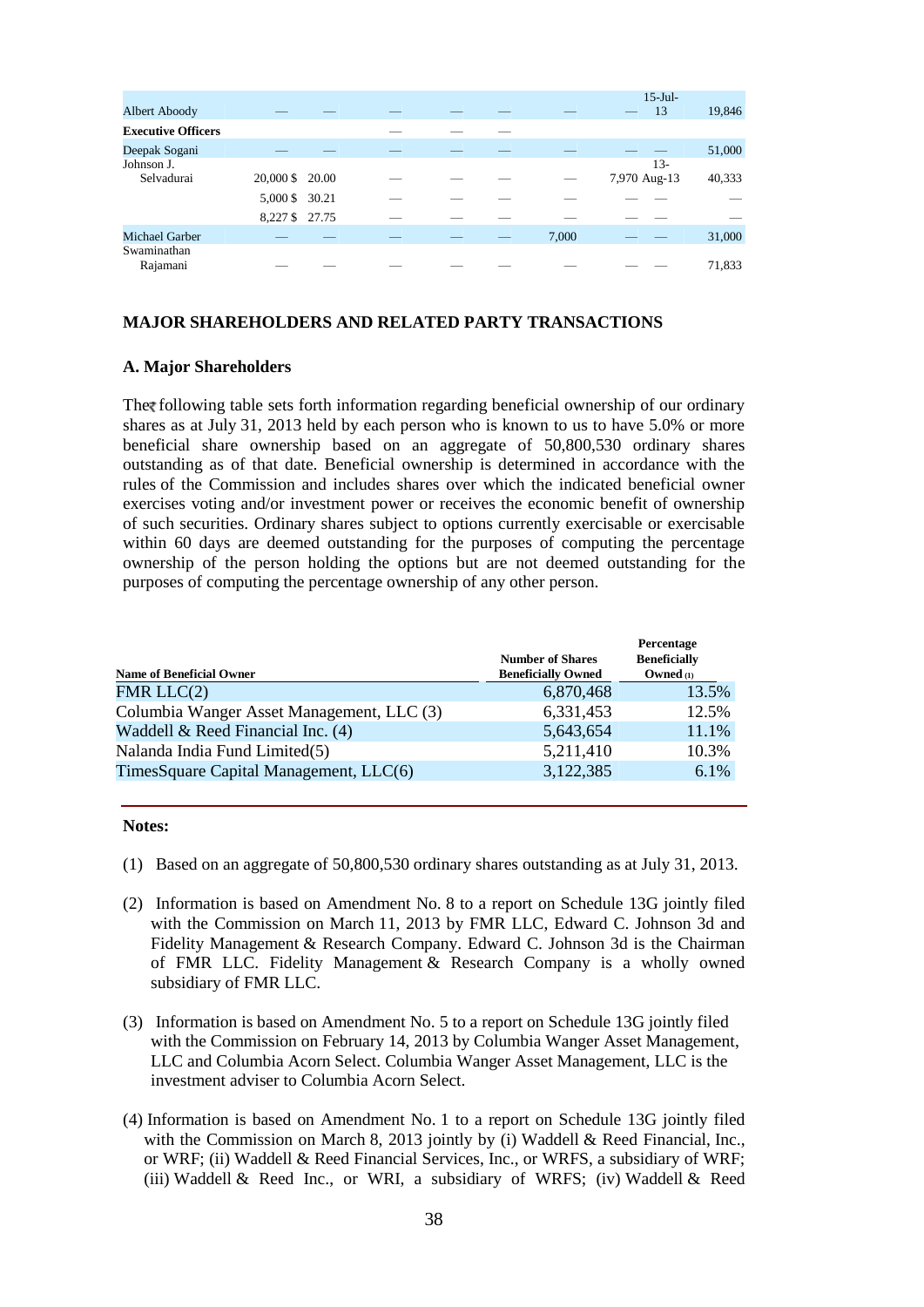| | | | | | | | | | |
|---|---|---|---|---|---|---|---|---|---|
| Albert Aboody | — | — | — | — | — | — | — | 15-Jul-13 | 19,846 |
| **Executive Officers** | | | — | — | — | | | | |
| Deepak Sogani | — | — | — | — | — | — | — | — | 51,000 |
| Johnson J. Selvadurai | 20,000 $ | 20.00 | — | — | — | — | 7,970 | 13-Aug-13 | 40,333 |
| | 5,000 $ | 30.21 | — | — | — | — | — | — | — |
| | 8,227 $ | 27.75 | — | — | — | — | — | — | — |
| Michael Garber | — | — | — | — | — | 7,000 | — | — | 31,000 |
| Swaminathan Rajamani | — | — | — | — | — | — | — | — | 71,833 |

## MAJOR SHAREHOLDERS AND RELATED PARTY TRANSACTIONS

### A. Major Shareholders

The following table sets forth information regarding beneficial ownership of our ordinary shares as at July 31, 2013 held by each person who is known to us to have 5.0% or more beneficial share ownership based on an aggregate of 50,800,530 ordinary shares outstanding as of that date. Beneficial ownership is determined in accordance with the rules of the Commission and includes shares over which the indicated beneficial owner exercises voting and/or investment power or receives the economic benefit of ownership of such securities. Ordinary shares subject to options currently exercisable or exercisable within 60 days are deemed outstanding for the purposes of computing the percentage ownership of the person holding the options but are not deemed outstanding for the purposes of computing the percentage ownership of any other person.

| Name of Beneficial Owner | Number of Shares Beneficially Owned | Percentage Beneficially Owned (1) |
|---|---|---|
| FMR LLC(2) | 6,870,468 | 13.5% |
| Columbia Wanger Asset Management, LLC (3) | 6,331,453 | 12.5% |
| Waddell & Reed Financial Inc. (4) | 5,643,654 | 11.1% |
| Nalanda India Fund Limited(5) | 5,211,410 | 10.3% |
| TimesSquare Capital Management, LLC(6) | 3,122,385 | 6.1% |

**Notes:**

(1) Based on an aggregate of 50,800,530 ordinary shares outstanding as at July 31, 2013.

(2) Information is based on Amendment No. 8 to a report on Schedule 13G jointly filed with the Commission on March 11, 2013 by FMR LLC, Edward C. Johnson 3d and Fidelity Management & Research Company. Edward C. Johnson 3d is the Chairman of FMR LLC. Fidelity Management & Research Company is a wholly owned subsidiary of FMR LLC.

(3) Information is based on Amendment No. 5 to a report on Schedule 13G jointly filed with the Commission on February 14, 2013 by Columbia Wanger Asset Management, LLC and Columbia Acorn Select. Columbia Wanger Asset Management, LLC is the investment adviser to Columbia Acorn Select.

(4) Information is based on Amendment No. 1 to a report on Schedule 13G jointly filed with the Commission on March 8, 2013 jointly by (i) Waddell & Reed Financial, Inc., or WRF; (ii) Waddell & Reed Financial Services, Inc., or WRFS, a subsidiary of WRF; (iii) Waddell & Reed Inc., or WRI, a subsidiary of WRFS; (iv) Waddell & Reed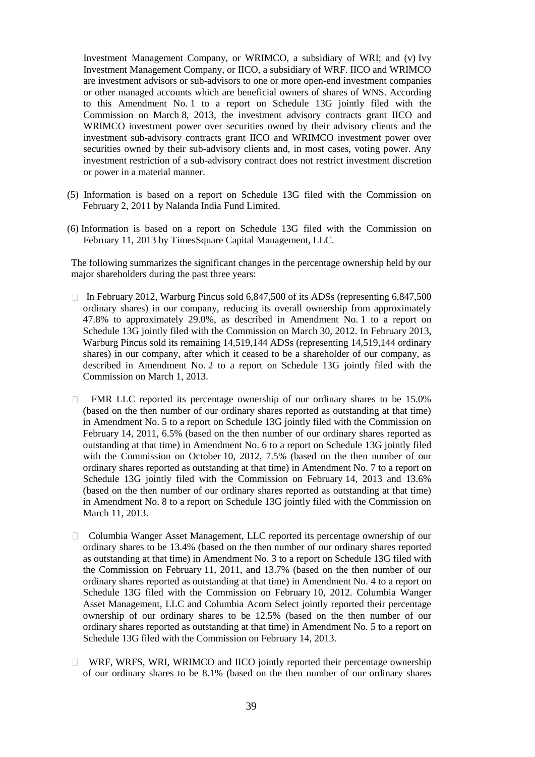Investment Management Company, or WRIMCO, a subsidiary of WRI; and (v) Ivy Investment Management Company, or IICO, a subsidiary of WRF. IICO and WRIMCO are investment advisors or sub-advisors to one or more open-end investment companies or other managed accounts which are beneficial owners of shares of WNS. According to this Amendment No. 1 to a report on Schedule 13G jointly filed with the Commission on March 8, 2013, the investment advisory contracts grant IICO and WRIMCO investment power over securities owned by their advisory clients and the investment sub-advisory contracts grant IICO and WRIMCO investment power over securities owned by their sub-advisory clients and, in most cases, voting power. Any investment restriction of a sub-advisory contract does not restrict investment discretion or power in a material manner.

(5) Information is based on a report on Schedule 13G filed with the Commission on February 2, 2011 by Nalanda India Fund Limited.

(6) Information is based on a report on Schedule 13G filed with the Commission on February 11, 2013 by TimesSquare Capital Management, LLC.

The following summarizes the significant changes in the percentage ownership held by our major shareholders during the past three years:

- In February 2012, Warburg Pincus sold 6,847,500 of its ADSs (representing 6,847,500 ordinary shares) in our company, reducing its overall ownership from approximately 47.8% to approximately 29.0%, as described in Amendment No. 1 to a report on Schedule 13G jointly filed with the Commission on March 30, 2012. In February 2013, Warburg Pincus sold its remaining 14,519,144 ADSs (representing 14,519,144 ordinary shares) in our company, after which it ceased to be a shareholder of our company, as described in Amendment No. 2 to a report on Schedule 13G jointly filed with the Commission on March 1, 2013.

- FMR LLC reported its percentage ownership of our ordinary shares to be 15.0% (based on the then number of our ordinary shares reported as outstanding at that time) in Amendment No. 5 to a report on Schedule 13G jointly filed with the Commission on February 14, 2011, 6.5% (based on the then number of our ordinary shares reported as outstanding at that time) in Amendment No. 6 to a report on Schedule 13G jointly filed with the Commission on October 10, 2012, 7.5% (based on the then number of our ordinary shares reported as outstanding at that time) in Amendment No. 7 to a report on Schedule 13G jointly filed with the Commission on February 14, 2013 and 13.6% (based on the then number of our ordinary shares reported as outstanding at that time) in Amendment No. 8 to a report on Schedule 13G jointly filed with the Commission on March 11, 2013.

- Columbia Wanger Asset Management, LLC reported its percentage ownership of our ordinary shares to be 13.4% (based on the then number of our ordinary shares reported as outstanding at that time) in Amendment No. 3 to a report on Schedule 13G filed with the Commission on February 11, 2011, and 13.7% (based on the then number of our ordinary shares reported as outstanding at that time) in Amendment No. 4 to a report on Schedule 13G filed with the Commission on February 10, 2012. Columbia Wanger Asset Management, LLC and Columbia Acorn Select jointly reported their percentage ownership of our ordinary shares to be 12.5% (based on the then number of our ordinary shares reported as outstanding at that time) in Amendment No. 5 to a report on Schedule 13G filed with the Commission on February 14, 2013.

- WRF, WRFS, WRI, WRIMCO and IICO jointly reported their percentage ownership of our ordinary shares to be 8.1% (based on the then number of our ordinary shares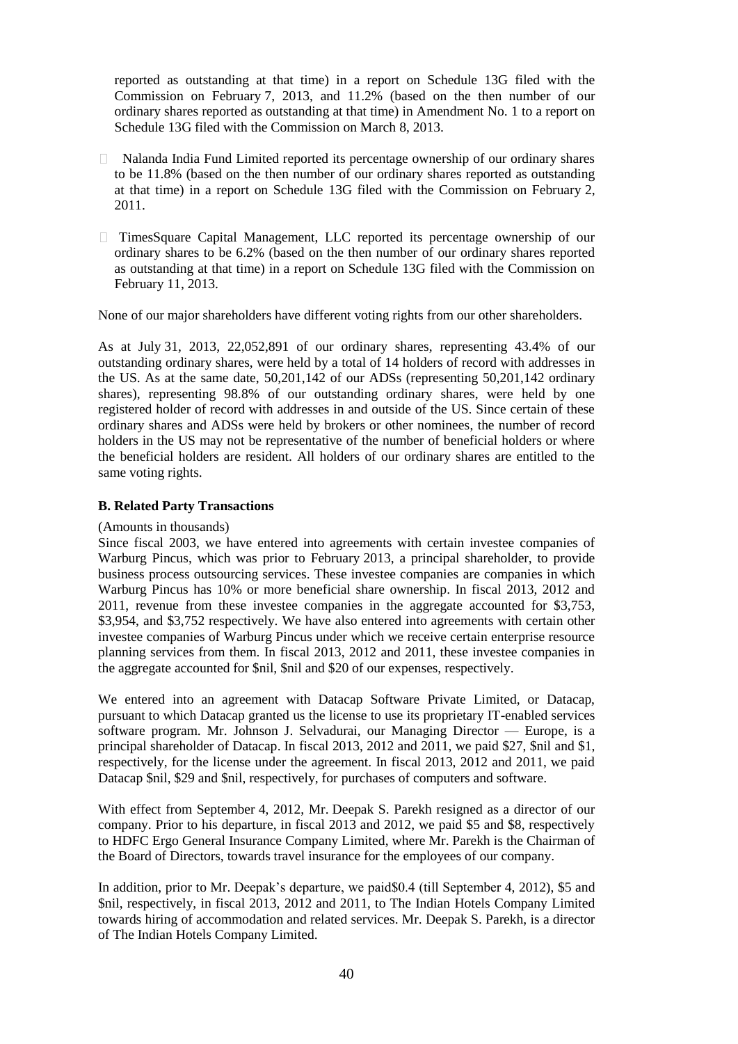reported as outstanding at that time) in a report on Schedule 13G filed with the Commission on February 7, 2013, and 11.2% (based on the then number of our ordinary shares reported as outstanding at that time) in Amendment No. 1 to a report on Schedule 13G filed with the Commission on March 8, 2013.

- Nalanda India Fund Limited reported its percentage ownership of our ordinary shares to be 11.8% (based on the then number of our ordinary shares reported as outstanding at that time) in a report on Schedule 13G filed with the Commission on February 2, 2011.

- TimesSquare Capital Management, LLC reported its percentage ownership of our ordinary shares to be 6.2% (based on the then number of our ordinary shares reported as outstanding at that time) in a report on Schedule 13G filed with the Commission on February 11, 2013.

None of our major shareholders have different voting rights from our other shareholders.

As at July 31, 2013, 22,052,891 of our ordinary shares, representing 43.4% of our outstanding ordinary shares, were held by a total of 14 holders of record with addresses in the US. As at the same date, 50,201,142 of our ADSs (representing 50,201,142 ordinary shares), representing 98.8% of our outstanding ordinary shares, were held by one registered holder of record with addresses in and outside of the US. Since certain of these ordinary shares and ADSs were held by brokers or other nominees, the number of record holders in the US may not be representative of the number of beneficial holders or where the beneficial holders are resident. All holders of our ordinary shares are entitled to the same voting rights.

### B. Related Party Transactions

(Amounts in thousands)

Since fiscal 2003, we have entered into agreements with certain investee companies of Warburg Pincus, which was prior to February 2013, a principal shareholder, to provide business process outsourcing services. These investee companies are companies in which Warburg Pincus has 10% or more beneficial share ownership. In fiscal 2013, 2012 and 2011, revenue from these investee companies in the aggregate accounted for $3,753, $3,954, and $3,752 respectively. We have also entered into agreements with certain other investee companies of Warburg Pincus under which we receive certain enterprise resource planning services from them. In fiscal 2013, 2012 and 2011, these investee companies in the aggregate accounted for $nil, $nil and $20 of our expenses, respectively.

We entered into an agreement with Datacap Software Private Limited, or Datacap, pursuant to which Datacap granted us the license to use its proprietary IT-enabled services software program. Mr. Johnson J. Selvadurai, our Managing Director — Europe, is a principal shareholder of Datacap. In fiscal 2013, 2012 and 2011, we paid $27, $nil and $1, respectively, for the license under the agreement. In fiscal 2013, 2012 and 2011, we paid Datacap $nil, $29 and $nil, respectively, for purchases of computers and software.

With effect from September 4, 2012, Mr. Deepak S. Parekh resigned as a director of our company. Prior to his departure, in fiscal 2013 and 2012, we paid $5 and $8, respectively to HDFC Ergo General Insurance Company Limited, where Mr. Parekh is the Chairman of the Board of Directors, towards travel insurance for the employees of our company.

In addition, prior to Mr. Deepak's departure, we paid$0.4 (till September 4, 2012), $5 and $nil, respectively, in fiscal 2013, 2012 and 2011, to The Indian Hotels Company Limited towards hiring of accommodation and related services. Mr. Deepak S. Parekh, is a director of The Indian Hotels Company Limited.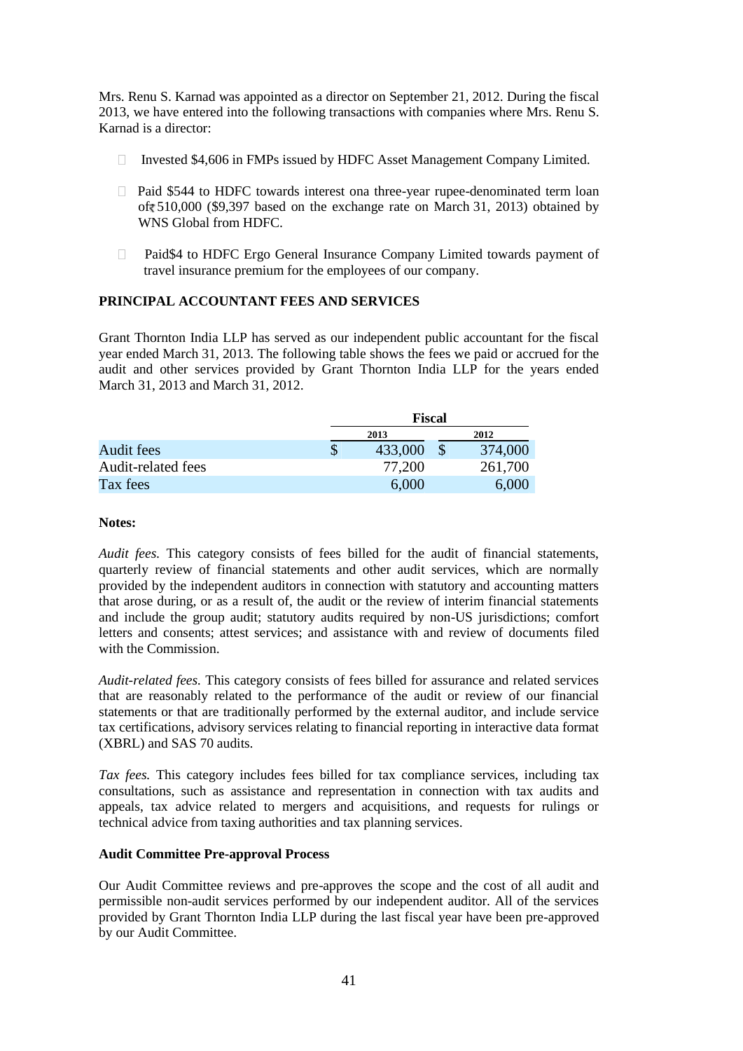Mrs. Renu S. Karnad was appointed as a director on September 21, 2012. During the fiscal 2013, we have entered into the following transactions with companies where Mrs. Renu S. Karnad is a director:

- Invested $4,606 in FMPs issued by HDFC Asset Management Company Limited.
- Paid $544 to HDFC towards interest ona three-year rupee-denominated term loan of₹510,000 ($9,397 based on the exchange rate on March 31, 2013) obtained by WNS Global from HDFC.
- Paid$4 to HDFC Ergo General Insurance Company Limited towards payment of travel insurance premium for the employees of our company.

## PRINCIPAL ACCOUNTANT FEES AND SERVICES

Grant Thornton India LLP has served as our independent public accountant for the fiscal year ended March 31, 2013. The following table shows the fees we paid or accrued for the audit and other services provided by Grant Thornton India LLP for the years ended March 31, 2013 and March 31, 2012.

| | Fiscal | |
|---|---|---|
| | 2013 | 2012 |
| Audit fees | $ 433,000 | $ 374,000 |
| Audit-related fees | 77,200 | 261,700 |
| Tax fees | 6,000 | 6,000 |

**Notes:**

*Audit fees.* This category consists of fees billed for the audit of financial statements, quarterly review of financial statements and other audit services, which are normally provided by the independent auditors in connection with statutory and accounting matters that arose during, or as a result of, the audit or the review of interim financial statements and include the group audit; statutory audits required by non-US jurisdictions; comfort letters and consents; attest services; and assistance with and review of documents filed with the Commission.

*Audit-related fees.* This category consists of fees billed for assurance and related services that are reasonably related to the performance of the audit or review of our financial statements or that are traditionally performed by the external auditor, and include service tax certifications, advisory services relating to financial reporting in interactive data format (XBRL) and SAS 70 audits.

*Tax fees.* This category includes fees billed for tax compliance services, including tax consultations, such as assistance and representation in connection with tax audits and appeals, tax advice related to mergers and acquisitions, and requests for rulings or technical advice from taxing authorities and tax planning services.

### Audit Committee Pre-approval Process

Our Audit Committee reviews and pre-approves the scope and the cost of all audit and permissible non-audit services performed by our independent auditor. All of the services provided by Grant Thornton India LLP during the last fiscal year have been pre-approved by our Audit Committee.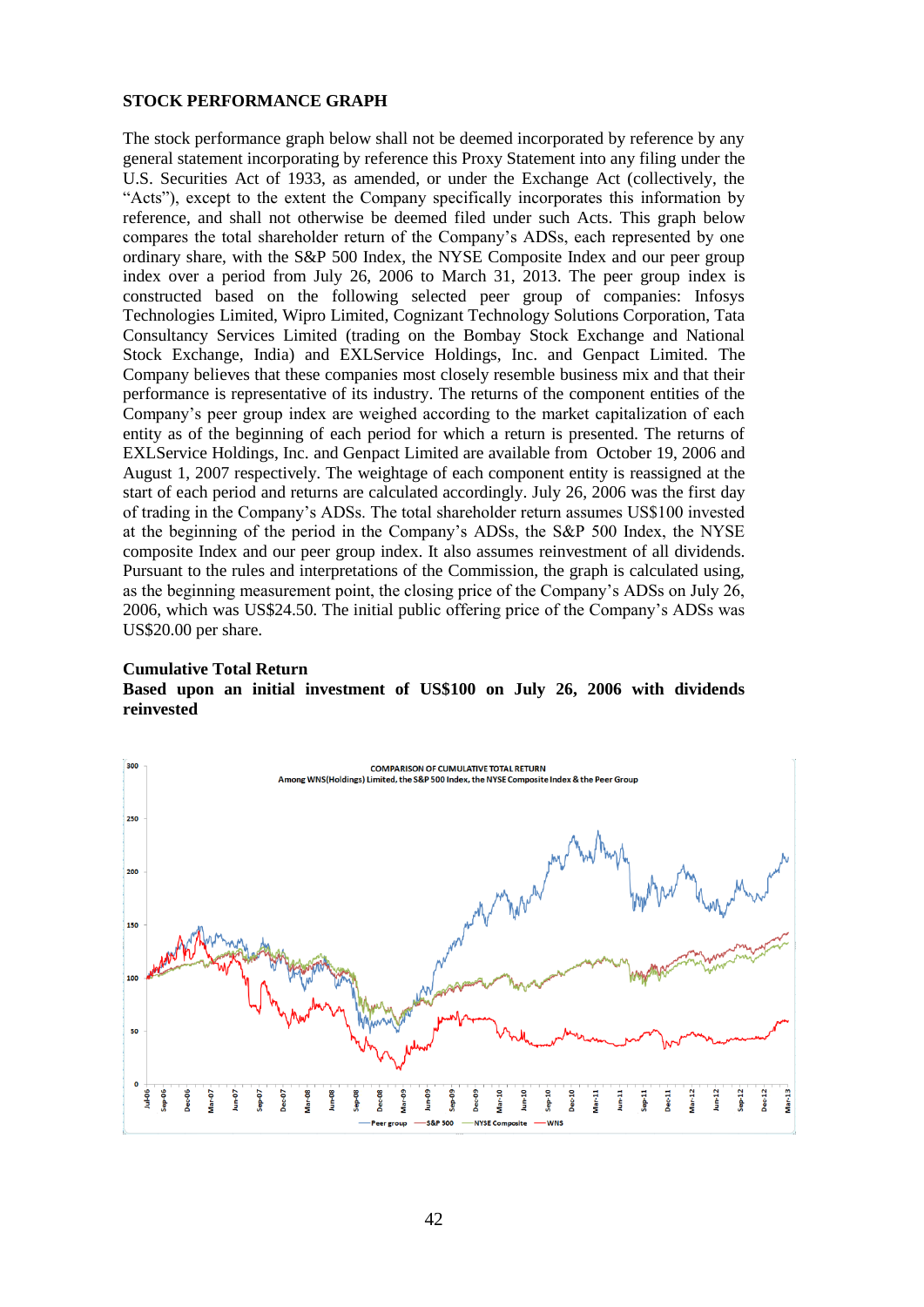**STOCK PERFORMANCE GRAPH**

The stock performance graph below shall not be deemed incorporated by reference by any general statement incorporating by reference this Proxy Statement into any filing under the U.S. Securities Act of 1933, as amended, or under the Exchange Act (collectively, the "Acts"), except to the extent the Company specifically incorporates this information by reference, and shall not otherwise be deemed filed under such Acts. This graph below compares the total shareholder return of the Company's ADSs, each represented by one ordinary share, with the S&P 500 Index, the NYSE Composite Index and our peer group index over a period from July 26, 2006 to March 31, 2013. The peer group index is constructed based on the following selected peer group of companies: Infosys Technologies Limited, Wipro Limited, Cognizant Technology Solutions Corporation, Tata Consultancy Services Limited (trading on the Bombay Stock Exchange and National Stock Exchange, India) and EXLService Holdings, Inc. and Genpact Limited. The Company believes that these companies most closely resemble business mix and that their performance is representative of its industry. The returns of the component entities of the Company's peer group index are weighed according to the market capitalization of each entity as of the beginning of each period for which a return is presented. The returns of EXLService Holdings, Inc. and Genpact Limited are available from October 19, 2006 and August 1, 2007 respectively. The weightage of each component entity is reassigned at the start of each period and returns are calculated accordingly. July 26, 2006 was the first day of trading in the Company's ADSs. The total shareholder return assumes US$100 invested at the beginning of the period in the Company's ADSs, the S&P 500 Index, the NYSE composite Index and our peer group index. It also assumes reinvestment of all dividends. Pursuant to the rules and interpretations of the Commission, the graph is calculated using, as the beginning measurement point, the closing price of the Company's ADSs on July 26, 2006, which was US$24.50. The initial public offering price of the Company's ADSs was US$20.00 per share.

**Cumulative Total Return**
**Based upon an initial investment of US$100 on July 26, 2006 with dividends reinvested**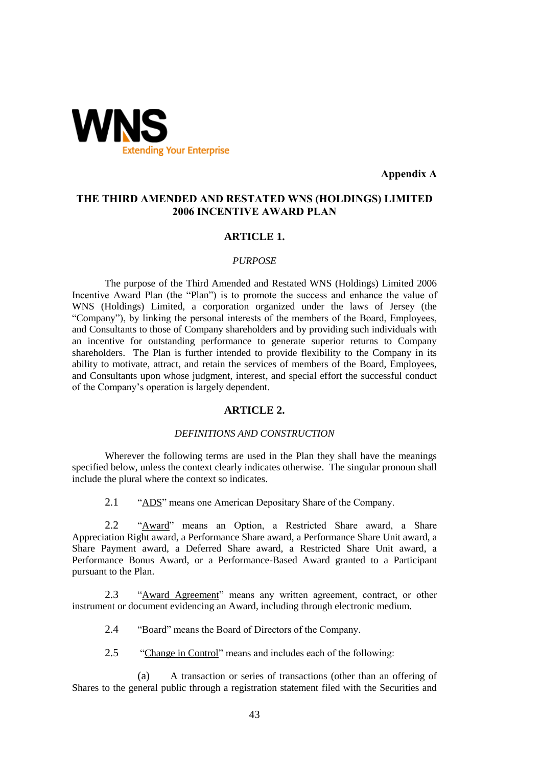Appendix A

# THE THIRD AMENDED AND RESTATED WNS (HOLDINGS) LIMITED 2006 INCENTIVE AWARD PLAN

## ARTICLE 1.

### *PURPOSE*

The purpose of the Third Amended and Restated WNS (Holdings) Limited 2006 Incentive Award Plan (the "Plan") is to promote the success and enhance the value of WNS (Holdings) Limited, a corporation organized under the laws of Jersey (the "Company"), by linking the personal interests of the members of the Board, Employees, and Consultants to those of Company shareholders and by providing such individuals with an incentive for outstanding performance to generate superior returns to Company shareholders. The Plan is further intended to provide flexibility to the Company in its ability to motivate, attract, and retain the services of members of the Board, Employees, and Consultants upon whose judgment, interest, and special effort the successful conduct of the Company's operation is largely dependent.

## ARTICLE 2.

### *DEFINITIONS AND CONSTRUCTION*

Wherever the following terms are used in the Plan they shall have the meanings specified below, unless the context clearly indicates otherwise. The singular pronoun shall include the plural where the context so indicates.

2.1 "ADS" means one American Depositary Share of the Company.

2.2 "Award" means an Option, a Restricted Share award, a Share Appreciation Right award, a Performance Share award, a Performance Share Unit award, a Share Payment award, a Deferred Share award, a Restricted Share Unit award, a Performance Bonus Award, or a Performance-Based Award granted to a Participant pursuant to the Plan.

2.3 "Award Agreement" means any written agreement, contract, or other instrument or document evidencing an Award, including through electronic medium.

2.4 "Board" means the Board of Directors of the Company.

2.5 "Change in Control" means and includes each of the following:

(a) A transaction or series of transactions (other than an offering of Shares to the general public through a registration statement filed with the Securities and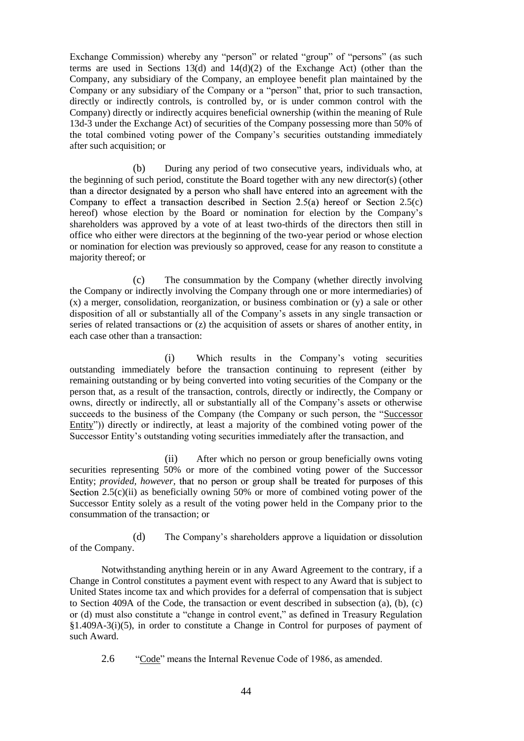Exchange Commission) whereby any "person" or related "group" of "persons" (as such terms are used in Sections 13(d) and 14(d)(2) of the Exchange Act) (other than the Company, any subsidiary of the Company, an employee benefit plan maintained by the Company or any subsidiary of the Company or a "person" that, prior to such transaction, directly or indirectly controls, is controlled by, or is under common control with the Company) directly or indirectly acquires beneficial ownership (within the meaning of Rule 13d-3 under the Exchange Act) of securities of the Company possessing more than 50% of the total combined voting power of the Company's securities outstanding immediately after such acquisition; or

(b) During any period of two consecutive years, individuals who, at the beginning of such period, constitute the Board together with any new director(s) (other than a director designated by a person who shall have entered into an agreement with the Company to effect a transaction described in Section 2.5(a) hereof or Section 2.5(c) hereof) whose election by the Board or nomination for election by the Company's shareholders was approved by a vote of at least two-thirds of the directors then still in office who either were directors at the beginning of the two-year period or whose election or nomination for election was previously so approved, cease for any reason to constitute a majority thereof; or

(c) The consummation by the Company (whether directly involving the Company or indirectly involving the Company through one or more intermediaries) of (x) a merger, consolidation, reorganization, or business combination or (y) a sale or other disposition of all or substantially all of the Company's assets in any single transaction or series of related transactions or (z) the acquisition of assets or shares of another entity, in each case other than a transaction:

(i) Which results in the Company's voting securities outstanding immediately before the transaction continuing to represent (either by remaining outstanding or by being converted into voting securities of the Company or the person that, as a result of the transaction, controls, directly or indirectly, the Company or owns, directly or indirectly, all or substantially all of the Company's assets or otherwise succeeds to the business of the Company (the Company or such person, the "Successor Entity")) directly or indirectly, at least a majority of the combined voting power of the Successor Entity's outstanding voting securities immediately after the transaction, and

(ii) After which no person or group beneficially owns voting securities representing 50% or more of the combined voting power of the Successor Entity; *provided, however*, that no person or group shall be treated for purposes of this Section 2.5(c)(ii) as beneficially owning 50% or more of combined voting power of the Successor Entity solely as a result of the voting power held in the Company prior to the consummation of the transaction; or

(d) The Company's shareholders approve a liquidation or dissolution of the Company.

Notwithstanding anything herein or in any Award Agreement to the contrary, if a Change in Control constitutes a payment event with respect to any Award that is subject to United States income tax and which provides for a deferral of compensation that is subject to Section 409A of the Code, the transaction or event described in subsection (a), (b), (c) or (d) must also constitute a "change in control event," as defined in Treasury Regulation §1.409A-3(i)(5), in order to constitute a Change in Control for purposes of payment of such Award.

2.6 "Code" means the Internal Revenue Code of 1986, as amended.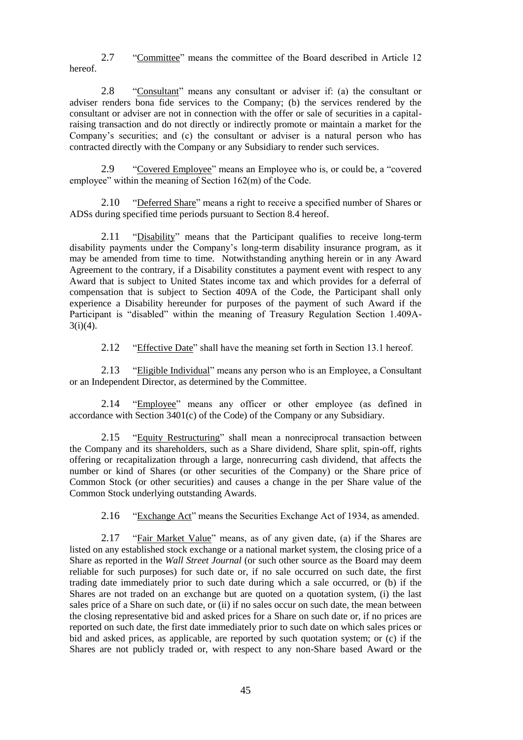2.7 "Committee" means the committee of the Board described in Article 12 hereof.

2.8 "Consultant" means any consultant or adviser if: (a) the consultant or adviser renders bona fide services to the Company; (b) the services rendered by the consultant or adviser are not in connection with the offer or sale of securities in a capital-raising transaction and do not directly or indirectly promote or maintain a market for the Company's securities; and (c) the consultant or adviser is a natural person who has contracted directly with the Company or any Subsidiary to render such services.

2.9 "Covered Employee" means an Employee who is, or could be, a "covered employee" within the meaning of Section 162(m) of the Code.

2.10 "Deferred Share" means a right to receive a specified number of Shares or ADSs during specified time periods pursuant to Section 8.4 hereof.

2.11 "Disability" means that the Participant qualifies to receive long-term disability payments under the Company's long-term disability insurance program, as it may be amended from time to time. Notwithstanding anything herein or in any Award Agreement to the contrary, if a Disability constitutes a payment event with respect to any Award that is subject to United States income tax and which provides for a deferral of compensation that is subject to Section 409A of the Code, the Participant shall only experience a Disability hereunder for purposes of the payment of such Award if the Participant is "disabled" within the meaning of Treasury Regulation Section 1.409A-3(i)(4).

2.12 "Effective Date" shall have the meaning set forth in Section 13.1 hereof.

2.13 "Eligible Individual" means any person who is an Employee, a Consultant or an Independent Director, as determined by the Committee.

2.14 "Employee" means any officer or other employee (as defined in accordance with Section 3401(c) of the Code) of the Company or any Subsidiary.

2.15 "Equity Restructuring" shall mean a nonreciprocal transaction between the Company and its shareholders, such as a Share dividend, Share split, spin-off, rights offering or recapitalization through a large, nonrecurring cash dividend, that affects the number or kind of Shares (or other securities of the Company) or the Share price of Common Stock (or other securities) and causes a change in the per Share value of the Common Stock underlying outstanding Awards.

2.16 "Exchange Act" means the Securities Exchange Act of 1934, as amended.

2.17 "Fair Market Value" means, as of any given date, (a) if the Shares are listed on any established stock exchange or a national market system, the closing price of a Share as reported in the *Wall Street Journal* (or such other source as the Board may deem reliable for such purposes) for such date or, if no sale occurred on such date, the first trading date immediately prior to such date during which a sale occurred, or (b) if the Shares are not traded on an exchange but are quoted on a quotation system, (i) the last sales price of a Share on such date, or (ii) if no sales occur on such date, the mean between the closing representative bid and asked prices for a Share on such date or, if no prices are reported on such date, the first date immediately prior to such date on which sales prices or bid and asked prices, as applicable, are reported by such quotation system; or (c) if the Shares are not publicly traded or, with respect to any non-Share based Award or the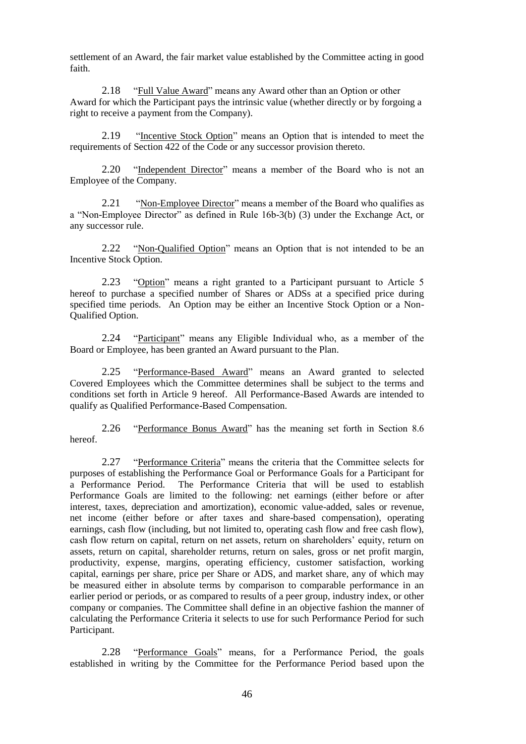settlement of an Award, the fair market value established by the Committee acting in good faith.

2.18 "Full Value Award" means any Award other than an Option or other Award for which the Participant pays the intrinsic value (whether directly or by forgoing a right to receive a payment from the Company).

2.19 "Incentive Stock Option" means an Option that is intended to meet the requirements of Section 422 of the Code or any successor provision thereto.

2.20 "Independent Director" means a member of the Board who is not an Employee of the Company.

2.21 "Non-Employee Director" means a member of the Board who qualifies as a "Non-Employee Director" as defined in Rule 16b-3(b) (3) under the Exchange Act, or any successor rule.

2.22 "Non-Qualified Option" means an Option that is not intended to be an Incentive Stock Option.

2.23 "Option" means a right granted to a Participant pursuant to Article 5 hereof to purchase a specified number of Shares or ADSs at a specified price during specified time periods. An Option may be either an Incentive Stock Option or a Non-Qualified Option.

2.24 "Participant" means any Eligible Individual who, as a member of the Board or Employee, has been granted an Award pursuant to the Plan.

2.25 "Performance-Based Award" means an Award granted to selected Covered Employees which the Committee determines shall be subject to the terms and conditions set forth in Article 9 hereof. All Performance-Based Awards are intended to qualify as Qualified Performance-Based Compensation.

2.26 "Performance Bonus Award" has the meaning set forth in Section 8.6 hereof.

2.27 "Performance Criteria" means the criteria that the Committee selects for purposes of establishing the Performance Goal or Performance Goals for a Participant for a Performance Period. The Performance Criteria that will be used to establish Performance Goals are limited to the following: net earnings (either before or after interest, taxes, depreciation and amortization), economic value-added, sales or revenue, net income (either before or after taxes and share-based compensation), operating earnings, cash flow (including, but not limited to, operating cash flow and free cash flow), cash flow return on capital, return on net assets, return on shareholders' equity, return on assets, return on capital, shareholder returns, return on sales, gross or net profit margin, productivity, expense, margins, operating efficiency, customer satisfaction, working capital, earnings per share, price per Share or ADS, and market share, any of which may be measured either in absolute terms by comparison to comparable performance in an earlier period or periods, or as compared to results of a peer group, industry index, or other company or companies. The Committee shall define in an objective fashion the manner of calculating the Performance Criteria it selects to use for such Performance Period for such Participant.

2.28 "Performance Goals" means, for a Performance Period, the goals established in writing by the Committee for the Performance Period based upon the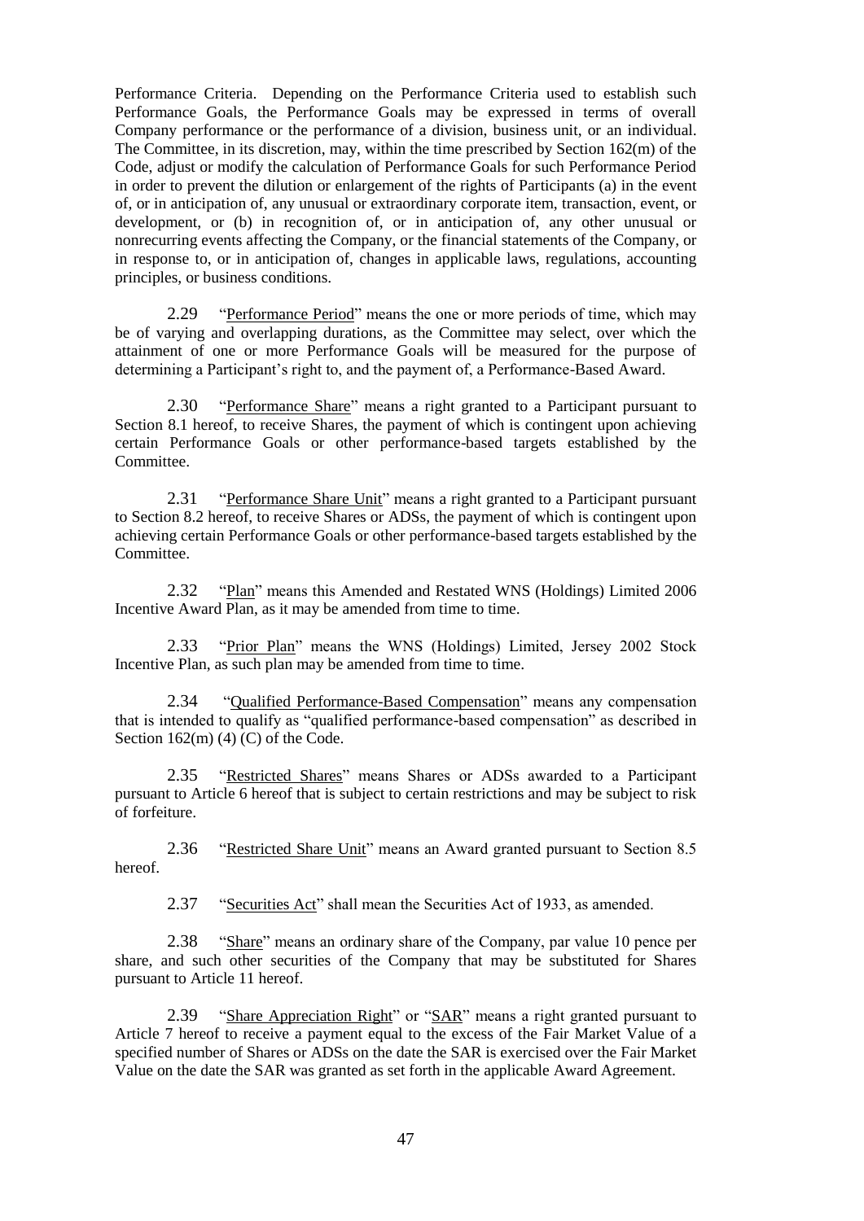Performance Criteria. Depending on the Performance Criteria used to establish such Performance Goals, the Performance Goals may be expressed in terms of overall Company performance or the performance of a division, business unit, or an individual. The Committee, in its discretion, may, within the time prescribed by Section 162(m) of the Code, adjust or modify the calculation of Performance Goals for such Performance Period in order to prevent the dilution or enlargement of the rights of Participants (a) in the event of, or in anticipation of, any unusual or extraordinary corporate item, transaction, event, or development, or (b) in recognition of, or in anticipation of, any other unusual or nonrecurring events affecting the Company, or the financial statements of the Company, or in response to, or in anticipation of, changes in applicable laws, regulations, accounting principles, or business conditions.

2.29 "Performance Period" means the one or more periods of time, which may be of varying and overlapping durations, as the Committee may select, over which the attainment of one or more Performance Goals will be measured for the purpose of determining a Participant's right to, and the payment of, a Performance-Based Award.

2.30 "Performance Share" means a right granted to a Participant pursuant to Section 8.1 hereof, to receive Shares, the payment of which is contingent upon achieving certain Performance Goals or other performance-based targets established by the Committee.

2.31 "Performance Share Unit" means a right granted to a Participant pursuant to Section 8.2 hereof, to receive Shares or ADSs, the payment of which is contingent upon achieving certain Performance Goals or other performance-based targets established by the Committee.

2.32 "Plan" means this Amended and Restated WNS (Holdings) Limited 2006 Incentive Award Plan, as it may be amended from time to time.

2.33 "Prior Plan" means the WNS (Holdings) Limited, Jersey 2002 Stock Incentive Plan, as such plan may be amended from time to time.

2.34 "Qualified Performance-Based Compensation" means any compensation that is intended to qualify as "qualified performance-based compensation" as described in Section 162(m) (4) (C) of the Code.

2.35 "Restricted Shares" means Shares or ADSs awarded to a Participant pursuant to Article 6 hereof that is subject to certain restrictions and may be subject to risk of forfeiture.

2.36 "Restricted Share Unit" means an Award granted pursuant to Section 8.5 hereof.

2.37 "Securities Act" shall mean the Securities Act of 1933, as amended.

2.38 "Share" means an ordinary share of the Company, par value 10 pence per share, and such other securities of the Company that may be substituted for Shares pursuant to Article 11 hereof.

2.39 "Share Appreciation Right" or "SAR" means a right granted pursuant to Article 7 hereof to receive a payment equal to the excess of the Fair Market Value of a specified number of Shares or ADSs on the date the SAR is exercised over the Fair Market Value on the date the SAR was granted as set forth in the applicable Award Agreement.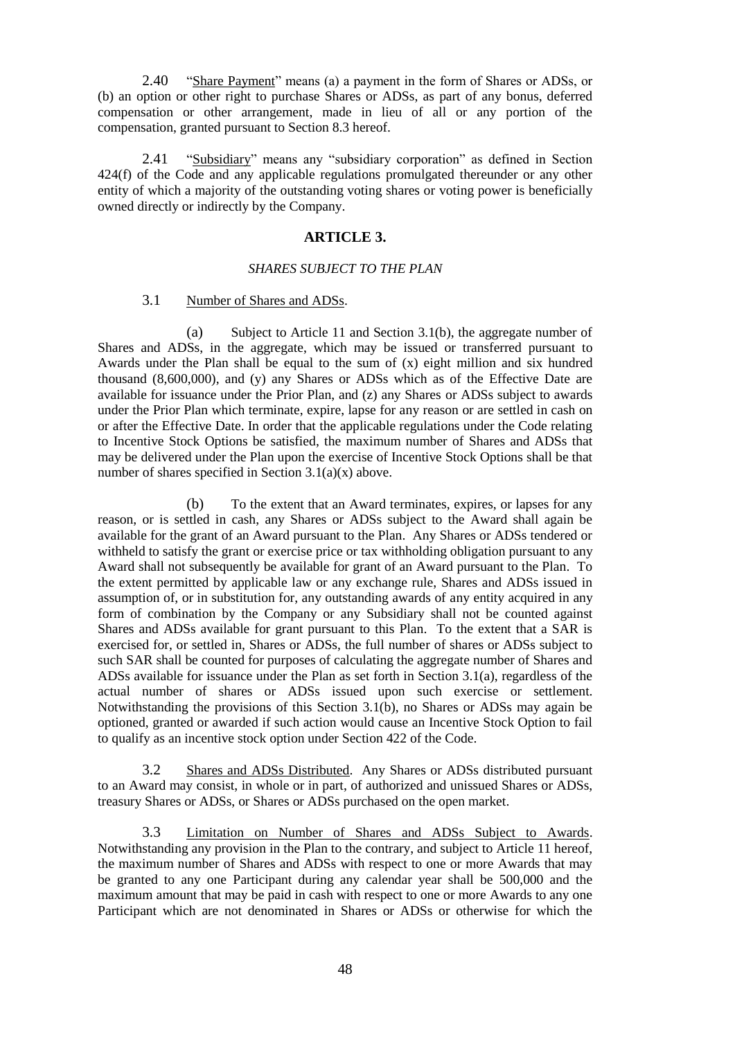2.40 "Share Payment" means (a) a payment in the form of Shares or ADSs, or (b) an option or other right to purchase Shares or ADSs, as part of any bonus, deferred compensation or other arrangement, made in lieu of all or any portion of the compensation, granted pursuant to Section 8.3 hereof.

2.41 "Subsidiary" means any "subsidiary corporation" as defined in Section 424(f) of the Code and any applicable regulations promulgated thereunder or any other entity of which a majority of the outstanding voting shares or voting power is beneficially owned directly or indirectly by the Company.

## ARTICLE 3.

### *SHARES SUBJECT TO THE PLAN*

3.1 Number of Shares and ADSs.

(a) Subject to Article 11 and Section 3.1(b), the aggregate number of Shares and ADSs, in the aggregate, which may be issued or transferred pursuant to Awards under the Plan shall be equal to the sum of (x) eight million and six hundred thousand (8,600,000), and (y) any Shares or ADSs which as of the Effective Date are available for issuance under the Prior Plan, and (z) any Shares or ADSs subject to awards under the Prior Plan which terminate, expire, lapse for any reason or are settled in cash on or after the Effective Date. In order that the applicable regulations under the Code relating to Incentive Stock Options be satisfied, the maximum number of Shares and ADSs that may be delivered under the Plan upon the exercise of Incentive Stock Options shall be that number of shares specified in Section 3.1(a)(x) above.

(b) To the extent that an Award terminates, expires, or lapses for any reason, or is settled in cash, any Shares or ADSs subject to the Award shall again be available for the grant of an Award pursuant to the Plan. Any Shares or ADSs tendered or withheld to satisfy the grant or exercise price or tax withholding obligation pursuant to any Award shall not subsequently be available for grant of an Award pursuant to the Plan. To the extent permitted by applicable law or any exchange rule, Shares and ADSs issued in assumption of, or in substitution for, any outstanding awards of any entity acquired in any form of combination by the Company or any Subsidiary shall not be counted against Shares and ADSs available for grant pursuant to this Plan. To the extent that a SAR is exercised for, or settled in, Shares or ADSs, the full number of shares or ADSs subject to such SAR shall be counted for purposes of calculating the aggregate number of Shares and ADSs available for issuance under the Plan as set forth in Section 3.1(a), regardless of the actual number of shares or ADSs issued upon such exercise or settlement. Notwithstanding the provisions of this Section 3.1(b), no Shares or ADSs may again be optioned, granted or awarded if such action would cause an Incentive Stock Option to fail to qualify as an incentive stock option under Section 422 of the Code.

3.2 Shares and ADSs Distributed. Any Shares or ADSs distributed pursuant to an Award may consist, in whole or in part, of authorized and unissued Shares or ADSs, treasury Shares or ADSs, or Shares or ADSs purchased on the open market.

3.3 Limitation on Number of Shares and ADSs Subject to Awards. Notwithstanding any provision in the Plan to the contrary, and subject to Article 11 hereof, the maximum number of Shares and ADSs with respect to one or more Awards that may be granted to any one Participant during any calendar year shall be 500,000 and the maximum amount that may be paid in cash with respect to one or more Awards to any one Participant which are not denominated in Shares or ADSs or otherwise for which the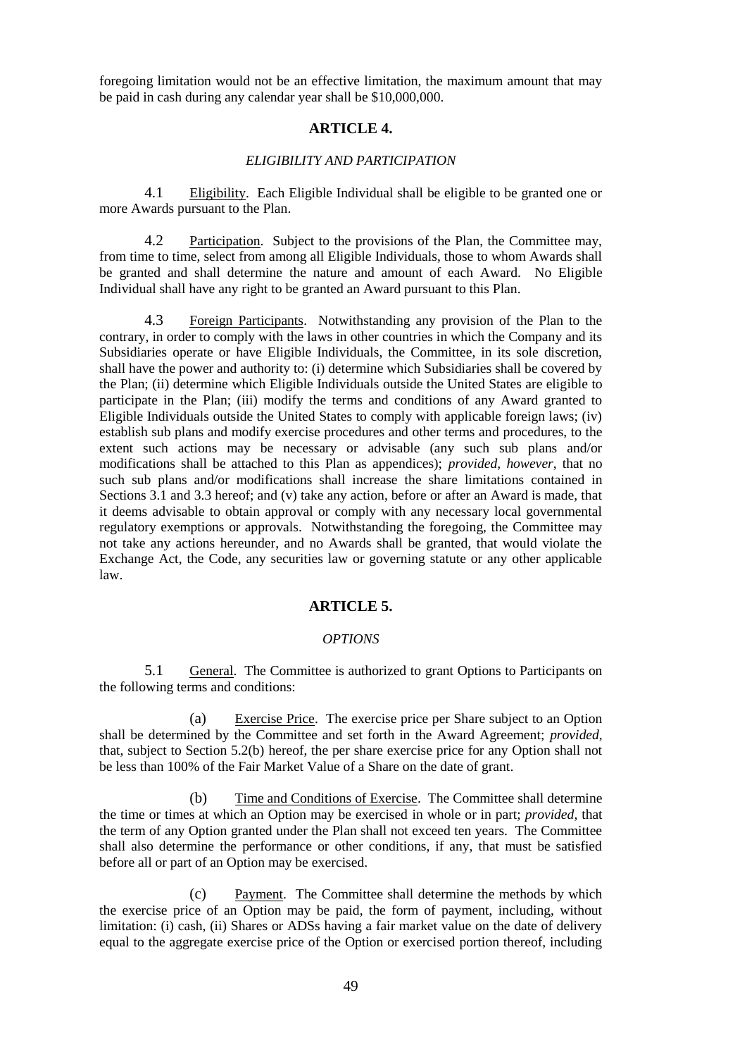foregoing limitation would not be an effective limitation, the maximum amount that may be paid in cash during any calendar year shall be $10,000,000.

## ARTICLE 4.

### *ELIGIBILITY AND PARTICIPATION*

4.1 Eligibility. Each Eligible Individual shall be eligible to be granted one or more Awards pursuant to the Plan.

4.2 Participation. Subject to the provisions of the Plan, the Committee may, from time to time, select from among all Eligible Individuals, those to whom Awards shall be granted and shall determine the nature and amount of each Award. No Eligible Individual shall have any right to be granted an Award pursuant to this Plan.

4.3 Foreign Participants. Notwithstanding any provision of the Plan to the contrary, in order to comply with the laws in other countries in which the Company and its Subsidiaries operate or have Eligible Individuals, the Committee, in its sole discretion, shall have the power and authority to: (i) determine which Subsidiaries shall be covered by the Plan; (ii) determine which Eligible Individuals outside the United States are eligible to participate in the Plan; (iii) modify the terms and conditions of any Award granted to Eligible Individuals outside the United States to comply with applicable foreign laws; (iv) establish sub plans and modify exercise procedures and other terms and procedures, to the extent such actions may be necessary or advisable (any such sub plans and/or modifications shall be attached to this Plan as appendices); *provided, however*, that no such sub plans and/or modifications shall increase the share limitations contained in Sections 3.1 and 3.3 hereof; and (v) take any action, before or after an Award is made, that it deems advisable to obtain approval or comply with any necessary local governmental regulatory exemptions or approvals. Notwithstanding the foregoing, the Committee may not take any actions hereunder, and no Awards shall be granted, that would violate the Exchange Act, the Code, any securities law or governing statute or any other applicable law.

## ARTICLE 5.

### *OPTIONS*

5.1 General. The Committee is authorized to grant Options to Participants on the following terms and conditions:

(a) Exercise Price. The exercise price per Share subject to an Option shall be determined by the Committee and set forth in the Award Agreement; *provided*, that, subject to Section 5.2(b) hereof, the per share exercise price for any Option shall not be less than 100% of the Fair Market Value of a Share on the date of grant.

(b) Time and Conditions of Exercise. The Committee shall determine the time or times at which an Option may be exercised in whole or in part; *provided*, that the term of any Option granted under the Plan shall not exceed ten years. The Committee shall also determine the performance or other conditions, if any, that must be satisfied before all or part of an Option may be exercised.

(c) Payment. The Committee shall determine the methods by which the exercise price of an Option may be paid, the form of payment, including, without limitation: (i) cash, (ii) Shares or ADSs having a fair market value on the date of delivery equal to the aggregate exercise price of the Option or exercised portion thereof, including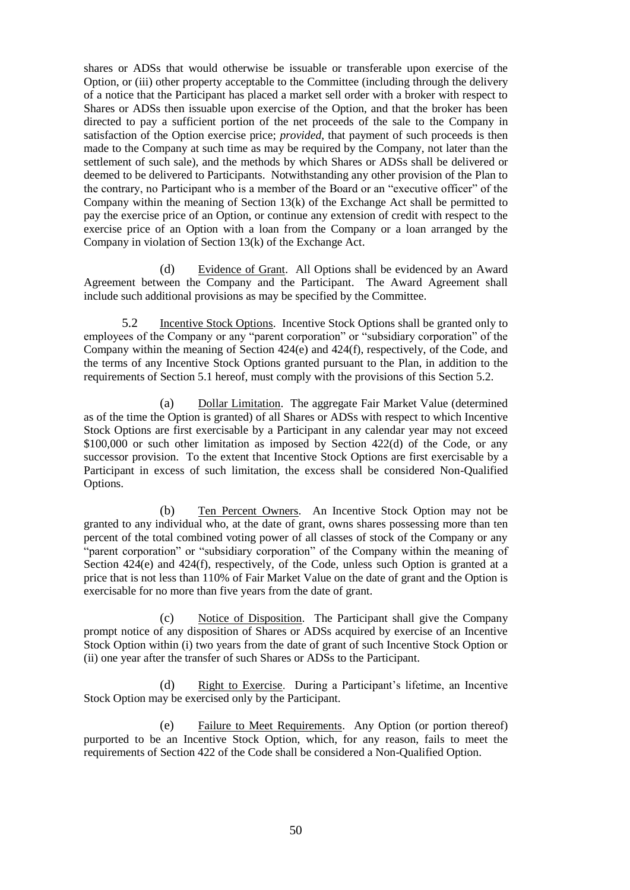shares or ADSs that would otherwise be issuable or transferable upon exercise of the Option, or (iii) other property acceptable to the Committee (including through the delivery of a notice that the Participant has placed a market sell order with a broker with respect to Shares or ADSs then issuable upon exercise of the Option, and that the broker has been directed to pay a sufficient portion of the net proceeds of the sale to the Company in satisfaction of the Option exercise price; *provided*, that payment of such proceeds is then made to the Company at such time as may be required by the Company, not later than the settlement of such sale), and the methods by which Shares or ADSs shall be delivered or deemed to be delivered to Participants. Notwithstanding any other provision of the Plan to the contrary, no Participant who is a member of the Board or an "executive officer" of the Company within the meaning of Section 13(k) of the Exchange Act shall be permitted to pay the exercise price of an Option, or continue any extension of credit with respect to the exercise price of an Option with a loan from the Company or a loan arranged by the Company in violation of Section 13(k) of the Exchange Act.

(d) Evidence of Grant. All Options shall be evidenced by an Award Agreement between the Company and the Participant. The Award Agreement shall include such additional provisions as may be specified by the Committee.

5.2 Incentive Stock Options. Incentive Stock Options shall be granted only to employees of the Company or any "parent corporation" or "subsidiary corporation" of the Company within the meaning of Section 424(e) and 424(f), respectively, of the Code, and the terms of any Incentive Stock Options granted pursuant to the Plan, in addition to the requirements of Section 5.1 hereof, must comply with the provisions of this Section 5.2.

(a) Dollar Limitation. The aggregate Fair Market Value (determined as of the time the Option is granted) of all Shares or ADSs with respect to which Incentive Stock Options are first exercisable by a Participant in any calendar year may not exceed $100,000 or such other limitation as imposed by Section 422(d) of the Code, or any successor provision. To the extent that Incentive Stock Options are first exercisable by a Participant in excess of such limitation, the excess shall be considered Non-Qualified Options.

(b) Ten Percent Owners. An Incentive Stock Option may not be granted to any individual who, at the date of grant, owns shares possessing more than ten percent of the total combined voting power of all classes of stock of the Company or any "parent corporation" or "subsidiary corporation" of the Company within the meaning of Section 424(e) and 424(f), respectively, of the Code, unless such Option is granted at a price that is not less than 110% of Fair Market Value on the date of grant and the Option is exercisable for no more than five years from the date of grant.

(c) Notice of Disposition. The Participant shall give the Company prompt notice of any disposition of Shares or ADSs acquired by exercise of an Incentive Stock Option within (i) two years from the date of grant of such Incentive Stock Option or (ii) one year after the transfer of such Shares or ADSs to the Participant.

(d) Right to Exercise. During a Participant's lifetime, an Incentive Stock Option may be exercised only by the Participant.

(e) Failure to Meet Requirements. Any Option (or portion thereof) purported to be an Incentive Stock Option, which, for any reason, fails to meet the requirements of Section 422 of the Code shall be considered a Non-Qualified Option.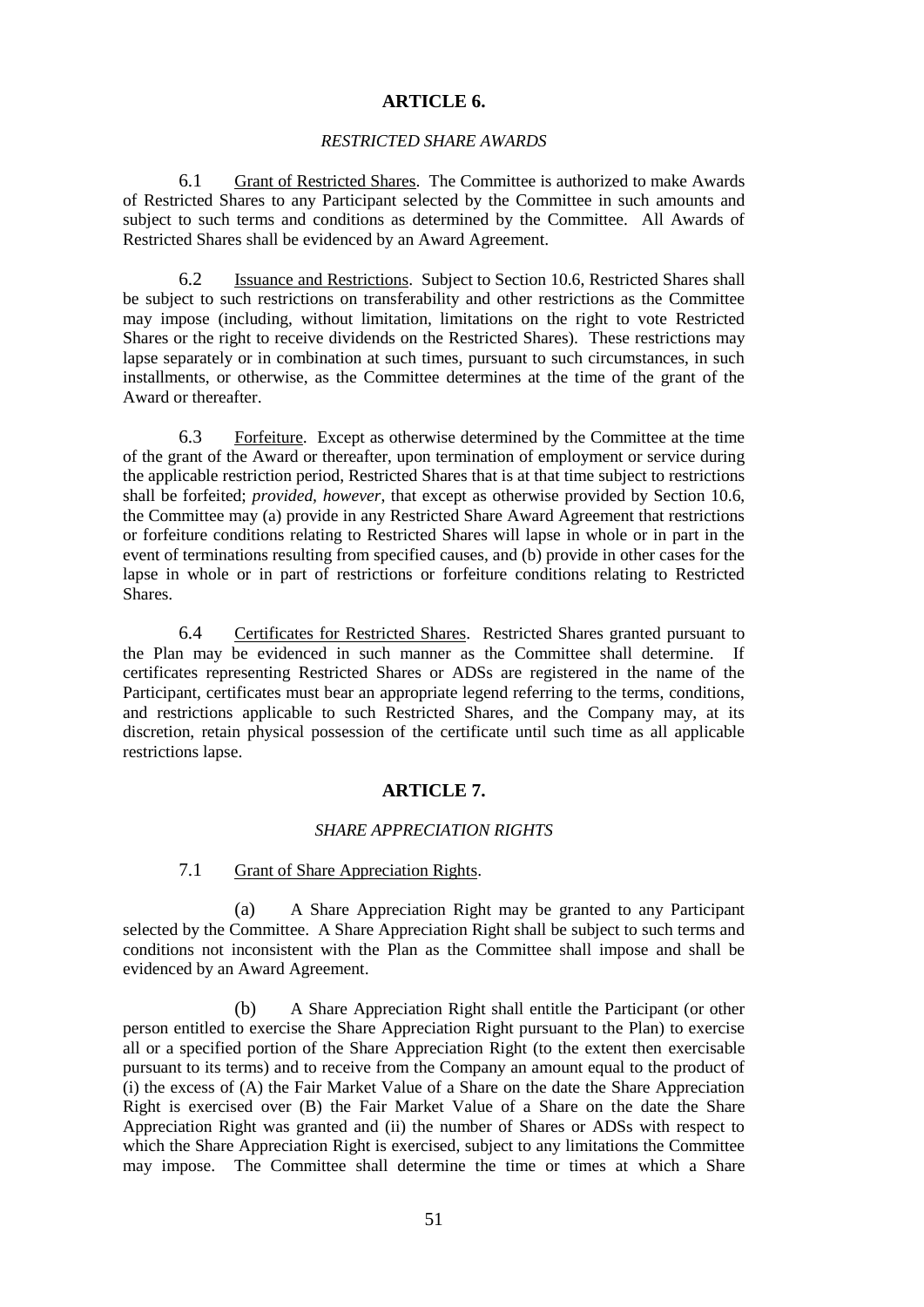## ARTICLE 6.

### *RESTRICTED SHARE AWARDS*

6.1 Grant of Restricted Shares. The Committee is authorized to make Awards of Restricted Shares to any Participant selected by the Committee in such amounts and subject to such terms and conditions as determined by the Committee. All Awards of Restricted Shares shall be evidenced by an Award Agreement.

6.2 Issuance and Restrictions. Subject to Section 10.6, Restricted Shares shall be subject to such restrictions on transferability and other restrictions as the Committee may impose (including, without limitation, limitations on the right to vote Restricted Shares or the right to receive dividends on the Restricted Shares). These restrictions may lapse separately or in combination at such times, pursuant to such circumstances, in such installments, or otherwise, as the Committee determines at the time of the grant of the Award or thereafter.

6.3 Forfeiture. Except as otherwise determined by the Committee at the time of the grant of the Award or thereafter, upon termination of employment or service during the applicable restriction period, Restricted Shares that is at that time subject to restrictions shall be forfeited; *provided*, *however*, that except as otherwise provided by Section 10.6, the Committee may (a) provide in any Restricted Share Award Agreement that restrictions or forfeiture conditions relating to Restricted Shares will lapse in whole or in part in the event of terminations resulting from specified causes, and (b) provide in other cases for the lapse in whole or in part of restrictions or forfeiture conditions relating to Restricted Shares.

6.4 Certificates for Restricted Shares. Restricted Shares granted pursuant to the Plan may be evidenced in such manner as the Committee shall determine. If certificates representing Restricted Shares or ADSs are registered in the name of the Participant, certificates must bear an appropriate legend referring to the terms, conditions, and restrictions applicable to such Restricted Shares, and the Company may, at its discretion, retain physical possession of the certificate until such time as all applicable restrictions lapse.

## ARTICLE 7.

### *SHARE APPRECIATION RIGHTS*

7.1 Grant of Share Appreciation Rights.

(a) A Share Appreciation Right may be granted to any Participant selected by the Committee. A Share Appreciation Right shall be subject to such terms and conditions not inconsistent with the Plan as the Committee shall impose and shall be evidenced by an Award Agreement.

(b) A Share Appreciation Right shall entitle the Participant (or other person entitled to exercise the Share Appreciation Right pursuant to the Plan) to exercise all or a specified portion of the Share Appreciation Right (to the extent then exercisable pursuant to its terms) and to receive from the Company an amount equal to the product of (i) the excess of (A) the Fair Market Value of a Share on the date the Share Appreciation Right is exercised over (B) the Fair Market Value of a Share on the date the Share Appreciation Right was granted and (ii) the number of Shares or ADSs with respect to which the Share Appreciation Right is exercised, subject to any limitations the Committee may impose. The Committee shall determine the time or times at which a Share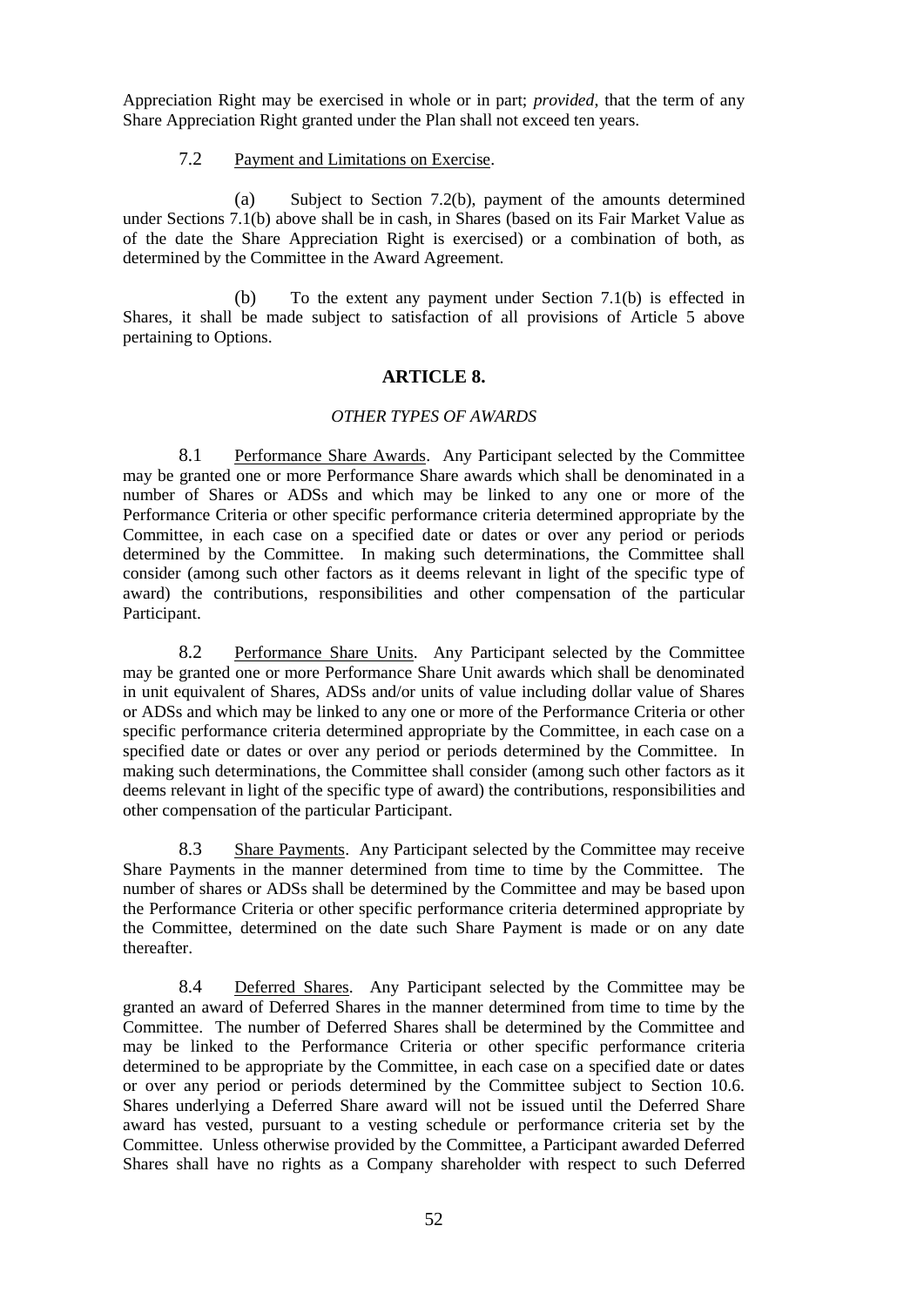Appreciation Right may be exercised in whole or in part; *provided*, that the term of any Share Appreciation Right granted under the Plan shall not exceed ten years.

7.2 Payment and Limitations on Exercise.

(a) Subject to Section 7.2(b), payment of the amounts determined under Sections 7.1(b) above shall be in cash, in Shares (based on its Fair Market Value as of the date the Share Appreciation Right is exercised) or a combination of both, as determined by the Committee in the Award Agreement.

(b) To the extent any payment under Section 7.1(b) is effected in Shares, it shall be made subject to satisfaction of all provisions of Article 5 above pertaining to Options.

## ARTICLE 8.

### *OTHER TYPES OF AWARDS*

8.1 Performance Share Awards. Any Participant selected by the Committee may be granted one or more Performance Share awards which shall be denominated in a number of Shares or ADSs and which may be linked to any one or more of the Performance Criteria or other specific performance criteria determined appropriate by the Committee, in each case on a specified date or dates or over any period or periods determined by the Committee. In making such determinations, the Committee shall consider (among such other factors as it deems relevant in light of the specific type of award) the contributions, responsibilities and other compensation of the particular Participant.

8.2 Performance Share Units. Any Participant selected by the Committee may be granted one or more Performance Share Unit awards which shall be denominated in unit equivalent of Shares, ADSs and/or units of value including dollar value of Shares or ADSs and which may be linked to any one or more of the Performance Criteria or other specific performance criteria determined appropriate by the Committee, in each case on a specified date or dates or over any period or periods determined by the Committee. In making such determinations, the Committee shall consider (among such other factors as it deems relevant in light of the specific type of award) the contributions, responsibilities and other compensation of the particular Participant.

8.3 Share Payments. Any Participant selected by the Committee may receive Share Payments in the manner determined from time to time by the Committee. The number of shares or ADSs shall be determined by the Committee and may be based upon the Performance Criteria or other specific performance criteria determined appropriate by the Committee, determined on the date such Share Payment is made or on any date thereafter.

8.4 Deferred Shares. Any Participant selected by the Committee may be granted an award of Deferred Shares in the manner determined from time to time by the Committee. The number of Deferred Shares shall be determined by the Committee and may be linked to the Performance Criteria or other specific performance criteria determined to be appropriate by the Committee, in each case on a specified date or dates or over any period or periods determined by the Committee subject to Section 10.6. Shares underlying a Deferred Share award will not be issued until the Deferred Share award has vested, pursuant to a vesting schedule or performance criteria set by the Committee. Unless otherwise provided by the Committee, a Participant awarded Deferred Shares shall have no rights as a Company shareholder with respect to such Deferred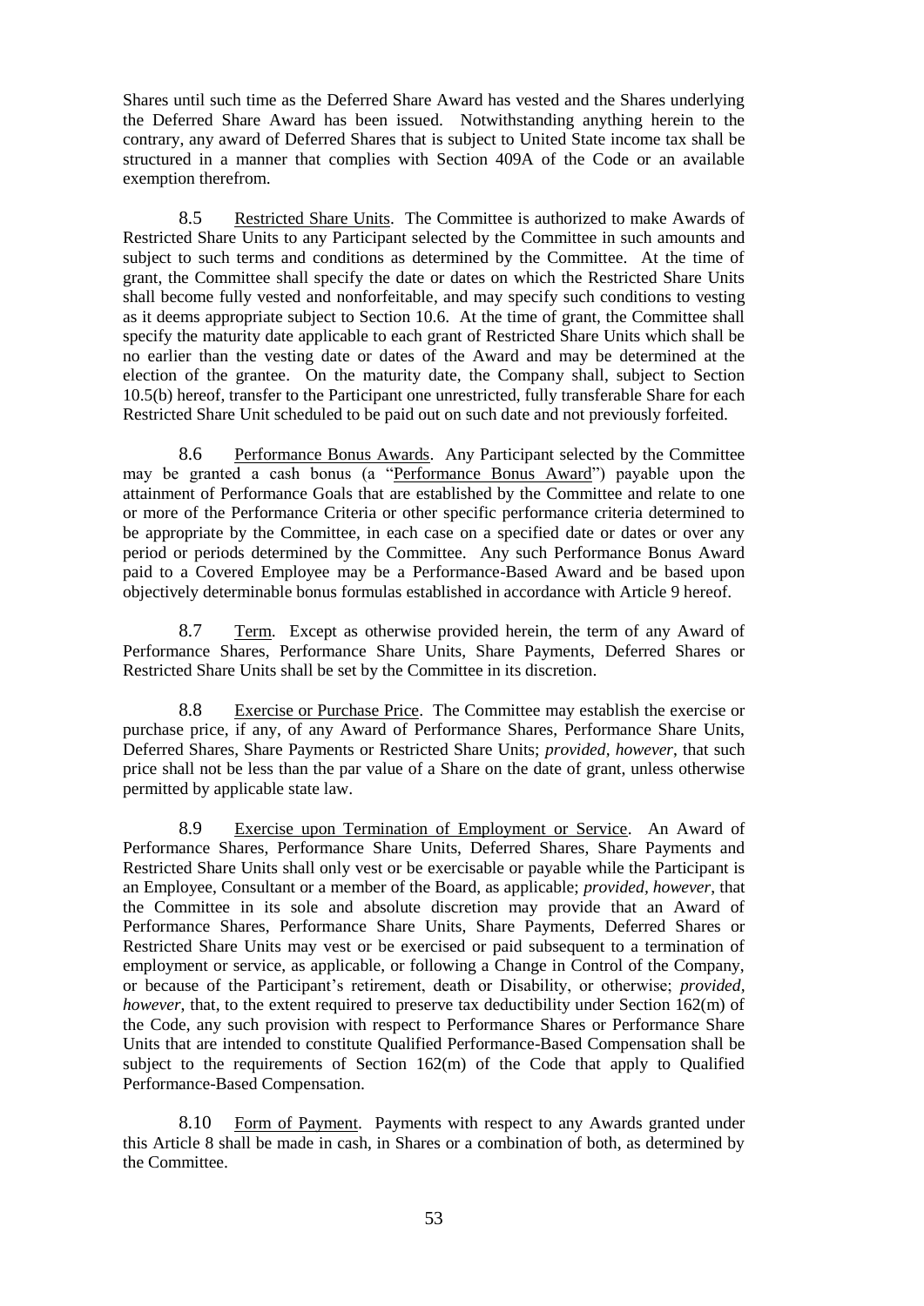Shares until such time as the Deferred Share Award has vested and the Shares underlying the Deferred Share Award has been issued. Notwithstanding anything herein to the contrary, any award of Deferred Shares that is subject to United State income tax shall be structured in a manner that complies with Section 409A of the Code or an available exemption therefrom.

8.5 Restricted Share Units. The Committee is authorized to make Awards of Restricted Share Units to any Participant selected by the Committee in such amounts and subject to such terms and conditions as determined by the Committee. At the time of grant, the Committee shall specify the date or dates on which the Restricted Share Units shall become fully vested and nonforfeitable, and may specify such conditions to vesting as it deems appropriate subject to Section 10.6. At the time of grant, the Committee shall specify the maturity date applicable to each grant of Restricted Share Units which shall be no earlier than the vesting date or dates of the Award and may be determined at the election of the grantee. On the maturity date, the Company shall, subject to Section 10.5(b) hereof, transfer to the Participant one unrestricted, fully transferable Share for each Restricted Share Unit scheduled to be paid out on such date and not previously forfeited.

8.6 Performance Bonus Awards. Any Participant selected by the Committee may be granted a cash bonus (a "Performance Bonus Award") payable upon the attainment of Performance Goals that are established by the Committee and relate to one or more of the Performance Criteria or other specific performance criteria determined to be appropriate by the Committee, in each case on a specified date or dates or over any period or periods determined by the Committee. Any such Performance Bonus Award paid to a Covered Employee may be a Performance-Based Award and be based upon objectively determinable bonus formulas established in accordance with Article 9 hereof.

8.7 Term. Except as otherwise provided herein, the term of any Award of Performance Shares, Performance Share Units, Share Payments, Deferred Shares or Restricted Share Units shall be set by the Committee in its discretion.

8.8 Exercise or Purchase Price. The Committee may establish the exercise or purchase price, if any, of any Award of Performance Shares, Performance Share Units, Deferred Shares, Share Payments or Restricted Share Units; *provided*, *however*, that such price shall not be less than the par value of a Share on the date of grant, unless otherwise permitted by applicable state law.

8.9 Exercise upon Termination of Employment or Service. An Award of Performance Shares, Performance Share Units, Deferred Shares, Share Payments and Restricted Share Units shall only vest or be exercisable or payable while the Participant is an Employee, Consultant or a member of the Board, as applicable; *provided, however*, that the Committee in its sole and absolute discretion may provide that an Award of Performance Shares, Performance Share Units, Share Payments, Deferred Shares or Restricted Share Units may vest or be exercised or paid subsequent to a termination of employment or service, as applicable, or following a Change in Control of the Company, or because of the Participant's retirement, death or Disability, or otherwise; *provided, however*, that, to the extent required to preserve tax deductibility under Section 162(m) of the Code, any such provision with respect to Performance Shares or Performance Share Units that are intended to constitute Qualified Performance-Based Compensation shall be subject to the requirements of Section 162(m) of the Code that apply to Qualified Performance-Based Compensation.

8.10 Form of Payment. Payments with respect to any Awards granted under this Article 8 shall be made in cash, in Shares or a combination of both, as determined by the Committee.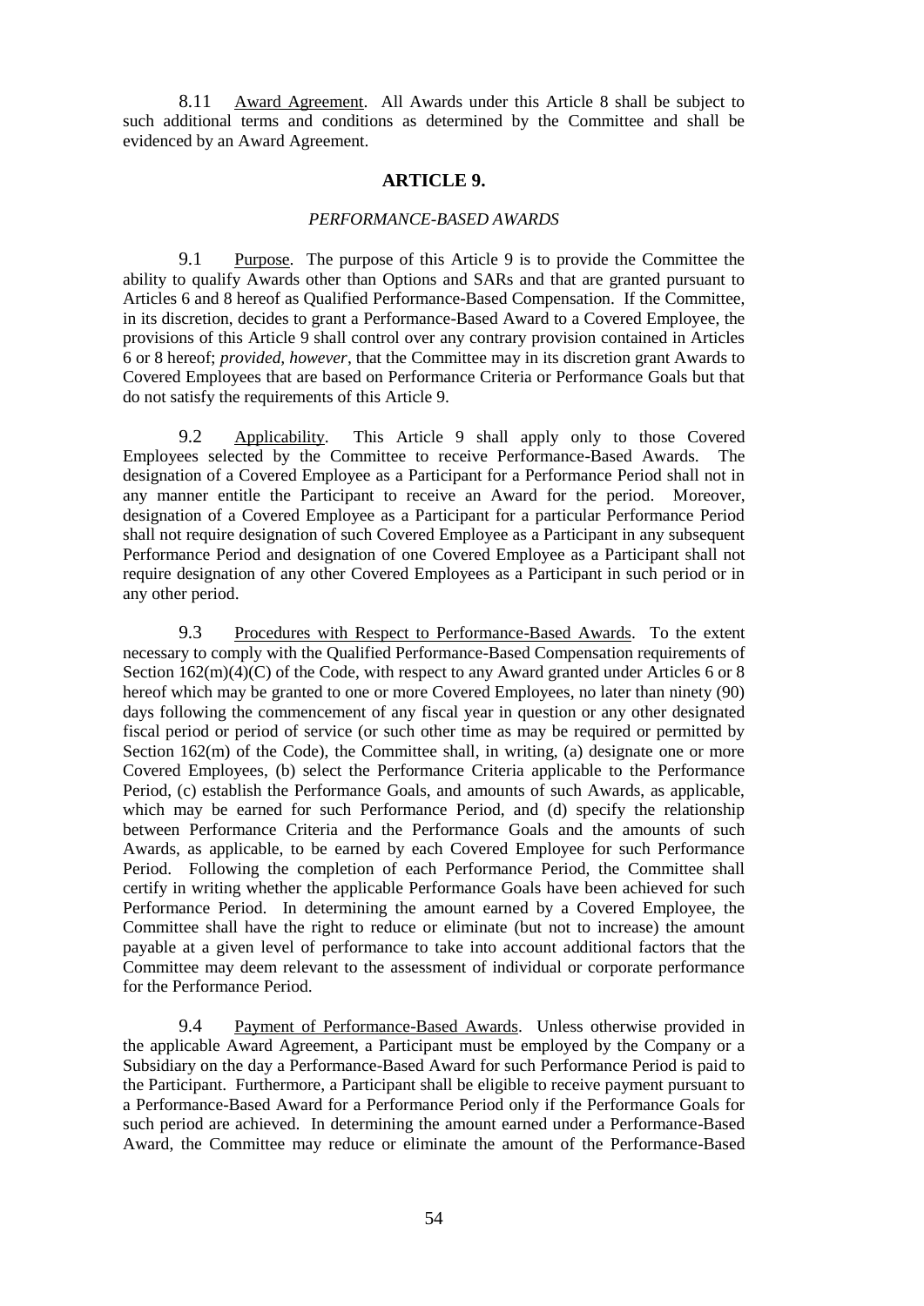8.11 Award Agreement. All Awards under this Article 8 shall be subject to such additional terms and conditions as determined by the Committee and shall be evidenced by an Award Agreement.

## ARTICLE 9.

### *PERFORMANCE-BASED AWARDS*

9.1 Purpose. The purpose of this Article 9 is to provide the Committee the ability to qualify Awards other than Options and SARs and that are granted pursuant to Articles 6 and 8 hereof as Qualified Performance-Based Compensation. If the Committee, in its discretion, decides to grant a Performance-Based Award to a Covered Employee, the provisions of this Article 9 shall control over any contrary provision contained in Articles 6 or 8 hereof; *provided, however*, that the Committee may in its discretion grant Awards to Covered Employees that are based on Performance Criteria or Performance Goals but that do not satisfy the requirements of this Article 9.

9.2 Applicability. This Article 9 shall apply only to those Covered Employees selected by the Committee to receive Performance-Based Awards. The designation of a Covered Employee as a Participant for a Performance Period shall not in any manner entitle the Participant to receive an Award for the period. Moreover, designation of a Covered Employee as a Participant for a particular Performance Period shall not require designation of such Covered Employee as a Participant in any subsequent Performance Period and designation of one Covered Employee as a Participant shall not require designation of any other Covered Employees as a Participant in such period or in any other period.

9.3 Procedures with Respect to Performance-Based Awards. To the extent necessary to comply with the Qualified Performance-Based Compensation requirements of Section 162(m)(4)(C) of the Code, with respect to any Award granted under Articles 6 or 8 hereof which may be granted to one or more Covered Employees, no later than ninety (90) days following the commencement of any fiscal year in question or any other designated fiscal period or period of service (or such other time as may be required or permitted by Section 162(m) of the Code), the Committee shall, in writing, (a) designate one or more Covered Employees, (b) select the Performance Criteria applicable to the Performance Period, (c) establish the Performance Goals, and amounts of such Awards, as applicable, which may be earned for such Performance Period, and (d) specify the relationship between Performance Criteria and the Performance Goals and the amounts of such Awards, as applicable, to be earned by each Covered Employee for such Performance Period. Following the completion of each Performance Period, the Committee shall certify in writing whether the applicable Performance Goals have been achieved for such Performance Period. In determining the amount earned by a Covered Employee, the Committee shall have the right to reduce or eliminate (but not to increase) the amount payable at a given level of performance to take into account additional factors that the Committee may deem relevant to the assessment of individual or corporate performance for the Performance Period.

9.4 Payment of Performance-Based Awards. Unless otherwise provided in the applicable Award Agreement, a Participant must be employed by the Company or a Subsidiary on the day a Performance-Based Award for such Performance Period is paid to the Participant. Furthermore, a Participant shall be eligible to receive payment pursuant to a Performance-Based Award for a Performance Period only if the Performance Goals for such period are achieved. In determining the amount earned under a Performance-Based Award, the Committee may reduce or eliminate the amount of the Performance-Based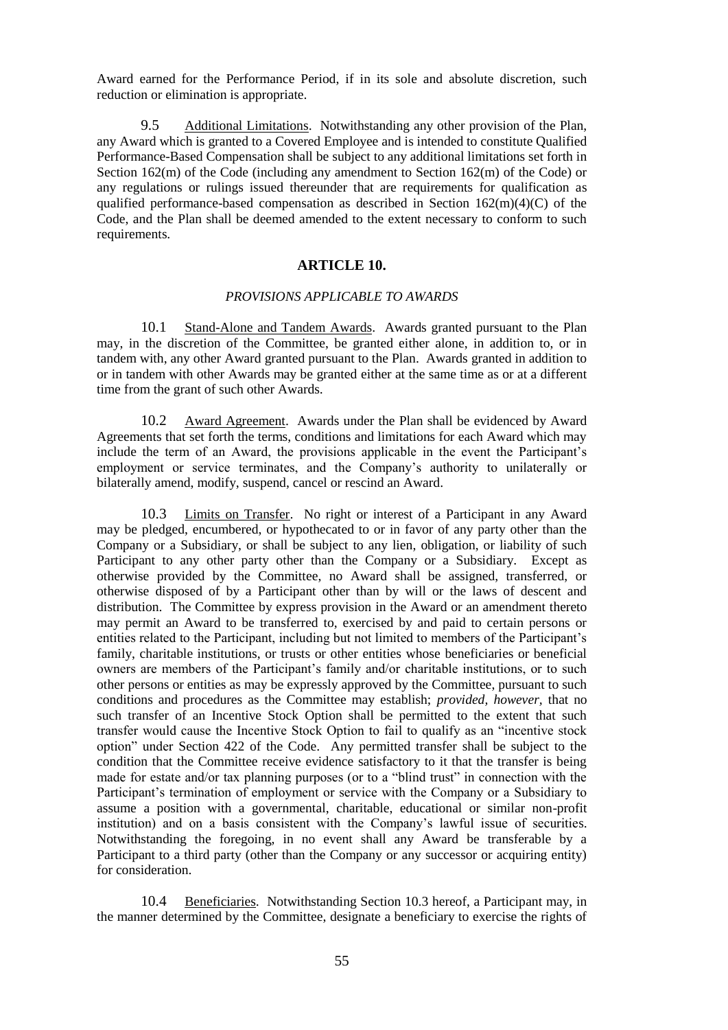Award earned for the Performance Period, if in its sole and absolute discretion, such reduction or elimination is appropriate.

9.5 Additional Limitations. Notwithstanding any other provision of the Plan, any Award which is granted to a Covered Employee and is intended to constitute Qualified Performance-Based Compensation shall be subject to any additional limitations set forth in Section 162(m) of the Code (including any amendment to Section 162(m) of the Code) or any regulations or rulings issued thereunder that are requirements for qualification as qualified performance-based compensation as described in Section 162(m)(4)(C) of the Code, and the Plan shall be deemed amended to the extent necessary to conform to such requirements.

## ARTICLE 10.

### *PROVISIONS APPLICABLE TO AWARDS*

10.1 Stand-Alone and Tandem Awards. Awards granted pursuant to the Plan may, in the discretion of the Committee, be granted either alone, in addition to, or in tandem with, any other Award granted pursuant to the Plan. Awards granted in addition to or in tandem with other Awards may be granted either at the same time as or at a different time from the grant of such other Awards.

10.2 Award Agreement. Awards under the Plan shall be evidenced by Award Agreements that set forth the terms, conditions and limitations for each Award which may include the term of an Award, the provisions applicable in the event the Participant's employment or service terminates, and the Company's authority to unilaterally or bilaterally amend, modify, suspend, cancel or rescind an Award.

10.3 Limits on Transfer. No right or interest of a Participant in any Award may be pledged, encumbered, or hypothecated to or in favor of any party other than the Company or a Subsidiary, or shall be subject to any lien, obligation, or liability of such Participant to any other party other than the Company or a Subsidiary. Except as otherwise provided by the Committee, no Award shall be assigned, transferred, or otherwise disposed of by a Participant other than by will or the laws of descent and distribution. The Committee by express provision in the Award or an amendment thereto may permit an Award to be transferred to, exercised by and paid to certain persons or entities related to the Participant, including but not limited to members of the Participant's family, charitable institutions, or trusts or other entities whose beneficiaries or beneficial owners are members of the Participant's family and/or charitable institutions, or to such other persons or entities as may be expressly approved by the Committee, pursuant to such conditions and procedures as the Committee may establish; *provided, however,* that no such transfer of an Incentive Stock Option shall be permitted to the extent that such transfer would cause the Incentive Stock Option to fail to qualify as an "incentive stock option" under Section 422 of the Code. Any permitted transfer shall be subject to the condition that the Committee receive evidence satisfactory to it that the transfer is being made for estate and/or tax planning purposes (or to a "blind trust" in connection with the Participant's termination of employment or service with the Company or a Subsidiary to assume a position with a governmental, charitable, educational or similar non-profit institution) and on a basis consistent with the Company's lawful issue of securities. Notwithstanding the foregoing, in no event shall any Award be transferable by a Participant to a third party (other than the Company or any successor or acquiring entity) for consideration.

10.4 Beneficiaries. Notwithstanding Section 10.3 hereof, a Participant may, in the manner determined by the Committee, designate a beneficiary to exercise the rights of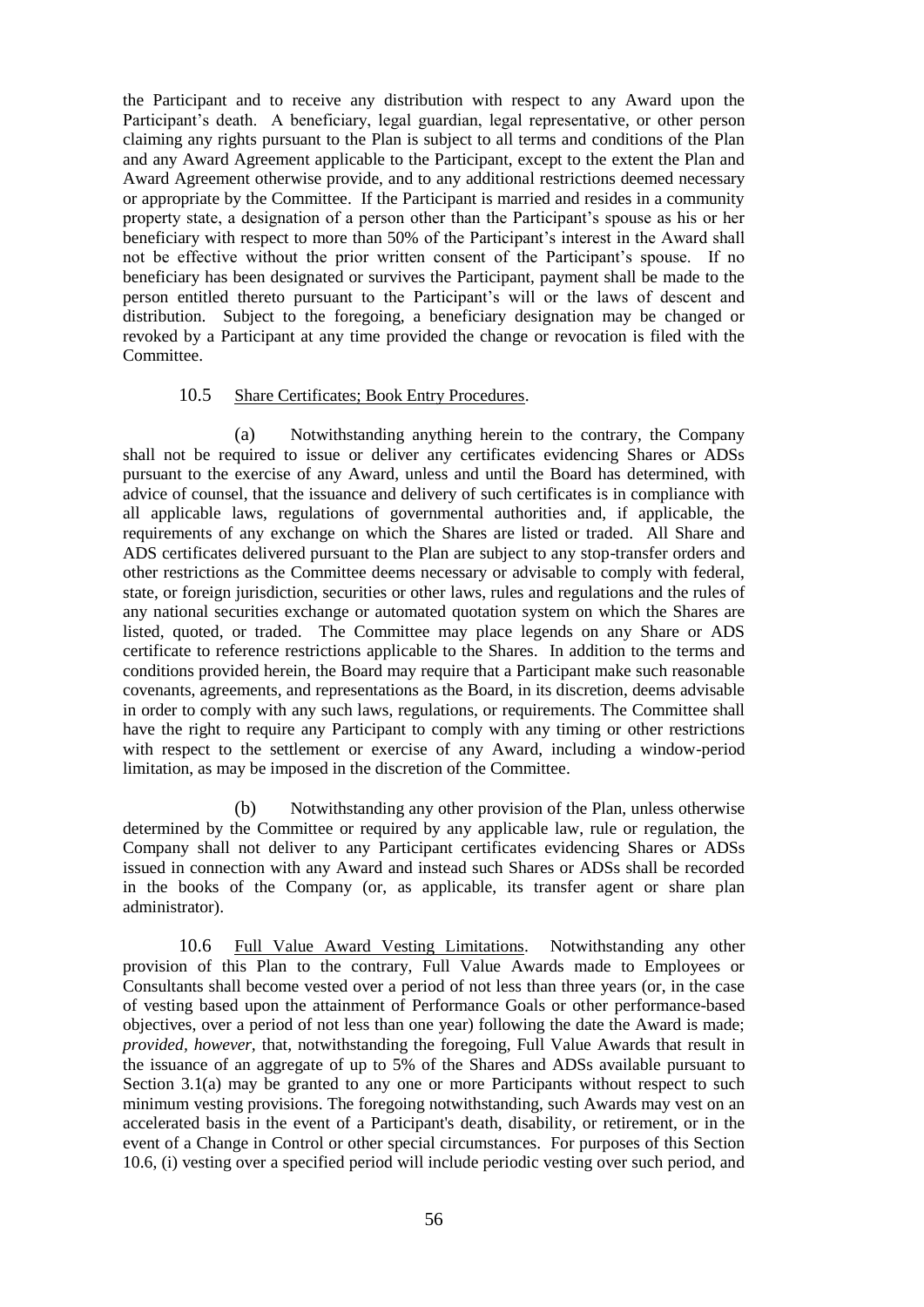the Participant and to receive any distribution with respect to any Award upon the Participant's death. A beneficiary, legal guardian, legal representative, or other person claiming any rights pursuant to the Plan is subject to all terms and conditions of the Plan and any Award Agreement applicable to the Participant, except to the extent the Plan and Award Agreement otherwise provide, and to any additional restrictions deemed necessary or appropriate by the Committee. If the Participant is married and resides in a community property state, a designation of a person other than the Participant's spouse as his or her beneficiary with respect to more than 50% of the Participant's interest in the Award shall not be effective without the prior written consent of the Participant's spouse. If no beneficiary has been designated or survives the Participant, payment shall be made to the person entitled thereto pursuant to the Participant's will or the laws of descent and distribution. Subject to the foregoing, a beneficiary designation may be changed or revoked by a Participant at any time provided the change or revocation is filed with the Committee.

10.5 Share Certificates; Book Entry Procedures.

(a) Notwithstanding anything herein to the contrary, the Company shall not be required to issue or deliver any certificates evidencing Shares or ADSs pursuant to the exercise of any Award, unless and until the Board has determined, with advice of counsel, that the issuance and delivery of such certificates is in compliance with all applicable laws, regulations of governmental authorities and, if applicable, the requirements of any exchange on which the Shares are listed or traded. All Share and ADS certificates delivered pursuant to the Plan are subject to any stop-transfer orders and other restrictions as the Committee deems necessary or advisable to comply with federal, state, or foreign jurisdiction, securities or other laws, rules and regulations and the rules of any national securities exchange or automated quotation system on which the Shares are listed, quoted, or traded. The Committee may place legends on any Share or ADS certificate to reference restrictions applicable to the Shares. In addition to the terms and conditions provided herein, the Board may require that a Participant make such reasonable covenants, agreements, and representations as the Board, in its discretion, deems advisable in order to comply with any such laws, regulations, or requirements. The Committee shall have the right to require any Participant to comply with any timing or other restrictions with respect to the settlement or exercise of any Award, including a window-period limitation, as may be imposed in the discretion of the Committee.

(b) Notwithstanding any other provision of the Plan, unless otherwise determined by the Committee or required by any applicable law, rule or regulation, the Company shall not deliver to any Participant certificates evidencing Shares or ADSs issued in connection with any Award and instead such Shares or ADSs shall be recorded in the books of the Company (or, as applicable, its transfer agent or share plan administrator).

10.6 Full Value Award Vesting Limitations. Notwithstanding any other provision of this Plan to the contrary, Full Value Awards made to Employees or Consultants shall become vested over a period of not less than three years (or, in the case of vesting based upon the attainment of Performance Goals or other performance-based objectives, over a period of not less than one year) following the date the Award is made; *provided*, *however*, that, notwithstanding the foregoing, Full Value Awards that result in the issuance of an aggregate of up to 5% of the Shares and ADSs available pursuant to Section 3.1(a) may be granted to any one or more Participants without respect to such minimum vesting provisions. The foregoing notwithstanding, such Awards may vest on an accelerated basis in the event of a Participant's death, disability, or retirement, or in the event of a Change in Control or other special circumstances. For purposes of this Section 10.6, (i) vesting over a specified period will include periodic vesting over such period, and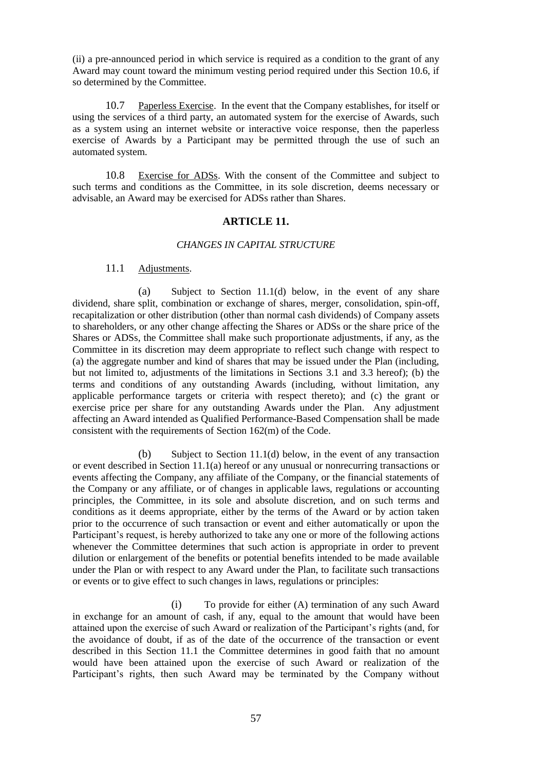(ii) a pre-announced period in which service is required as a condition to the grant of any Award may count toward the minimum vesting period required under this Section 10.6, if so determined by the Committee.

10.7 Paperless Exercise. In the event that the Company establishes, for itself or using the services of a third party, an automated system for the exercise of Awards, such as a system using an internet website or interactive voice response, then the paperless exercise of Awards by a Participant may be permitted through the use of such an automated system.

10.8 Exercise for ADSs. With the consent of the Committee and subject to such terms and conditions as the Committee, in its sole discretion, deems necessary or advisable, an Award may be exercised for ADSs rather than Shares.

## ARTICLE 11.

### *CHANGES IN CAPITAL STRUCTURE*

11.1 Adjustments.

(a) Subject to Section 11.1(d) below, in the event of any share dividend, share split, combination or exchange of shares, merger, consolidation, spin-off, recapitalization or other distribution (other than normal cash dividends) of Company assets to shareholders, or any other change affecting the Shares or ADSs or the share price of the Shares or ADSs, the Committee shall make such proportionate adjustments, if any, as the Committee in its discretion may deem appropriate to reflect such change with respect to (a) the aggregate number and kind of shares that may be issued under the Plan (including, but not limited to, adjustments of the limitations in Sections 3.1 and 3.3 hereof); (b) the terms and conditions of any outstanding Awards (including, without limitation, any applicable performance targets or criteria with respect thereto); and (c) the grant or exercise price per share for any outstanding Awards under the Plan. Any adjustment affecting an Award intended as Qualified Performance-Based Compensation shall be made consistent with the requirements of Section 162(m) of the Code.

(b) Subject to Section 11.1(d) below, in the event of any transaction or event described in Section 11.1(a) hereof or any unusual or nonrecurring transactions or events affecting the Company, any affiliate of the Company, or the financial statements of the Company or any affiliate, or of changes in applicable laws, regulations or accounting principles, the Committee, in its sole and absolute discretion, and on such terms and conditions as it deems appropriate, either by the terms of the Award or by action taken prior to the occurrence of such transaction or event and either automatically or upon the Participant's request, is hereby authorized to take any one or more of the following actions whenever the Committee determines that such action is appropriate in order to prevent dilution or enlargement of the benefits or potential benefits intended to be made available under the Plan or with respect to any Award under the Plan, to facilitate such transactions or events or to give effect to such changes in laws, regulations or principles:

(i) To provide for either (A) termination of any such Award in exchange for an amount of cash, if any, equal to the amount that would have been attained upon the exercise of such Award or realization of the Participant's rights (and, for the avoidance of doubt, if as of the date of the occurrence of the transaction or event described in this Section 11.1 the Committee determines in good faith that no amount would have been attained upon the exercise of such Award or realization of the Participant's rights, then such Award may be terminated by the Company without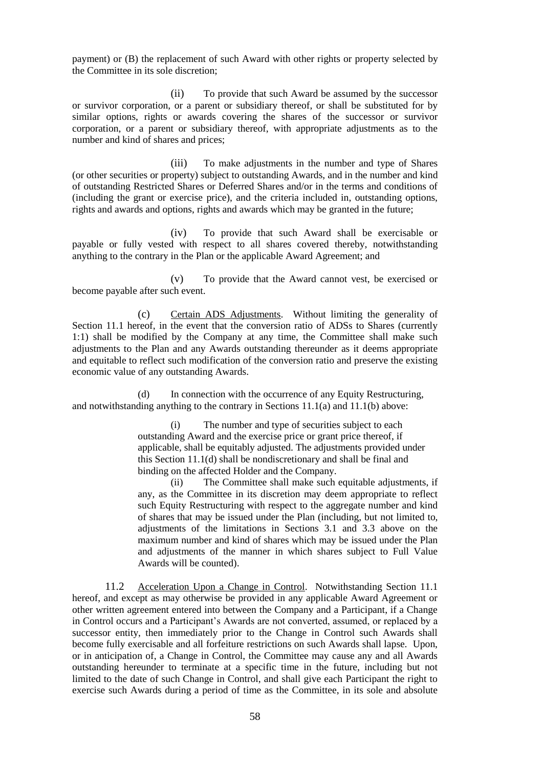payment) or (B) the replacement of such Award with other rights or property selected by the Committee in its sole discretion;

(ii) To provide that such Award be assumed by the successor or survivor corporation, or a parent or subsidiary thereof, or shall be substituted for by similar options, rights or awards covering the shares of the successor or survivor corporation, or a parent or subsidiary thereof, with appropriate adjustments as to the number and kind of shares and prices;

(iii) To make adjustments in the number and type of Shares (or other securities or property) subject to outstanding Awards, and in the number and kind of outstanding Restricted Shares or Deferred Shares and/or in the terms and conditions of (including the grant or exercise price), and the criteria included in, outstanding options, rights and awards and options, rights and awards which may be granted in the future;

(iv) To provide that such Award shall be exercisable or payable or fully vested with respect to all shares covered thereby, notwithstanding anything to the contrary in the Plan or the applicable Award Agreement; and

(v) To provide that the Award cannot vest, be exercised or become payable after such event.

(c) Certain ADS Adjustments. Without limiting the generality of Section 11.1 hereof, in the event that the conversion ratio of ADSs to Shares (currently 1:1) shall be modified by the Company at any time, the Committee shall make such adjustments to the Plan and any Awards outstanding thereunder as it deems appropriate and equitable to reflect such modification of the conversion ratio and preserve the existing economic value of any outstanding Awards.

(d) In connection with the occurrence of any Equity Restructuring, and notwithstanding anything to the contrary in Sections 11.1(a) and 11.1(b) above:

(i) The number and type of securities subject to each outstanding Award and the exercise price or grant price thereof, if applicable, shall be equitably adjusted. The adjustments provided under this Section 11.1(d) shall be nondiscretionary and shall be final and binding on the affected Holder and the Company.

(ii) The Committee shall make such equitable adjustments, if any, as the Committee in its discretion may deem appropriate to reflect such Equity Restructuring with respect to the aggregate number and kind of shares that may be issued under the Plan (including, but not limited to, adjustments of the limitations in Sections 3.1 and 3.3 above on the maximum number and kind of shares which may be issued under the Plan and adjustments of the manner in which shares subject to Full Value Awards will be counted).

11.2 Acceleration Upon a Change in Control. Notwithstanding Section 11.1 hereof, and except as may otherwise be provided in any applicable Award Agreement or other written agreement entered into between the Company and a Participant, if a Change in Control occurs and a Participant's Awards are not converted, assumed, or replaced by a successor entity, then immediately prior to the Change in Control such Awards shall become fully exercisable and all forfeiture restrictions on such Awards shall lapse. Upon, or in anticipation of, a Change in Control, the Committee may cause any and all Awards outstanding hereunder to terminate at a specific time in the future, including but not limited to the date of such Change in Control, and shall give each Participant the right to exercise such Awards during a period of time as the Committee, in its sole and absolute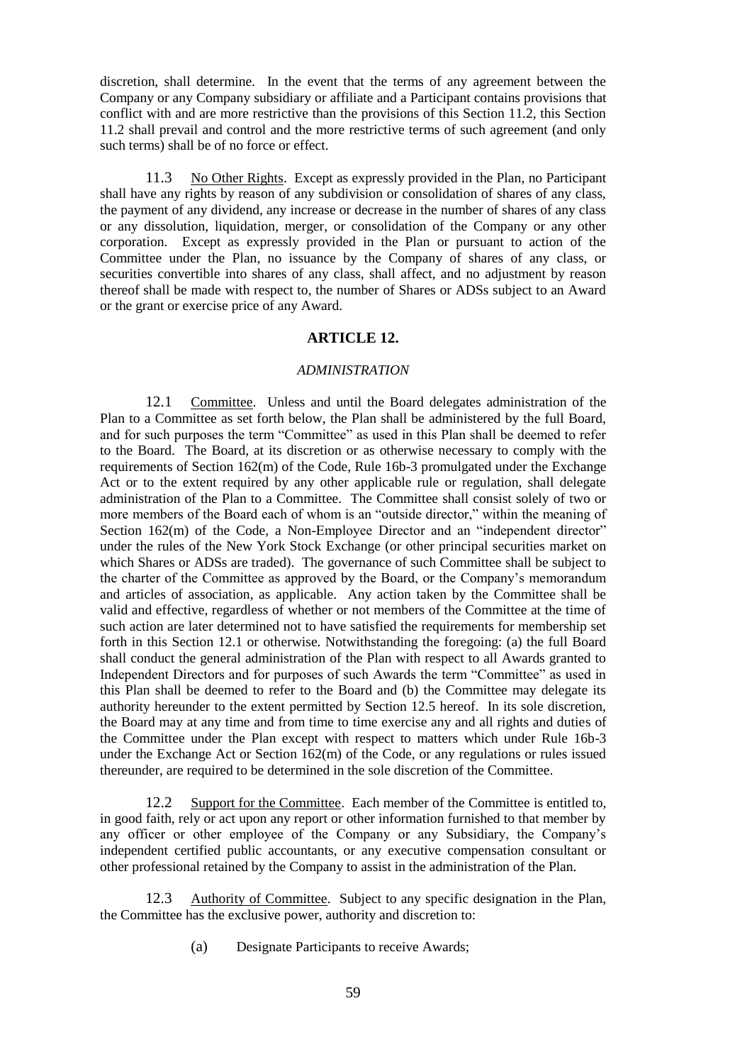discretion, shall determine. In the event that the terms of any agreement between the Company or any Company subsidiary or affiliate and a Participant contains provisions that conflict with and are more restrictive than the provisions of this Section 11.2, this Section 11.2 shall prevail and control and the more restrictive terms of such agreement (and only such terms) shall be of no force or effect.

11.3 No Other Rights. Except as expressly provided in the Plan, no Participant shall have any rights by reason of any subdivision or consolidation of shares of any class, the payment of any dividend, any increase or decrease in the number of shares of any class or any dissolution, liquidation, merger, or consolidation of the Company or any other corporation. Except as expressly provided in the Plan or pursuant to action of the Committee under the Plan, no issuance by the Company of shares of any class, or securities convertible into shares of any class, shall affect, and no adjustment by reason thereof shall be made with respect to, the number of Shares or ADSs subject to an Award or the grant or exercise price of any Award.

## ARTICLE 12.

### *ADMINISTRATION*

12.1 Committee. Unless and until the Board delegates administration of the Plan to a Committee as set forth below, the Plan shall be administered by the full Board, and for such purposes the term "Committee" as used in this Plan shall be deemed to refer to the Board. The Board, at its discretion or as otherwise necessary to comply with the requirements of Section 162(m) of the Code, Rule 16b-3 promulgated under the Exchange Act or to the extent required by any other applicable rule or regulation, shall delegate administration of the Plan to a Committee. The Committee shall consist solely of two or more members of the Board each of whom is an "outside director," within the meaning of Section 162(m) of the Code, a Non-Employee Director and an "independent director" under the rules of the New York Stock Exchange (or other principal securities market on which Shares or ADSs are traded). The governance of such Committee shall be subject to the charter of the Committee as approved by the Board, or the Company's memorandum and articles of association, as applicable. Any action taken by the Committee shall be valid and effective, regardless of whether or not members of the Committee at the time of such action are later determined not to have satisfied the requirements for membership set forth in this Section 12.1 or otherwise. Notwithstanding the foregoing: (a) the full Board shall conduct the general administration of the Plan with respect to all Awards granted to Independent Directors and for purposes of such Awards the term "Committee" as used in this Plan shall be deemed to refer to the Board and (b) the Committee may delegate its authority hereunder to the extent permitted by Section 12.5 hereof. In its sole discretion, the Board may at any time and from time to time exercise any and all rights and duties of the Committee under the Plan except with respect to matters which under Rule 16b-3 under the Exchange Act or Section 162(m) of the Code, or any regulations or rules issued thereunder, are required to be determined in the sole discretion of the Committee.

12.2 Support for the Committee. Each member of the Committee is entitled to, in good faith, rely or act upon any report or other information furnished to that member by any officer or other employee of the Company or any Subsidiary, the Company's independent certified public accountants, or any executive compensation consultant or other professional retained by the Company to assist in the administration of the Plan.

12.3 Authority of Committee. Subject to any specific designation in the Plan, the Committee has the exclusive power, authority and discretion to:

(a) Designate Participants to receive Awards;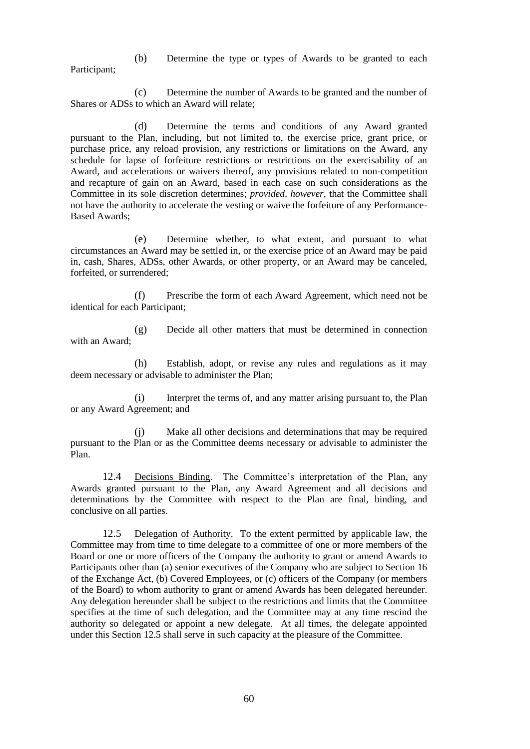(b) Determine the type or types of Awards to be granted to each Participant;

(c) Determine the number of Awards to be granted and the number of Shares or ADSs to which an Award will relate;

(d) Determine the terms and conditions of any Award granted pursuant to the Plan, including, but not limited to, the exercise price, grant price, or purchase price, any reload provision, any restrictions or limitations on the Award, any schedule for lapse of forfeiture restrictions or restrictions on the exercisability of an Award, and accelerations or waivers thereof, any provisions related to non-competition and recapture of gain on an Award, based in each case on such considerations as the Committee in its sole discretion determines; *provided, however*, that the Committee shall not have the authority to accelerate the vesting or waive the forfeiture of any Performance-Based Awards;

(e) Determine whether, to what extent, and pursuant to what circumstances an Award may be settled in, or the exercise price of an Award may be paid in, cash, Shares, ADSs, other Awards, or other property, or an Award may be canceled, forfeited, or surrendered;

(f) Prescribe the form of each Award Agreement, which need not be identical for each Participant;

(g) Decide all other matters that must be determined in connection with an Award;

(h) Establish, adopt, or revise any rules and regulations as it may deem necessary or advisable to administer the Plan;

(i) Interpret the terms of, and any matter arising pursuant to, the Plan or any Award Agreement; and

(j) Make all other decisions and determinations that may be required pursuant to the Plan or as the Committee deems necessary or advisable to administer the Plan.

12.4 Decisions Binding. The Committee's interpretation of the Plan, any Awards granted pursuant to the Plan, any Award Agreement and all decisions and determinations by the Committee with respect to the Plan are final, binding, and conclusive on all parties.

12.5 Delegation of Authority. To the extent permitted by applicable law, the Committee may from time to time delegate to a committee of one or more members of the Board or one or more officers of the Company the authority to grant or amend Awards to Participants other than (a) senior executives of the Company who are subject to Section 16 of the Exchange Act, (b) Covered Employees, or (c) officers of the Company (or members of the Board) to whom authority to grant or amend Awards has been delegated hereunder. Any delegation hereunder shall be subject to the restrictions and limits that the Committee specifies at the time of such delegation, and the Committee may at any time rescind the authority so delegated or appoint a new delegate. At all times, the delegate appointed under this Section 12.5 shall serve in such capacity at the pleasure of the Committee.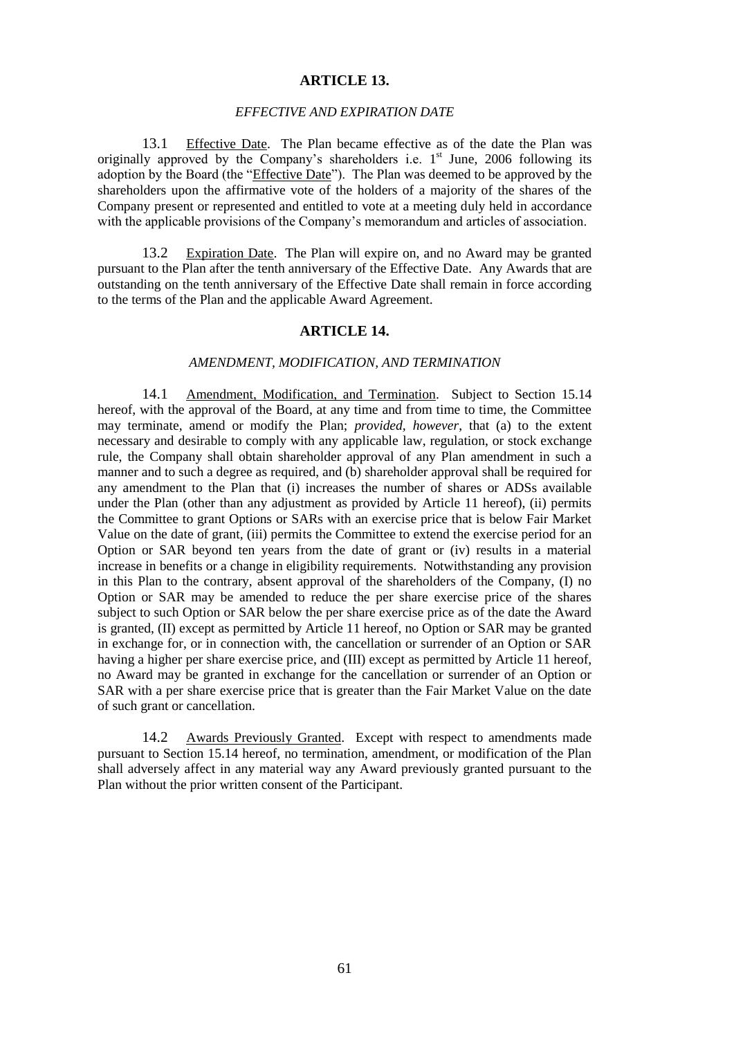## ARTICLE 13.

### *EFFECTIVE AND EXPIRATION DATE*

13.1 Effective Date. The Plan became effective as of the date the Plan was originally approved by the Company's shareholders i.e. 1st June, 2006 following its adoption by the Board (the "Effective Date"). The Plan was deemed to be approved by the shareholders upon the affirmative vote of the holders of a majority of the shares of the Company present or represented and entitled to vote at a meeting duly held in accordance with the applicable provisions of the Company's memorandum and articles of association.

13.2 Expiration Date. The Plan will expire on, and no Award may be granted pursuant to the Plan after the tenth anniversary of the Effective Date. Any Awards that are outstanding on the tenth anniversary of the Effective Date shall remain in force according to the terms of the Plan and the applicable Award Agreement.

## ARTICLE 14.

### *AMENDMENT, MODIFICATION, AND TERMINATION*

14.1 Amendment, Modification, and Termination. Subject to Section 15.14 hereof, with the approval of the Board, at any time and from time to time, the Committee may terminate, amend or modify the Plan; *provided*, *however*, that (a) to the extent necessary and desirable to comply with any applicable law, regulation, or stock exchange rule, the Company shall obtain shareholder approval of any Plan amendment in such a manner and to such a degree as required, and (b) shareholder approval shall be required for any amendment to the Plan that (i) increases the number of shares or ADSs available under the Plan (other than any adjustment as provided by Article 11 hereof), (ii) permits the Committee to grant Options or SARs with an exercise price that is below Fair Market Value on the date of grant, (iii) permits the Committee to extend the exercise period for an Option or SAR beyond ten years from the date of grant or (iv) results in a material increase in benefits or a change in eligibility requirements. Notwithstanding any provision in this Plan to the contrary, absent approval of the shareholders of the Company, (I) no Option or SAR may be amended to reduce the per share exercise price of the shares subject to such Option or SAR below the per share exercise price as of the date the Award is granted, (II) except as permitted by Article 11 hereof, no Option or SAR may be granted in exchange for, or in connection with, the cancellation or surrender of an Option or SAR having a higher per share exercise price, and (III) except as permitted by Article 11 hereof, no Award may be granted in exchange for the cancellation or surrender of an Option or SAR with a per share exercise price that is greater than the Fair Market Value on the date of such grant or cancellation.

14.2 Awards Previously Granted. Except with respect to amendments made pursuant to Section 15.14 hereof, no termination, amendment, or modification of the Plan shall adversely affect in any material way any Award previously granted pursuant to the Plan without the prior written consent of the Participant.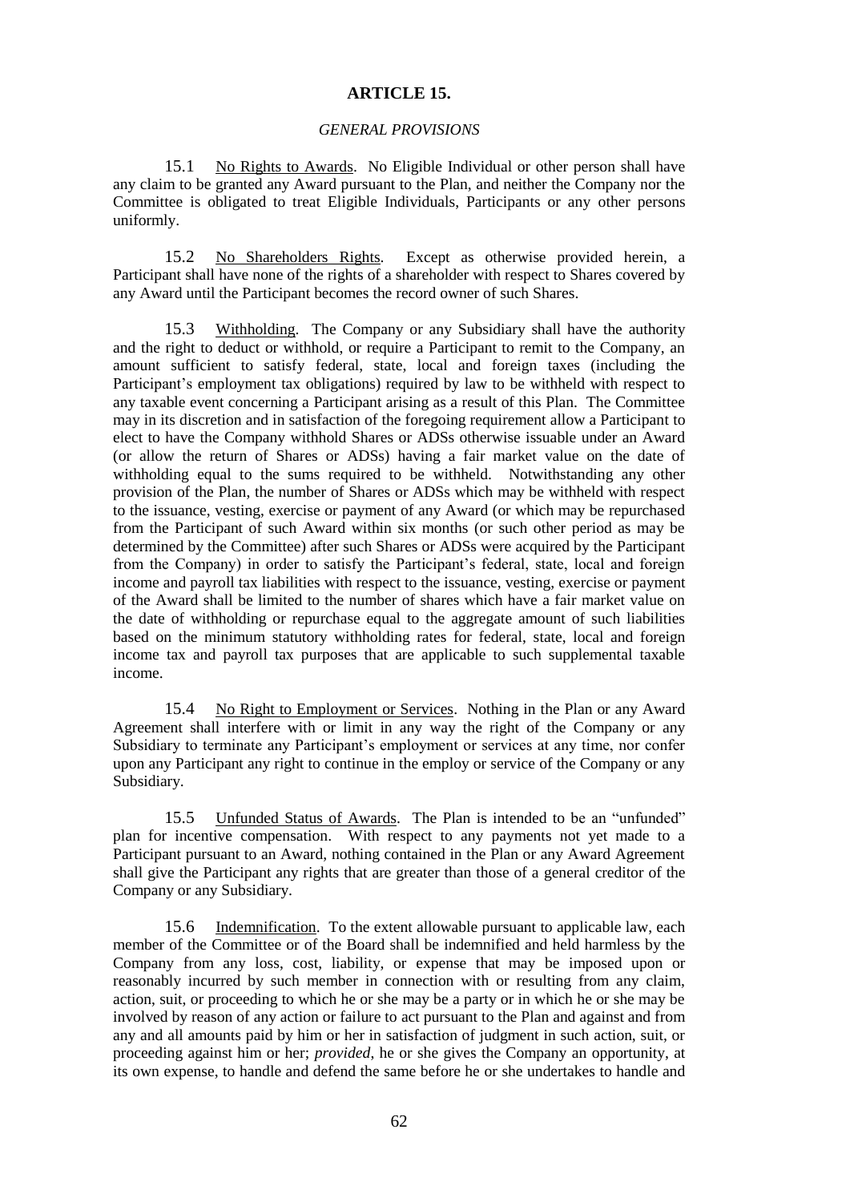# ARTICLE 15.

*GENERAL PROVISIONS*

15.1 No Rights to Awards. No Eligible Individual or other person shall have any claim to be granted any Award pursuant to the Plan, and neither the Company nor the Committee is obligated to treat Eligible Individuals, Participants or any other persons uniformly.

15.2 No Shareholders Rights. Except as otherwise provided herein, a Participant shall have none of the rights of a shareholder with respect to Shares covered by any Award until the Participant becomes the record owner of such Shares.

15.3 Withholding. The Company or any Subsidiary shall have the authority and the right to deduct or withhold, or require a Participant to remit to the Company, an amount sufficient to satisfy federal, state, local and foreign taxes (including the Participant's employment tax obligations) required by law to be withheld with respect to any taxable event concerning a Participant arising as a result of this Plan. The Committee may in its discretion and in satisfaction of the foregoing requirement allow a Participant to elect to have the Company withhold Shares or ADSs otherwise issuable under an Award (or allow the return of Shares or ADSs) having a fair market value on the date of withholding equal to the sums required to be withheld. Notwithstanding any other provision of the Plan, the number of Shares or ADSs which may be withheld with respect to the issuance, vesting, exercise or payment of any Award (or which may be repurchased from the Participant of such Award within six months (or such other period as may be determined by the Committee) after such Shares or ADSs were acquired by the Participant from the Company) in order to satisfy the Participant's federal, state, local and foreign income and payroll tax liabilities with respect to the issuance, vesting, exercise or payment of the Award shall be limited to the number of shares which have a fair market value on the date of withholding or repurchase equal to the aggregate amount of such liabilities based on the minimum statutory withholding rates for federal, state, local and foreign income tax and payroll tax purposes that are applicable to such supplemental taxable income.

15.4 No Right to Employment or Services. Nothing in the Plan or any Award Agreement shall interfere with or limit in any way the right of the Company or any Subsidiary to terminate any Participant's employment or services at any time, nor confer upon any Participant any right to continue in the employ or service of the Company or any Subsidiary.

15.5 Unfunded Status of Awards. The Plan is intended to be an "unfunded" plan for incentive compensation. With respect to any payments not yet made to a Participant pursuant to an Award, nothing contained in the Plan or any Award Agreement shall give the Participant any rights that are greater than those of a general creditor of the Company or any Subsidiary.

15.6 Indemnification. To the extent allowable pursuant to applicable law, each member of the Committee or of the Board shall be indemnified and held harmless by the Company from any loss, cost, liability, or expense that may be imposed upon or reasonably incurred by such member in connection with or resulting from any claim, action, suit, or proceeding to which he or she may be a party or in which he or she may be involved by reason of any action or failure to act pursuant to the Plan and against and from any and all amounts paid by him or her in satisfaction of judgment in such action, suit, or proceeding against him or her; *provided*, he or she gives the Company an opportunity, at its own expense, to handle and defend the same before he or she undertakes to handle and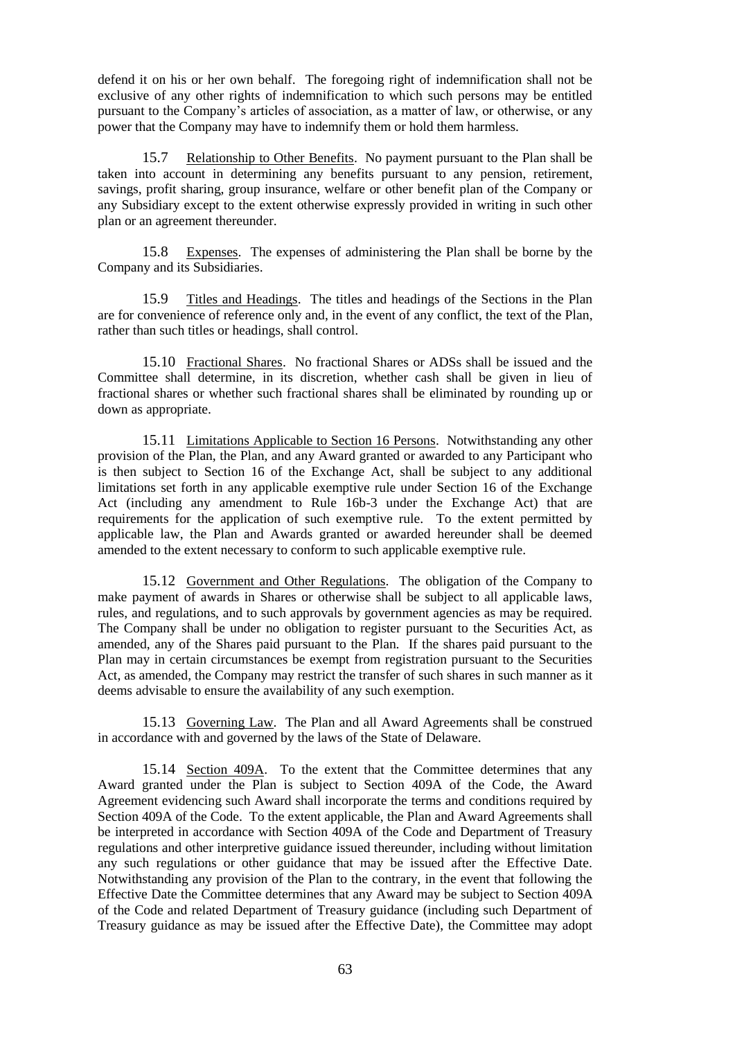defend it on his or her own behalf. The foregoing right of indemnification shall not be exclusive of any other rights of indemnification to which such persons may be entitled pursuant to the Company's articles of association, as a matter of law, or otherwise, or any power that the Company may have to indemnify them or hold them harmless.

15.7 Relationship to Other Benefits. No payment pursuant to the Plan shall be taken into account in determining any benefits pursuant to any pension, retirement, savings, profit sharing, group insurance, welfare or other benefit plan of the Company or any Subsidiary except to the extent otherwise expressly provided in writing in such other plan or an agreement thereunder.

15.8 Expenses. The expenses of administering the Plan shall be borne by the Company and its Subsidiaries.

15.9 Titles and Headings. The titles and headings of the Sections in the Plan are for convenience of reference only and, in the event of any conflict, the text of the Plan, rather than such titles or headings, shall control.

15.10 Fractional Shares. No fractional Shares or ADSs shall be issued and the Committee shall determine, in its discretion, whether cash shall be given in lieu of fractional shares or whether such fractional shares shall be eliminated by rounding up or down as appropriate.

15.11 Limitations Applicable to Section 16 Persons. Notwithstanding any other provision of the Plan, the Plan, and any Award granted or awarded to any Participant who is then subject to Section 16 of the Exchange Act, shall be subject to any additional limitations set forth in any applicable exemptive rule under Section 16 of the Exchange Act (including any amendment to Rule 16b-3 under the Exchange Act) that are requirements for the application of such exemptive rule. To the extent permitted by applicable law, the Plan and Awards granted or awarded hereunder shall be deemed amended to the extent necessary to conform to such applicable exemptive rule.

15.12 Government and Other Regulations. The obligation of the Company to make payment of awards in Shares or otherwise shall be subject to all applicable laws, rules, and regulations, and to such approvals by government agencies as may be required. The Company shall be under no obligation to register pursuant to the Securities Act, as amended, any of the Shares paid pursuant to the Plan. If the shares paid pursuant to the Plan may in certain circumstances be exempt from registration pursuant to the Securities Act, as amended, the Company may restrict the transfer of such shares in such manner as it deems advisable to ensure the availability of any such exemption.

15.13 Governing Law. The Plan and all Award Agreements shall be construed in accordance with and governed by the laws of the State of Delaware.

15.14 Section 409A. To the extent that the Committee determines that any Award granted under the Plan is subject to Section 409A of the Code, the Award Agreement evidencing such Award shall incorporate the terms and conditions required by Section 409A of the Code. To the extent applicable, the Plan and Award Agreements shall be interpreted in accordance with Section 409A of the Code and Department of Treasury regulations and other interpretive guidance issued thereunder, including without limitation any such regulations or other guidance that may be issued after the Effective Date. Notwithstanding any provision of the Plan to the contrary, in the event that following the Effective Date the Committee determines that any Award may be subject to Section 409A of the Code and related Department of Treasury guidance (including such Department of Treasury guidance as may be issued after the Effective Date), the Committee may adopt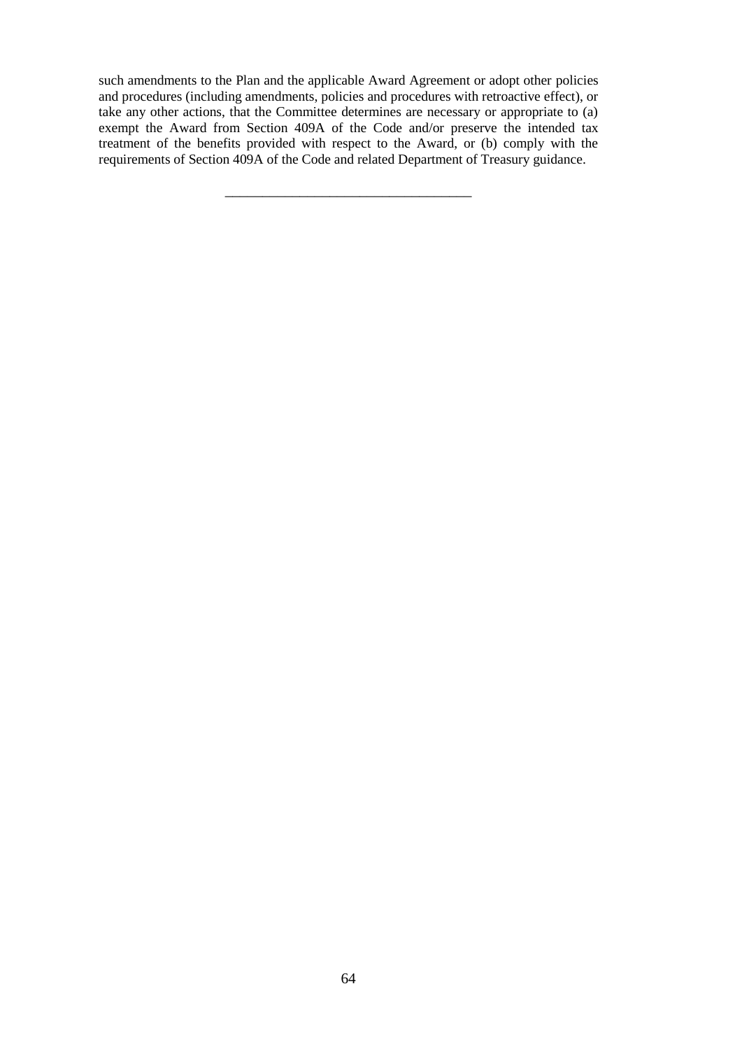such amendments to the Plan and the applicable Award Agreement or adopt other policies and procedures (including amendments, policies and procedures with retroactive effect), or take any other actions, that the Committee determines are necessary or appropriate to (a) exempt the Award from Section 409A of the Code and/or preserve the intended tax treatment of the benefits provided with respect to the Award, or (b) comply with the requirements of Section 409A of the Code and related Department of Treasury guidance.

___________________________________